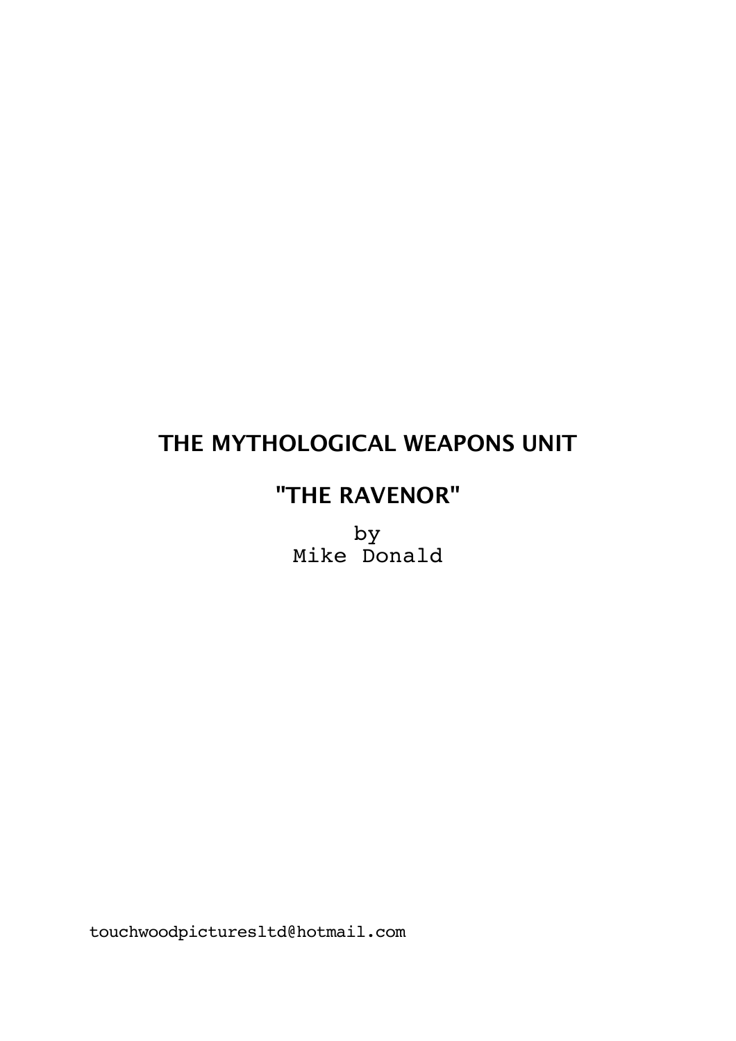# THE MYTHOLOGICAL WEAPONS UNIT

## "THE RAVENOR"

by
Mike Donald

touchwoodpicturesltd@hotmail.com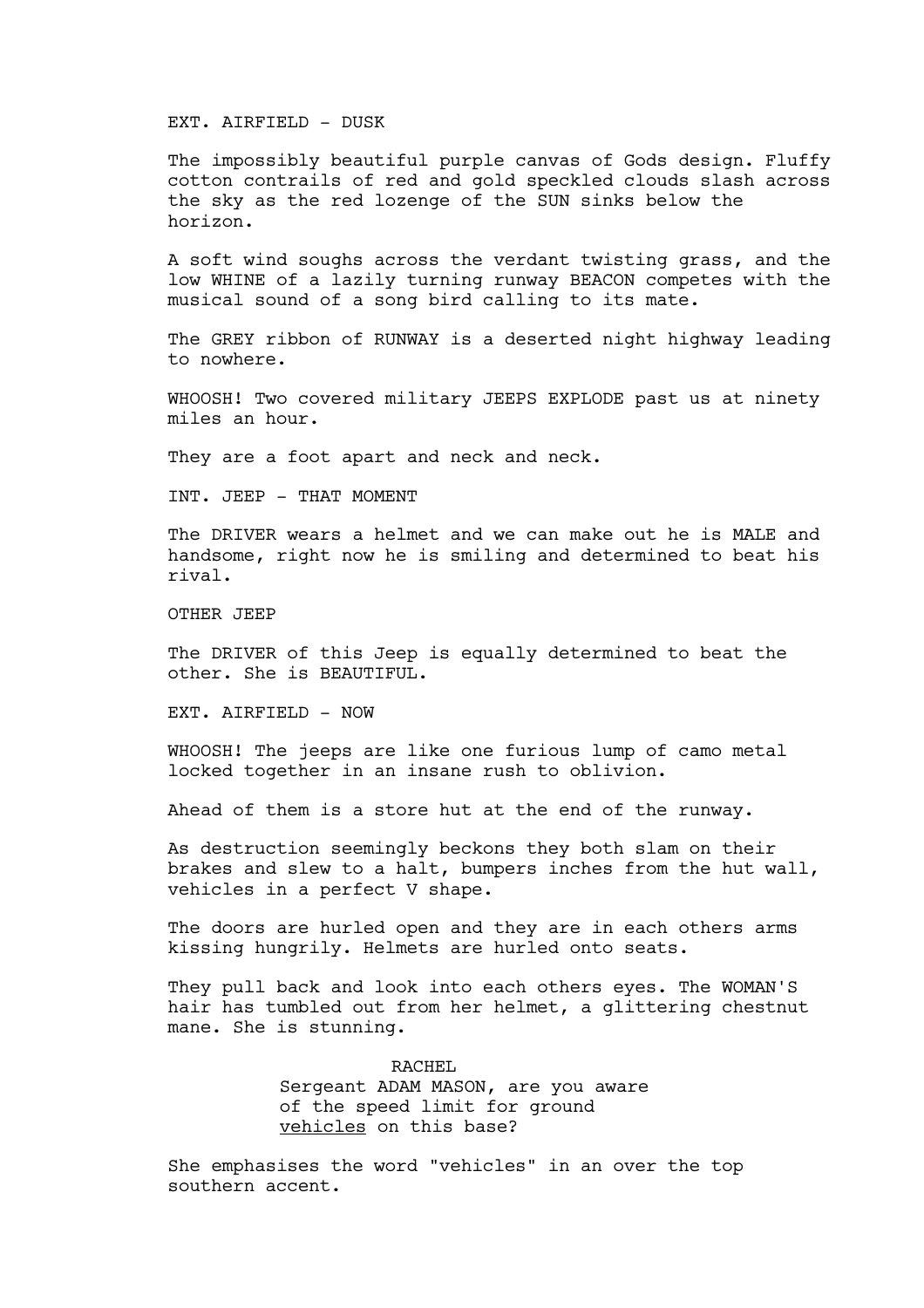EXT. AIRFIELD - DUSK

The impossibly beautiful purple canvas of Gods design. Fluffy cotton contrails of red and gold speckled clouds slash across the sky as the red lozenge of the SUN sinks below the horizon.

A soft wind soughs across the verdant twisting grass, and the low WHINE of a lazily turning runway BEACON competes with the musical sound of a song bird calling to its mate.

The GREY ribbon of RUNWAY is a deserted night highway leading to nowhere.

WHOOSH! Two covered military JEEPS EXPLODE past us at ninety miles an hour.

They are a foot apart and neck and neck.

INT. JEEP - THAT MOMENT

The DRIVER wears a helmet and we can make out he is MALE and handsome, right now he is smiling and determined to beat his rival.

OTHER JEEP

The DRIVER of this Jeep is equally determined to beat the other. She is BEAUTIFUL.

EXT. AIRFIELD - NOW

WHOOSH! The jeeps are like one furious lump of camo metal locked together in an insane rush to oblivion.

Ahead of them is a store hut at the end of the runway.

As destruction seemingly beckons they both slam on their brakes and slew to a halt, bumpers inches from the hut wall, vehicles in a perfect V shape.

The doors are hurled open and they are in each others arms kissing hungrily. Helmets are hurled onto seats.

They pull back and look into each others eyes. The WOMAN'S hair has tumbled out from her helmet, a glittering chestnut mane. She is stunning.

RACHEL
Sergeant ADAM MASON, are you aware of the speed limit for ground <u>vehicles</u> on this base?

She emphasises the word "vehicles" in an over the top southern accent.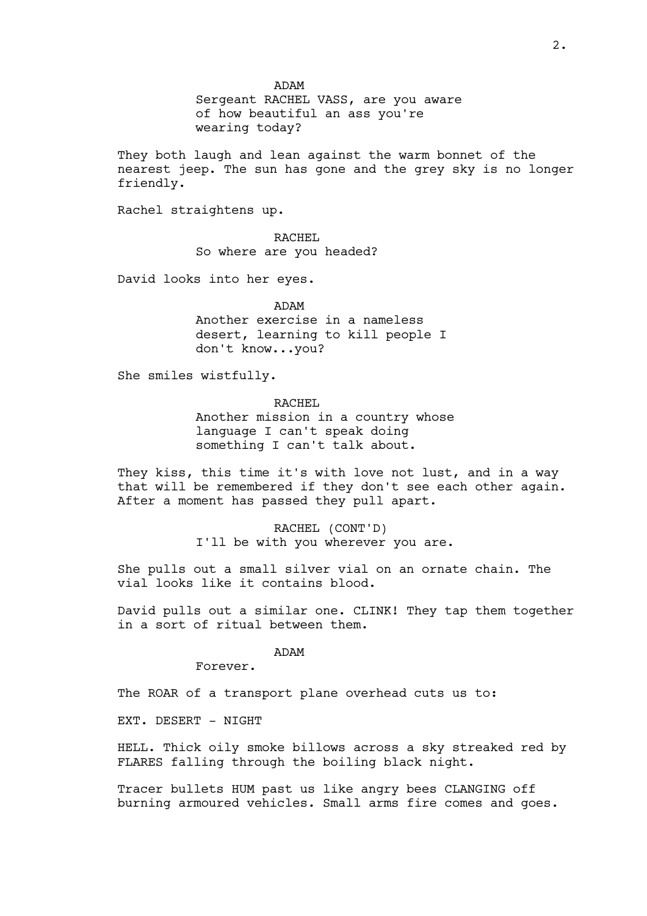ADAM
Sergeant RACHEL VASS, are you aware of how beautiful an ass you're wearing today?

They both laugh and lean against the warm bonnet of the nearest jeep. The sun has gone and the grey sky is no longer friendly.

Rachel straightens up.

RACHEL
So where are you headed?

David looks into her eyes.

ADAM
Another exercise in a nameless desert, learning to kill people I don't know...you?

She smiles wistfully.

RACHEL
Another mission in a country whose language I can't speak doing something I can't talk about.

They kiss, this time it's with love not lust, and in a way that will be remembered if they don't see each other again. After a moment has passed they pull apart.

RACHEL (CONT'D)
I'll be with you wherever you are.

She pulls out a small silver vial on an ornate chain. The vial looks like it contains blood.

David pulls out a similar one. CLINK! They tap them together in a sort of ritual between them.

ADAM
Forever.

The ROAR of a transport plane overhead cuts us to:

EXT. DESERT - NIGHT

HELL. Thick oily smoke billows across a sky streaked red by FLARES falling through the boiling black night.

Tracer bullets HUM past us like angry bees CLANGING off burning armoured vehicles. Small arms fire comes and goes.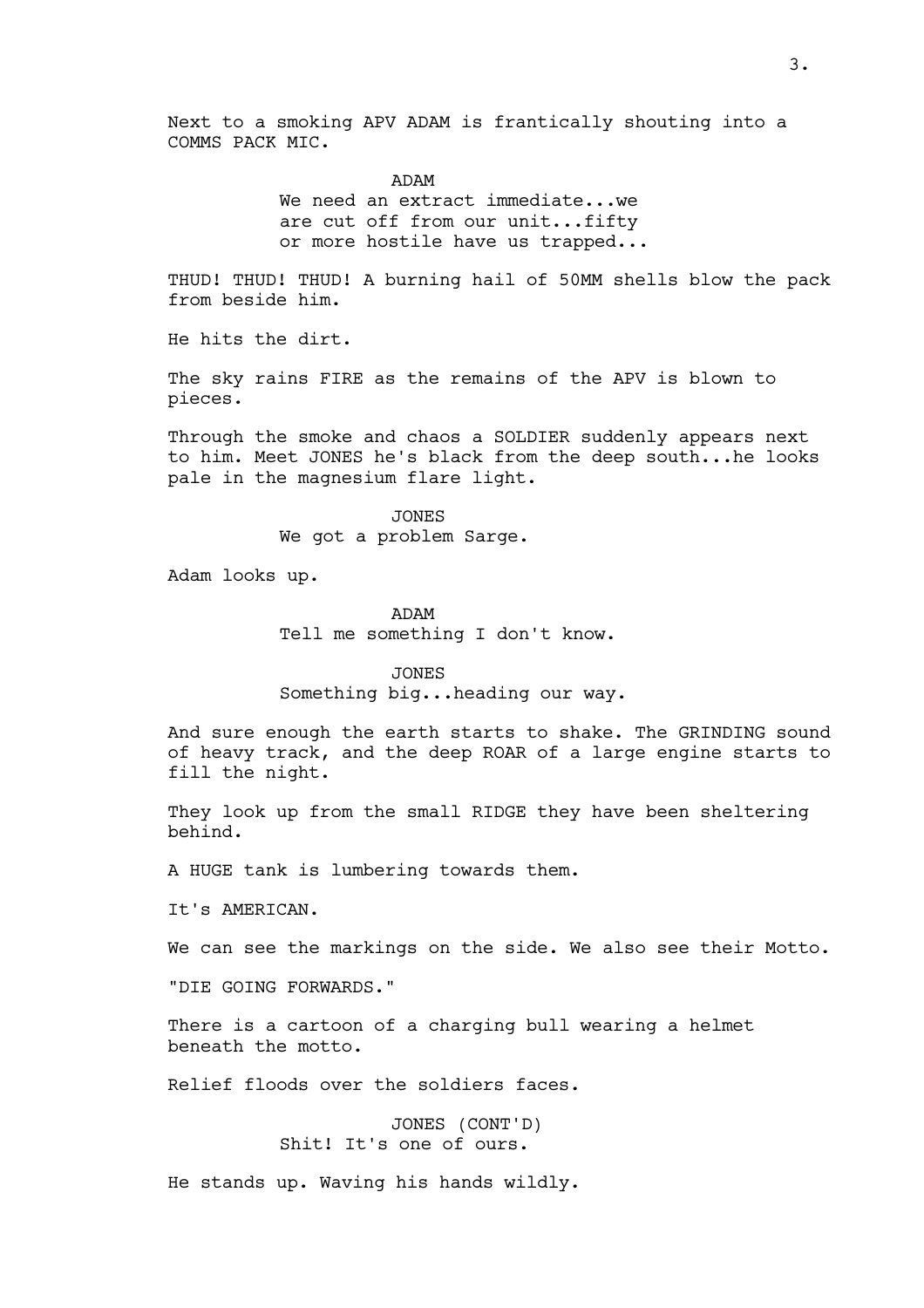Next to a smoking APV ADAM is frantically shouting into a COMMS PACK MIC.

ADAM
We need an extract immediate...we are cut off from our unit...fifty or more hostile have us trapped...

THUD! THUD! THUD! A burning hail of 50MM shells blow the pack from beside him.

He hits the dirt.

The sky rains FIRE as the remains of the APV is blown to pieces.

Through the smoke and chaos a SOLDIER suddenly appears next to him. Meet JONES he's black from the deep south...he looks pale in the magnesium flare light.

JONES
We got a problem Sarge.

Adam looks up.

ADAM
Tell me something I don't know.

JONES
Something big...heading our way.

And sure enough the earth starts to shake. The GRINDING sound of heavy track, and the deep ROAR of a large engine starts to fill the night.

They look up from the small RIDGE they have been sheltering behind.

A HUGE tank is lumbering towards them.

It's AMERICAN.

We can see the markings on the side. We also see their Motto.

"DIE GOING FORWARDS."

There is a cartoon of a charging bull wearing a helmet beneath the motto.

Relief floods over the soldiers faces.

JONES (CONT'D)
Shit! It's one of ours.

He stands up. Waving his hands wildly.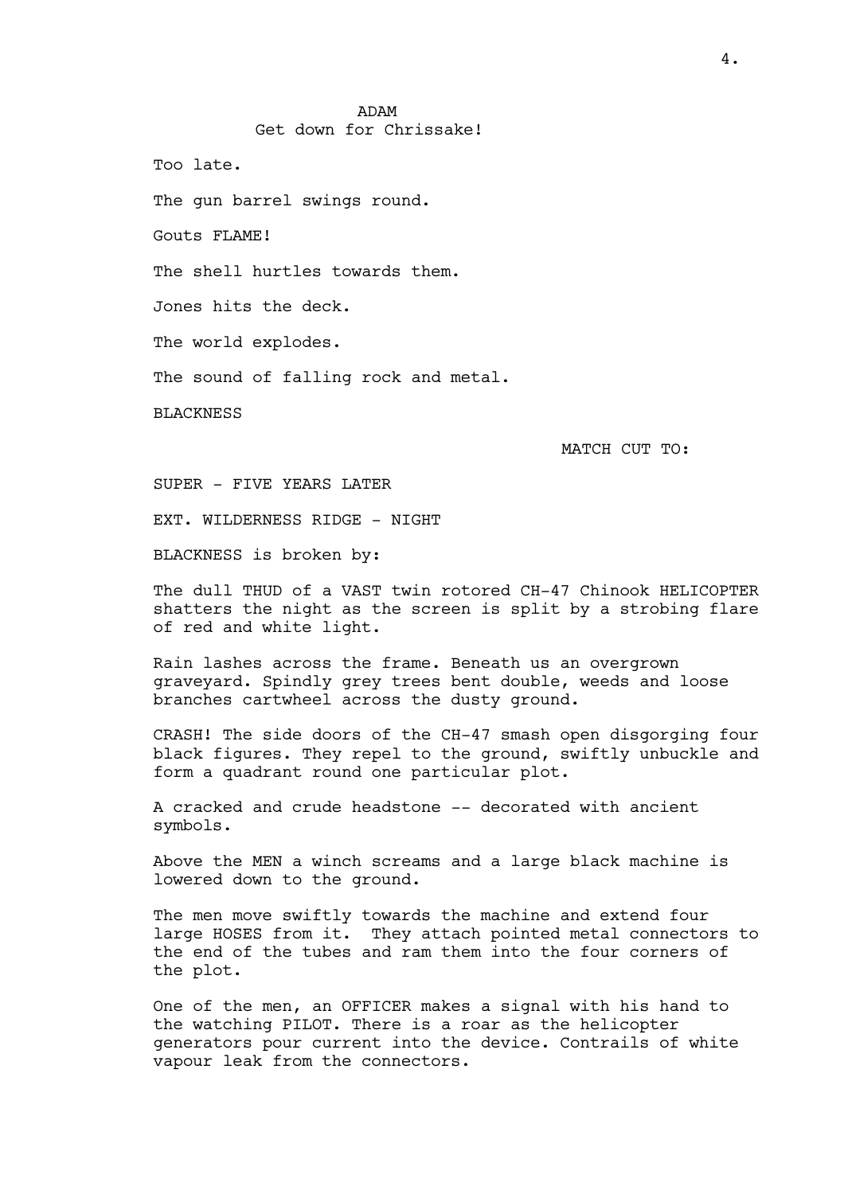ADAM
Get down for Chrissake!

Too late.

The gun barrel swings round.

Gouts FLAME!

The shell hurtles towards them.

Jones hits the deck.

The world explodes.

The sound of falling rock and metal.

BLACKNESS

MATCH CUT TO:

SUPER - FIVE YEARS LATER

EXT. WILDERNESS RIDGE - NIGHT

BLACKNESS is broken by:

The dull THUD of a VAST twin rotored CH-47 Chinook HELICOPTER shatters the night as the screen is split by a strobing flare of red and white light.

Rain lashes across the frame. Beneath us an overgrown graveyard. Spindly grey trees bent double, weeds and loose branches cartwheel across the dusty ground.

CRASH! The side doors of the CH-47 smash open disgorging four black figures. They repel to the ground, swiftly unbuckle and form a quadrant round one particular plot.

A cracked and crude headstone -- decorated with ancient symbols.

Above the MEN a winch screams and a large black machine is lowered down to the ground.

The men move swiftly towards the machine and extend four large HOSES from it. They attach pointed metal connectors to the end of the tubes and ram them into the four corners of the plot.

One of the men, an OFFICER makes a signal with his hand to the watching PILOT. There is a roar as the helicopter generators pour current into the device. Contrails of white vapour leak from the connectors.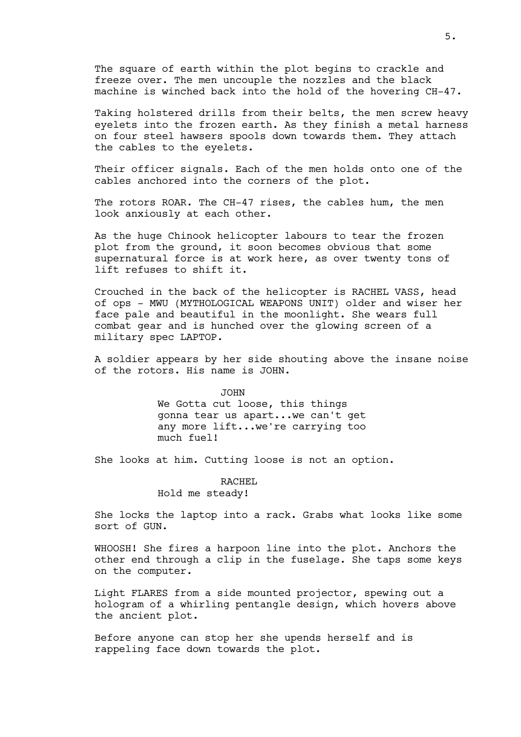The square of earth within the plot begins to crackle and freeze over. The men uncouple the nozzles and the black machine is winched back into the hold of the hovering CH-47.

Taking holstered drills from their belts, the men screw heavy eyelets into the frozen earth. As they finish a metal harness on four steel hawsers spools down towards them. They attach the cables to the eyelets.

Their officer signals. Each of the men holds onto one of the cables anchored into the corners of the plot.

The rotors ROAR. The CH-47 rises, the cables hum, the men look anxiously at each other.

As the huge Chinook helicopter labours to tear the frozen plot from the ground, it soon becomes obvious that some supernatural force is at work here, as over twenty tons of lift refuses to shift it.

Crouched in the back of the helicopter is RACHEL VASS, head of ops - MWU (MYTHOLOGICAL WEAPONS UNIT) older and wiser her face pale and beautiful in the moonlight. She wears full combat gear and is hunched over the glowing screen of a military spec LAPTOP.

A soldier appears by her side shouting above the insane noise of the rotors. His name is JOHN.

JOHN

We Gotta cut loose, this things gonna tear us apart...we can't get any more lift...we're carrying too much fuel!

She looks at him. Cutting loose is not an option.

RACHEL

Hold me steady!

She locks the laptop into a rack. Grabs what looks like some sort of GUN.

WHOOSH! She fires a harpoon line into the plot. Anchors the other end through a clip in the fuselage. She taps some keys on the computer.

Light FLARES from a side mounted projector, spewing out a hologram of a whirling pentangle design, which hovers above the ancient plot.

Before anyone can stop her she upends herself and is rappeling face down towards the plot.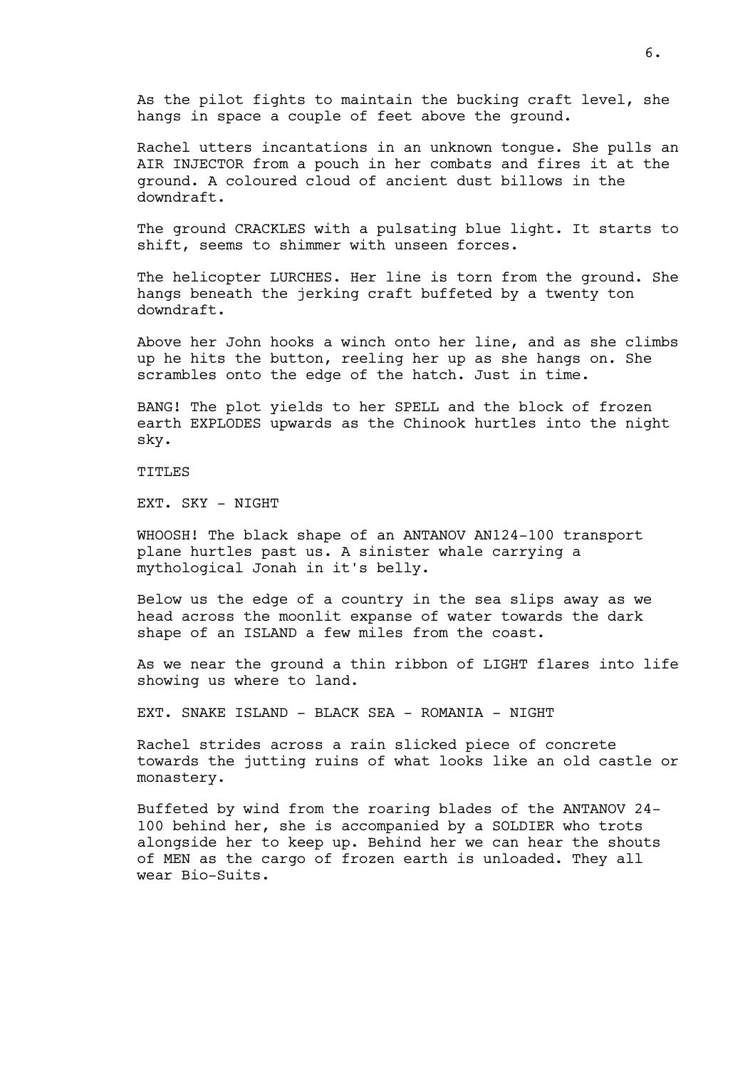As the pilot fights to maintain the bucking craft level, she hangs in space a couple of feet above the ground.

Rachel utters incantations in an unknown tongue. She pulls an AIR INJECTOR from a pouch in her combats and fires it at the ground. A coloured cloud of ancient dust billows in the downdraft.

The ground CRACKLES with a pulsating blue light. It starts to shift, seems to shimmer with unseen forces.

The helicopter LURCHES. Her line is torn from the ground. She hangs beneath the jerking craft buffeted by a twenty ton downdraft.

Above her John hooks a winch onto her line, and as she climbs up he hits the button, reeling her up as she hangs on. She scrambles onto the edge of the hatch. Just in time.

BANG! The plot yields to her SPELL and the block of frozen earth EXPLODES upwards as the Chinook hurtles into the night sky.

TITLES

EXT. SKY - NIGHT

WHOOSH! The black shape of an ANTANOV AN124-100 transport plane hurtles past us. A sinister whale carrying a mythological Jonah in it's belly.

Below us the edge of a country in the sea slips away as we head across the moonlit expanse of water towards the dark shape of an ISLAND a few miles from the coast.

As we near the ground a thin ribbon of LIGHT flares into life showing us where to land.

EXT. SNAKE ISLAND - BLACK SEA - ROMANIA - NIGHT

Rachel strides across a rain slicked piece of concrete towards the jutting ruins of what looks like an old castle or monastery.

Buffeted by wind from the roaring blades of the ANTANOV 24-100 behind her, she is accompanied by a SOLDIER who trots alongside her to keep up. Behind her we can hear the shouts of MEN as the cargo of frozen earth is unloaded. They all wear Bio-Suits.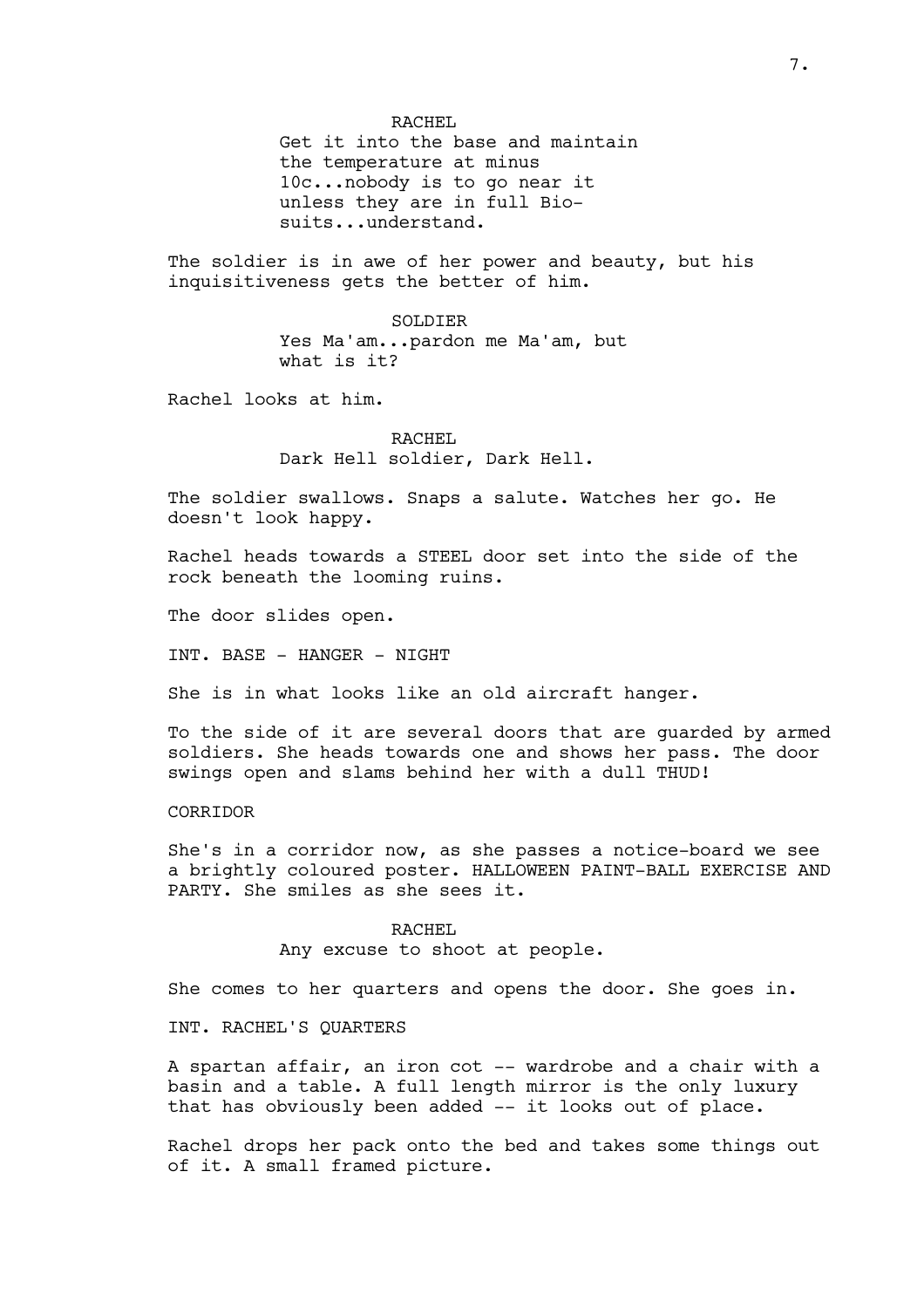RACHEL
Get it into the base and maintain the temperature at minus 10c...nobody is to go near it unless they are in full Bio-suits...understand.

The soldier is in awe of her power and beauty, but his inquisitiveness gets the better of him.

SOLDIER
Yes Ma'am...pardon me Ma'am, but what is it?

Rachel looks at him.

RACHEL
Dark Hell soldier, Dark Hell.

The soldier swallows. Snaps a salute. Watches her go. He doesn't look happy.

Rachel heads towards a STEEL door set into the side of the rock beneath the looming ruins.

The door slides open.

INT. BASE - HANGER - NIGHT

She is in what looks like an old aircraft hanger.

To the side of it are several doors that are guarded by armed soldiers. She heads towards one and shows her pass. The door swings open and slams behind her with a dull THUD!

CORRIDOR

She's in a corridor now, as she passes a notice-board we see a brightly coloured poster. HALLOWEEN PAINT-BALL EXERCISE AND PARTY. She smiles as she sees it.

RACHEL
Any excuse to shoot at people.

She comes to her quarters and opens the door. She goes in.

INT. RACHEL'S QUARTERS

A spartan affair, an iron cot -- wardrobe and a chair with a basin and a table. A full length mirror is the only luxury that has obviously been added -- it looks out of place.

Rachel drops her pack onto the bed and takes some things out of it. A small framed picture.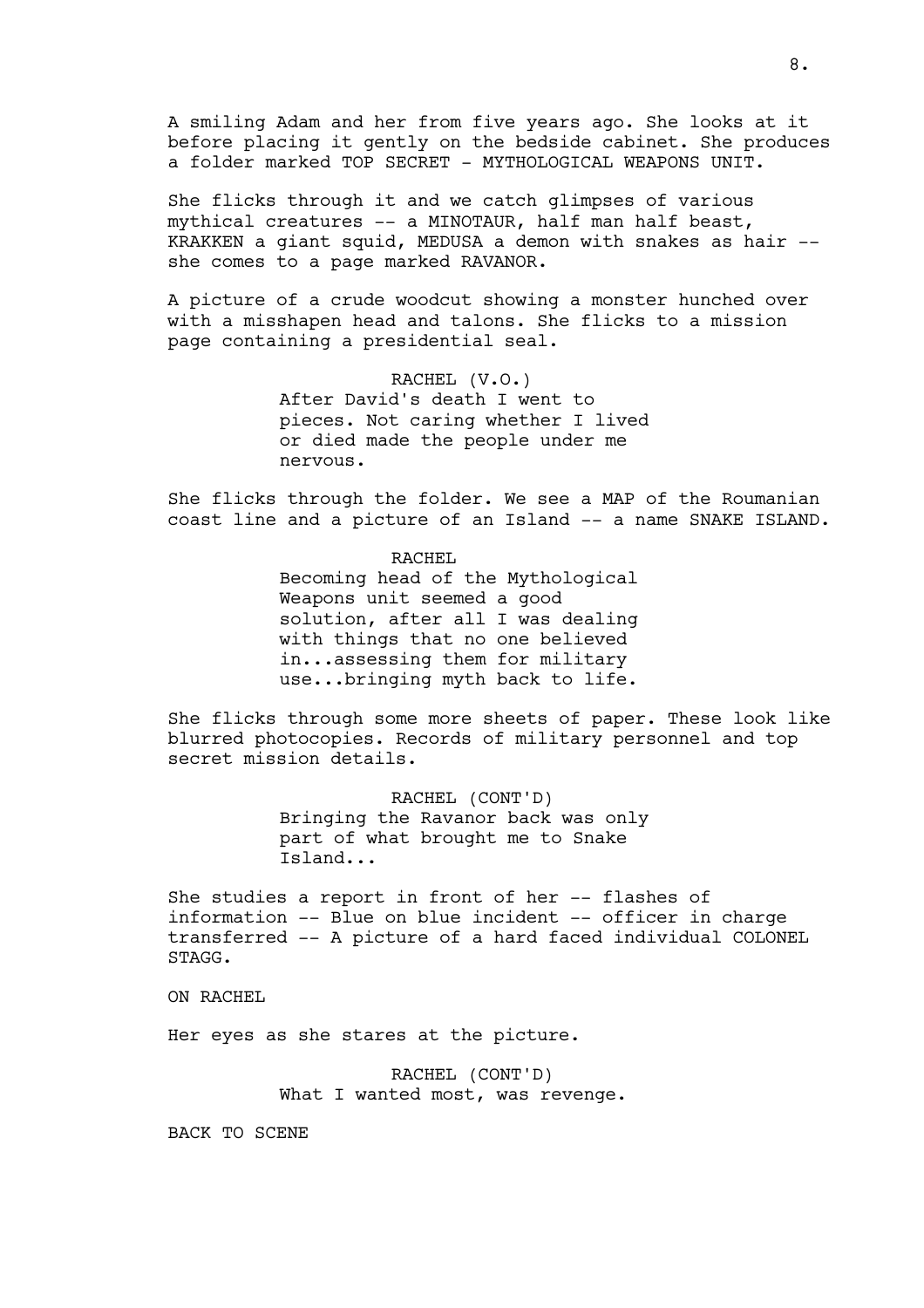A smiling Adam and her from five years ago. She looks at it before placing it gently on the bedside cabinet. She produces a folder marked TOP SECRET - MYTHOLOGICAL WEAPONS UNIT.

She flicks through it and we catch glimpses of various mythical creatures -- a MINOTAUR, half man half beast, KRAKKEN a giant squid, MEDUSA a demon with snakes as hair -- she comes to a page marked RAVANOR.

A picture of a crude woodcut showing a monster hunched over with a misshapen head and talons. She flicks to a mission page containing a presidential seal.

RACHEL (V.O.)
After David's death I went to pieces. Not caring whether I lived or died made the people under me nervous.

She flicks through the folder. We see a MAP of the Roumanian coast line and a picture of an Island -- a name SNAKE ISLAND.

RACHEL
Becoming head of the Mythological Weapons unit seemed a good solution, after all I was dealing with things that no one believed in...assessing them for military use...bringing myth back to life.

She flicks through some more sheets of paper. These look like blurred photocopies. Records of military personnel and top secret mission details.

RACHEL (CONT'D)
Bringing the Ravanor back was only part of what brought me to Snake Island...

She studies a report in front of her -- flashes of information -- Blue on blue incident -- officer in charge transferred -- A picture of a hard faced individual COLONEL STAGG.

ON RACHEL

Her eyes as she stares at the picture.

RACHEL (CONT'D)
What I wanted most, was revenge.

BACK TO SCENE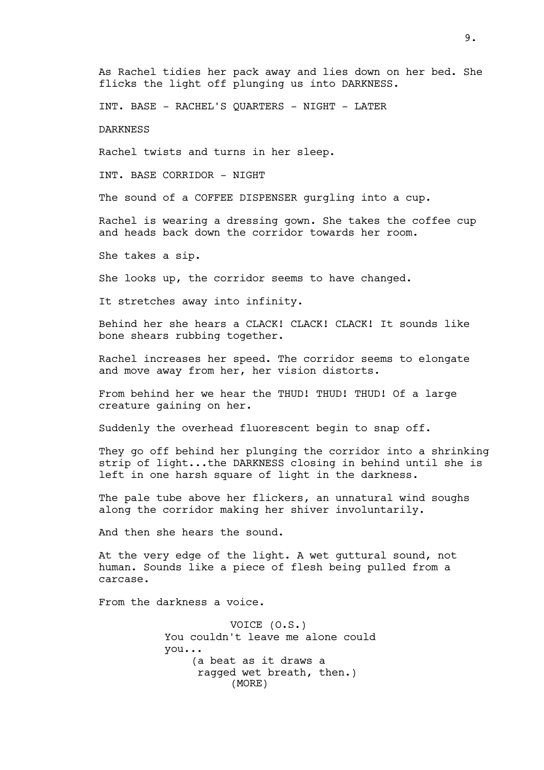As Rachel tidies her pack away and lies down on her bed. She flicks the light off plunging us into DARKNESS.

INT. BASE - RACHEL'S QUARTERS - NIGHT - LATER

DARKNESS

Rachel twists and turns in her sleep.

INT. BASE CORRIDOR - NIGHT

The sound of a COFFEE DISPENSER gurgling into a cup.

Rachel is wearing a dressing gown. She takes the coffee cup and heads back down the corridor towards her room.

She takes a sip.

She looks up, the corridor seems to have changed.

It stretches away into infinity.

Behind her she hears a CLACK! CLACK! CLACK! It sounds like bone shears rubbing together.

Rachel increases her speed. The corridor seems to elongate and move away from her, her vision distorts.

From behind her we hear the THUD! THUD! THUD! Of a large creature gaining on her.

Suddenly the overhead fluorescent begin to snap off.

They go off behind her plunging the corridor into a shrinking strip of light...the DARKNESS closing in behind until she is left in one harsh square of light in the darkness.

The pale tube above her flickers, an unnatural wind soughs along the corridor making her shiver involuntarily.

And then she hears the sound.

At the very edge of the light. A wet guttural sound, not human. Sounds like a piece of flesh being pulled from a carcase.

From the darkness a voice.

VOICE (O.S.)
You couldn't leave me alone could you...
(a beat as it draws a ragged wet breath, then.)
(MORE)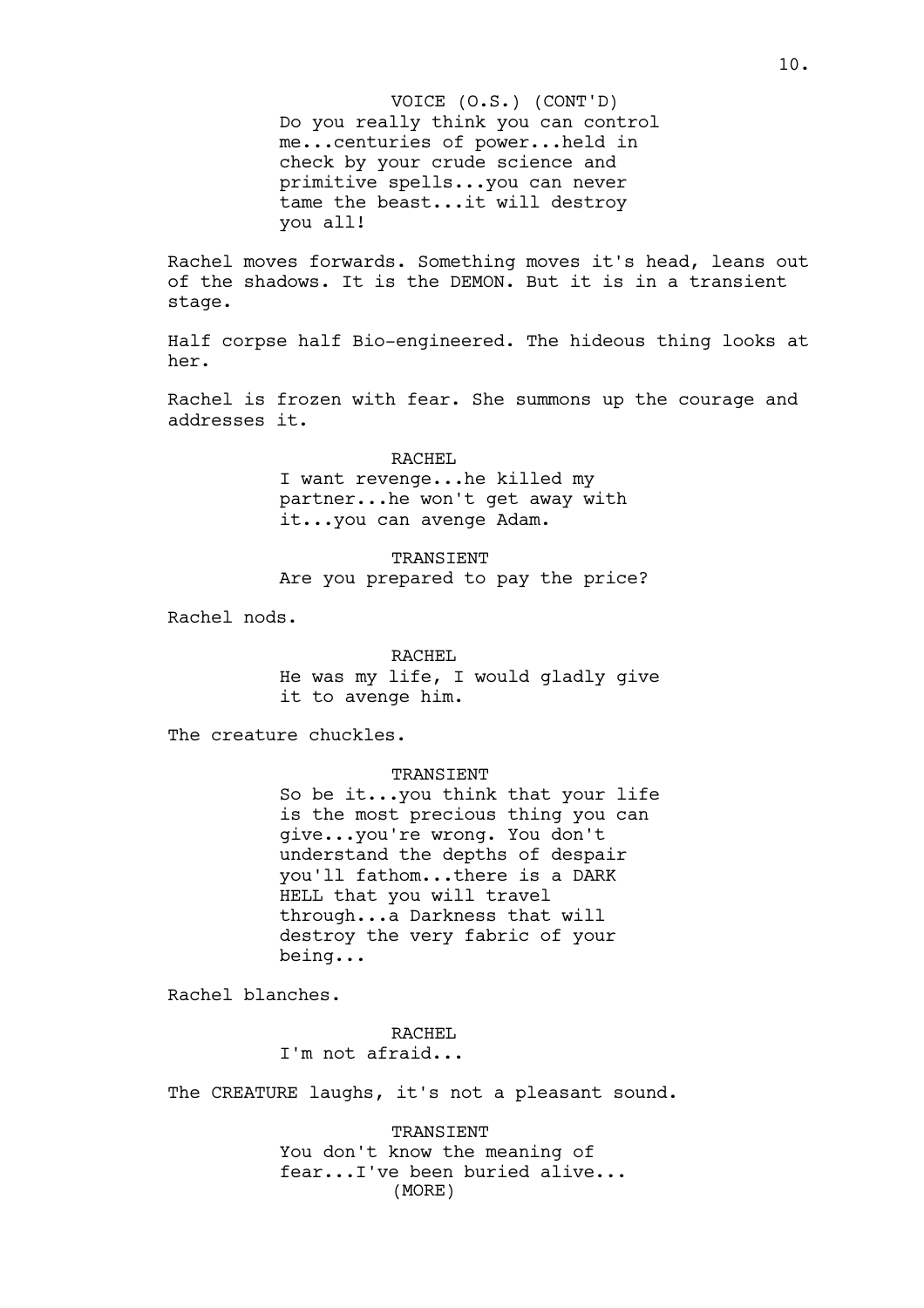VOICE (O.S.) (CONT'D)
Do you really think you can control me...centuries of power...held in check by your crude science and primitive spells...you can never tame the beast...it will destroy you all!

Rachel moves forwards. Something moves it's head, leans out of the shadows. It is the DEMON. But it is in a transient stage.

Half corpse half Bio-engineered. The hideous thing looks at her.

Rachel is frozen with fear. She summons up the courage and addresses it.

RACHEL
I want revenge...he killed my partner...he won't get away with it...you can avenge Adam.

TRANSIENT
Are you prepared to pay the price?

Rachel nods.

RACHEL
He was my life, I would gladly give it to avenge him.

The creature chuckles.

TRANSIENT
So be it...you think that your life is the most precious thing you can give...you're wrong. You don't understand the depths of despair you'll fathom...there is a DARK HELL that you will travel through...a Darkness that will destroy the very fabric of your being...

Rachel blanches.

RACHEL
I'm not afraid...

The CREATURE laughs, it's not a pleasant sound.

TRANSIENT
You don't know the meaning of fear...I've been buried alive...
(MORE)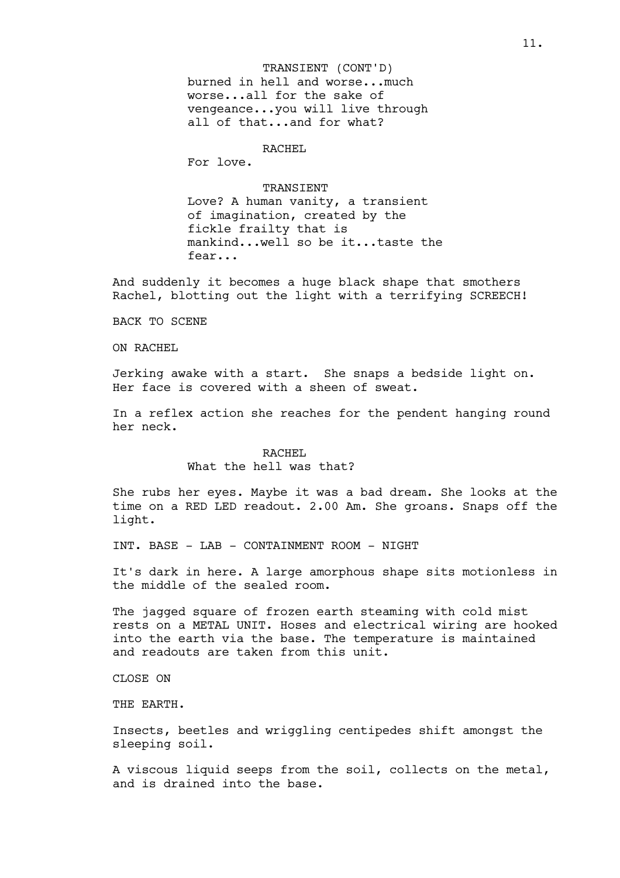TRANSIENT (CONT'D)
burned in hell and worse...much worse...all for the sake of vengeance...you will live through all of that...and for what?

RACHEL
For love.

TRANSIENT
Love? A human vanity, a transient of imagination, created by the fickle frailty that is mankind...well so be it...taste the fear...

And suddenly it becomes a huge black shape that smothers Rachel, blotting out the light with a terrifying SCREECH!

BACK TO SCENE

ON RACHEL

Jerking awake with a start. She snaps a bedside light on. Her face is covered with a sheen of sweat.

In a reflex action she reaches for the pendent hanging round her neck.

RACHEL
What the hell was that?

She rubs her eyes. Maybe it was a bad dream. She looks at the time on a RED LED readout. 2.00 Am. She groans. Snaps off the light.

INT. BASE - LAB - CONTAINMENT ROOM - NIGHT

It's dark in here. A large amorphous shape sits motionless in the middle of the sealed room.

The jagged square of frozen earth steaming with cold mist rests on a METAL UNIT. Hoses and electrical wiring are hooked into the earth via the base. The temperature is maintained and readouts are taken from this unit.

CLOSE ON

THE EARTH.

Insects, beetles and wriggling centipedes shift amongst the sleeping soil.

A viscous liquid seeps from the soil, collects on the metal, and is drained into the base.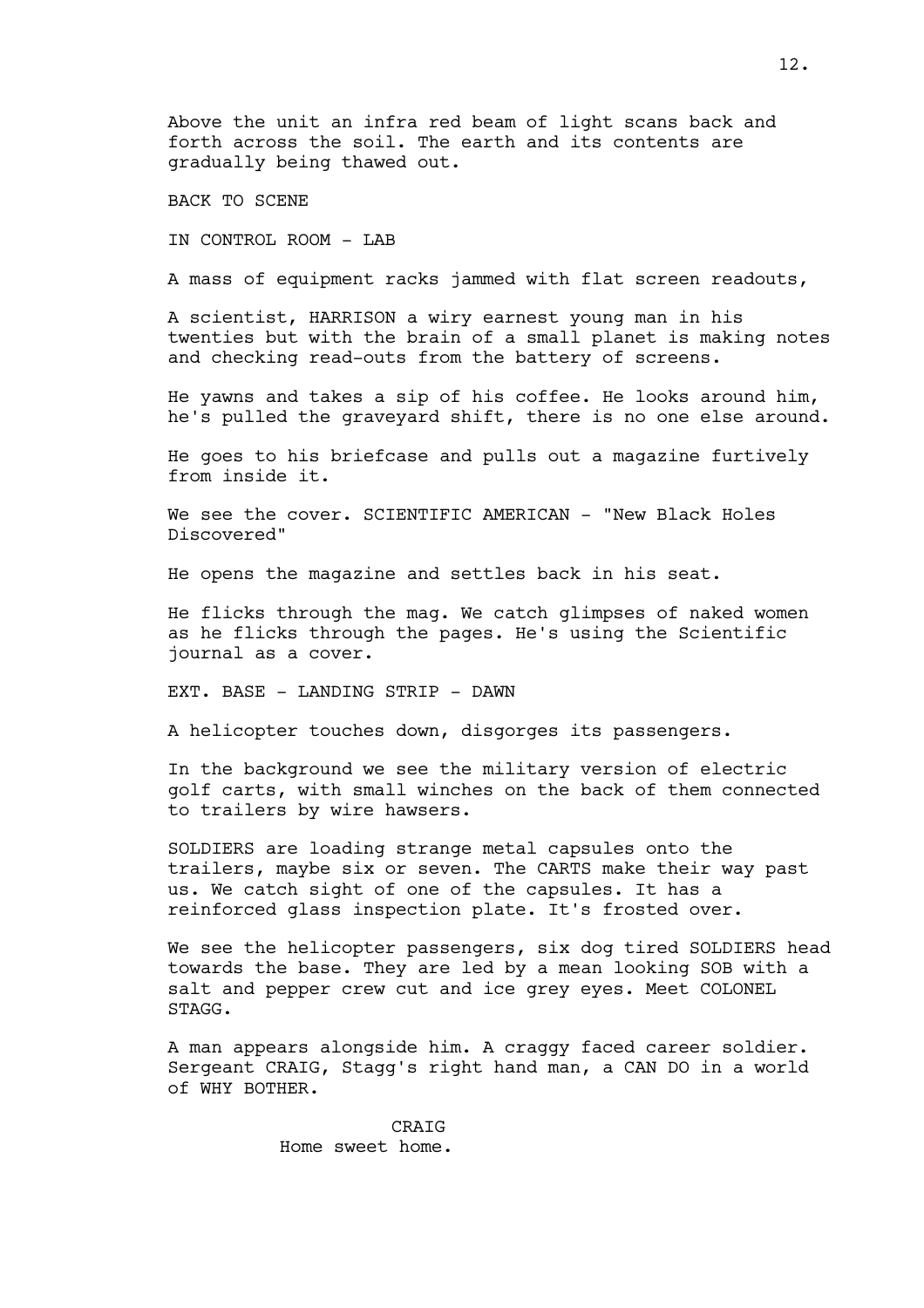Above the unit an infra red beam of light scans back and forth across the soil. The earth and its contents are gradually being thawed out.

BACK TO SCENE

IN CONTROL ROOM - LAB

A mass of equipment racks jammed with flat screen readouts,

A scientist, HARRISON a wiry earnest young man in his twenties but with the brain of a small planet is making notes and checking read-outs from the battery of screens.

He yawns and takes a sip of his coffee. He looks around him, he's pulled the graveyard shift, there is no one else around.

He goes to his briefcase and pulls out a magazine furtively from inside it.

We see the cover. SCIENTIFIC AMERICAN - "New Black Holes Discovered"

He opens the magazine and settles back in his seat.

He flicks through the mag. We catch glimpses of naked women as he flicks through the pages. He's using the Scientific journal as a cover.

EXT. BASE - LANDING STRIP - DAWN

A helicopter touches down, disgorges its passengers.

In the background we see the military version of electric golf carts, with small winches on the back of them connected to trailers by wire hawsers.

SOLDIERS are loading strange metal capsules onto the trailers, maybe six or seven. The CARTS make their way past us. We catch sight of one of the capsules. It has a reinforced glass inspection plate. It's frosted over.

We see the helicopter passengers, six dog tired SOLDIERS head towards the base. They are led by a mean looking SOB with a salt and pepper crew cut and ice grey eyes. Meet COLONEL STAGG.

A man appears alongside him. A craggy faced career soldier. Sergeant CRAIG, Stagg's right hand man, a CAN DO in a world of WHY BOTHER.

CRAIG
Home sweet home.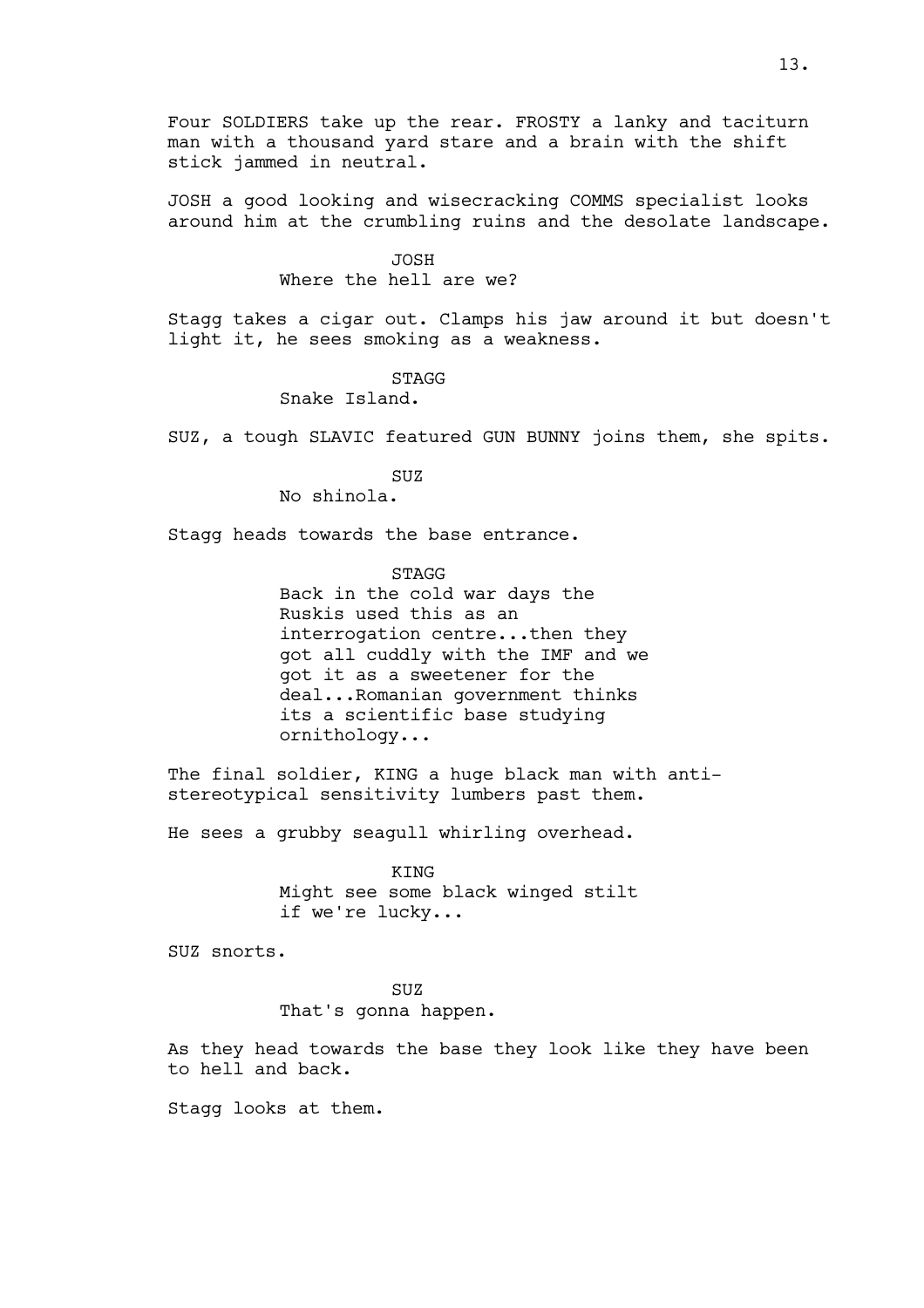Four SOLDIERS take up the rear. FROSTY a lanky and taciturn man with a thousand yard stare and a brain with the shift stick jammed in neutral.

JOSH a good looking and wisecracking COMMS specialist looks around him at the crumbling ruins and the desolate landscape.

JOSH
Where the hell are we?

Stagg takes a cigar out. Clamps his jaw around it but doesn't light it, he sees smoking as a weakness.

STAGG
Snake Island.

SUZ, a tough SLAVIC featured GUN BUNNY joins them, she spits.

SUZ
No shinola.

Stagg heads towards the base entrance.

STAGG
Back in the cold war days the Ruskis used this as an interrogation centre...then they got all cuddly with the IMF and we got it as a sweetener for the deal...Romanian government thinks its a scientific base studying ornithology...

The final soldier, KING a huge black man with anti-stereotypical sensitivity lumbers past them.

He sees a grubby seagull whirling overhead.

KING
Might see some black winged stilt if we're lucky...

SUZ snorts.

SUZ
That's gonna happen.

As they head towards the base they look like they have been to hell and back.

Stagg looks at them.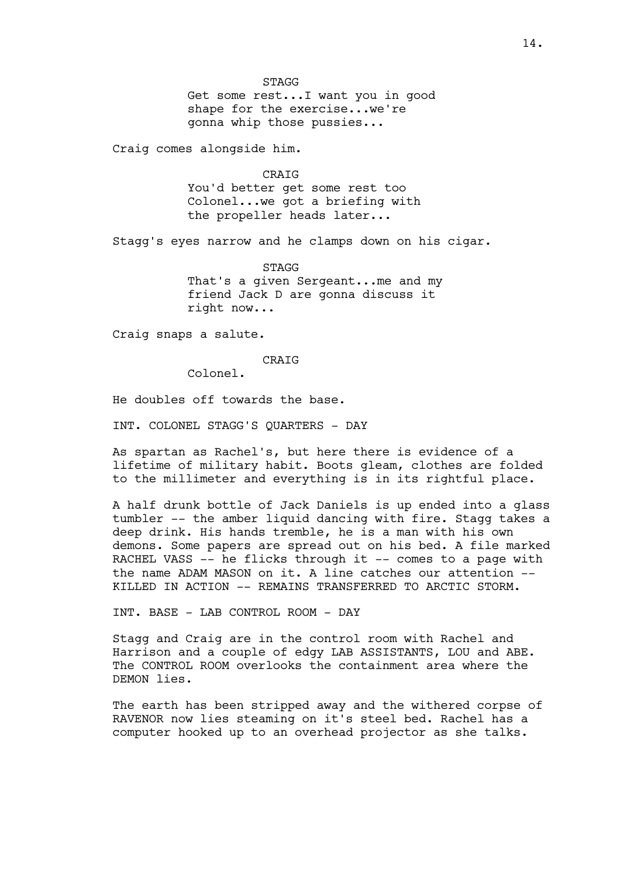STAGG

Get some rest...I want you in good shape for the exercise...we're gonna whip those pussies...

Craig comes alongside him.

CRAIG

You'd better get some rest too Colonel...we got a briefing with the propeller heads later...

Stagg's eyes narrow and he clamps down on his cigar.

STAGG

That's a given Sergeant...me and my friend Jack D are gonna discuss it right now...

Craig snaps a salute.

CRAIG

Colonel.

He doubles off towards the base.

INT. COLONEL STAGG'S QUARTERS - DAY

As spartan as Rachel's, but here there is evidence of a lifetime of military habit. Boots gleam, clothes are folded to the millimeter and everything is in its rightful place.

A half drunk bottle of Jack Daniels is up ended into a glass tumbler -- the amber liquid dancing with fire. Stagg takes a deep drink. His hands tremble, he is a man with his own demons. Some papers are spread out on his bed. A file marked RACHEL VASS -- he flicks through it -- comes to a page with the name ADAM MASON on it. A line catches our attention -- KILLED IN ACTION -- REMAINS TRANSFERRED TO ARCTIC STORM.

INT. BASE - LAB CONTROL ROOM - DAY

Stagg and Craig are in the control room with Rachel and Harrison and a couple of edgy LAB ASSISTANTS, LOU and ABE. The CONTROL ROOM overlooks the containment area where the DEMON lies.

The earth has been stripped away and the withered corpse of RAVENOR now lies steaming on it's steel bed. Rachel has a computer hooked up to an overhead projector as she talks.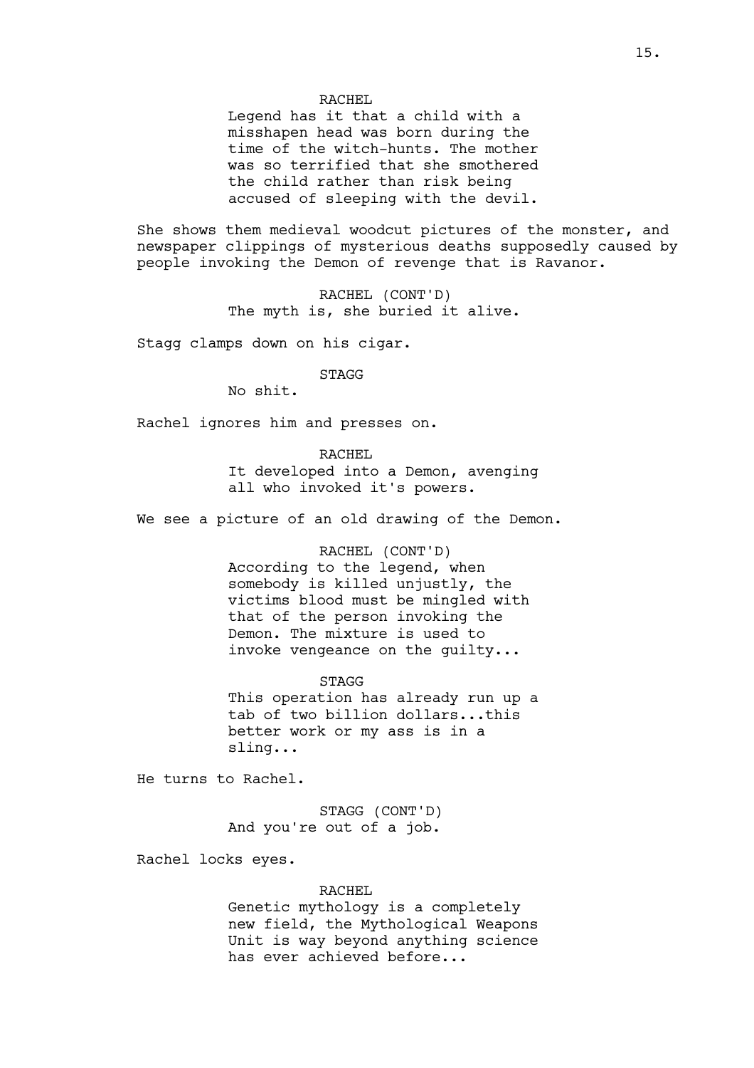RACHEL

Legend has it that a child with a misshapen head was born during the time of the witch-hunts. The mother was so terrified that she smothered the child rather than risk being accused of sleeping with the devil.

She shows them medieval woodcut pictures of the monster, and newspaper clippings of mysterious deaths supposedly caused by people invoking the Demon of revenge that is Ravanor.

RACHEL (CONT'D)

The myth is, she buried it alive.

Stagg clamps down on his cigar.

STAGG

No shit.

Rachel ignores him and presses on.

RACHEL

It developed into a Demon, avenging all who invoked it's powers.

We see a picture of an old drawing of the Demon.

RACHEL (CONT'D)

According to the legend, when somebody is killed unjustly, the victims blood must be mingled with that of the person invoking the Demon. The mixture is used to invoke vengeance on the guilty...

STAGG

This operation has already run up a tab of two billion dollars...this better work or my ass is in a sling...

He turns to Rachel.

STAGG (CONT'D)

And you're out of a job.

Rachel locks eyes.

RACHEL

Genetic mythology is a completely new field, the Mythological Weapons Unit is way beyond anything science has ever achieved before...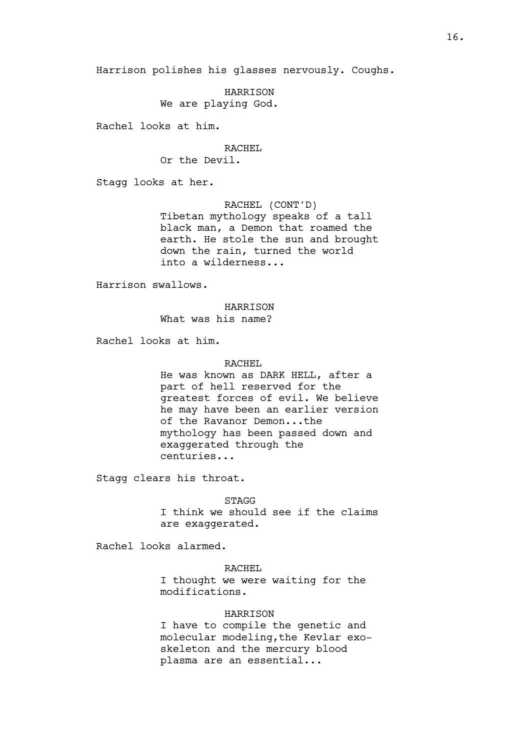Harrison polishes his glasses nervously. Coughs.

HARRISON
We are playing God.

Rachel looks at him.

RACHEL
Or the Devil.

Stagg looks at her.

RACHEL (CONT'D)
Tibetan mythology speaks of a tall black man, a Demon that roamed the earth. He stole the sun and brought down the rain, turned the world into a wilderness...

Harrison swallows.

HARRISON
What was his name?

Rachel looks at him.

RACHEL
He was known as DARK HELL, after a part of hell reserved for the greatest forces of evil. We believe he may have been an earlier version of the Ravanor Demon...the mythology has been passed down and exaggerated through the centuries...

Stagg clears his throat.

STAGG
I think we should see if the claims are exaggerated.

Rachel looks alarmed.

RACHEL
I thought we were waiting for the modifications.

HARRISON
I have to compile the genetic and molecular modeling,the Kevlar exo-skeleton and the mercury blood plasma are an essential...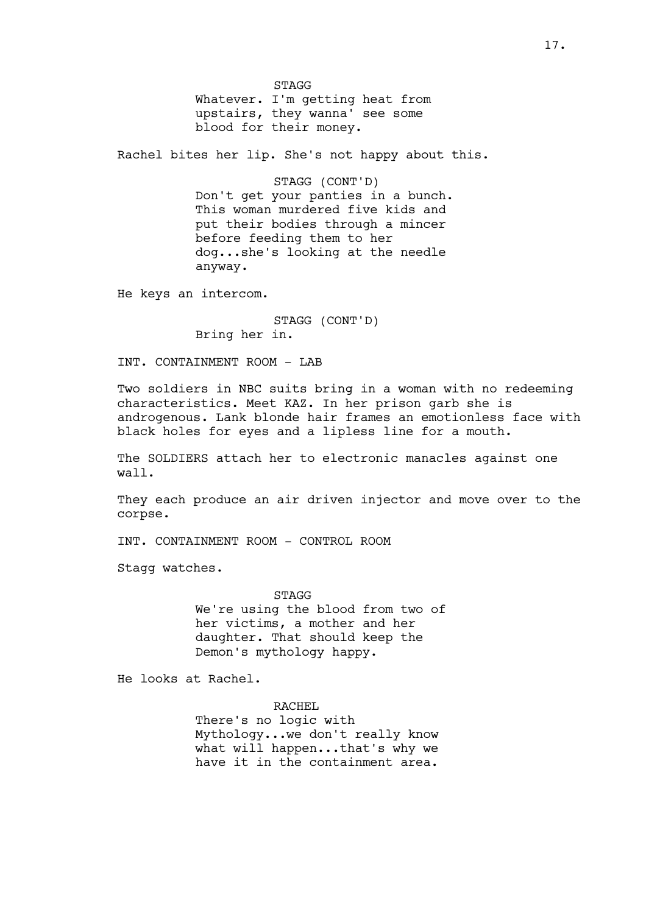STAGG

Whatever. I'm getting heat from upstairs, they wanna' see some blood for their money.

Rachel bites her lip. She's not happy about this.

STAGG (CONT'D)

Don't get your panties in a bunch. This woman murdered five kids and put their bodies through a mincer before feeding them to her dog...she's looking at the needle anyway.

He keys an intercom.

STAGG (CONT'D)

Bring her in.

INT. CONTAINMENT ROOM - LAB

Two soldiers in NBC suits bring in a woman with no redeeming characteristics. Meet KAZ. In her prison garb she is androgenous. Lank blonde hair frames an emotionless face with black holes for eyes and a lipless line for a mouth.

The SOLDIERS attach her to electronic manacles against one wall.

They each produce an air driven injector and move over to the corpse.

INT. CONTAINMENT ROOM - CONTROL ROOM

Stagg watches.

STAGG

We're using the blood from two of her victims, a mother and her daughter. That should keep the Demon's mythology happy.

He looks at Rachel.

RACHEL

There's no logic with Mythology...we don't really know what will happen...that's why we have it in the containment area.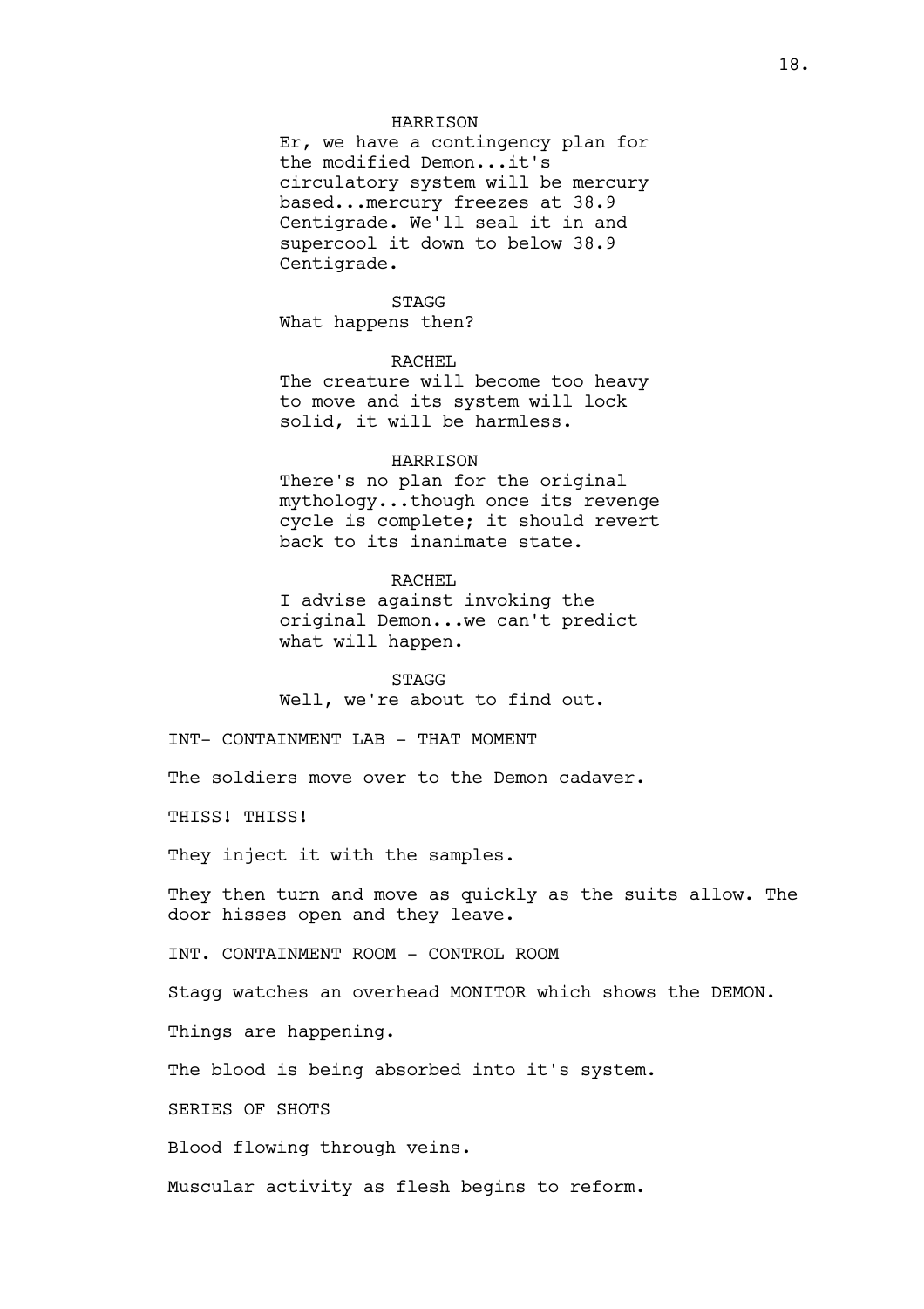HARRISON

Er, we have a contingency plan for the modified Demon...it's circulatory system will be mercury based...mercury freezes at 38.9 Centigrade. We'll seal it in and supercool it down to below 38.9 Centigrade.

STAGG

What happens then?

RACHEL

The creature will become too heavy to move and its system will lock solid, it will be harmless.

HARRISON

There's no plan for the original mythology...though once its revenge cycle is complete; it should revert back to its inanimate state.

RACHEL

I advise against invoking the original Demon...we can't predict what will happen.

STAGG

Well, we're about to find out.

INT- CONTAINMENT LAB - THAT MOMENT

The soldiers move over to the Demon cadaver.

THISS! THISS!

They inject it with the samples.

They then turn and move as quickly as the suits allow. The door hisses open and they leave.

INT. CONTAINMENT ROOM - CONTROL ROOM

Stagg watches an overhead MONITOR which shows the DEMON.

Things are happening.

The blood is being absorbed into it's system.

SERIES OF SHOTS

Blood flowing through veins.

Muscular activity as flesh begins to reform.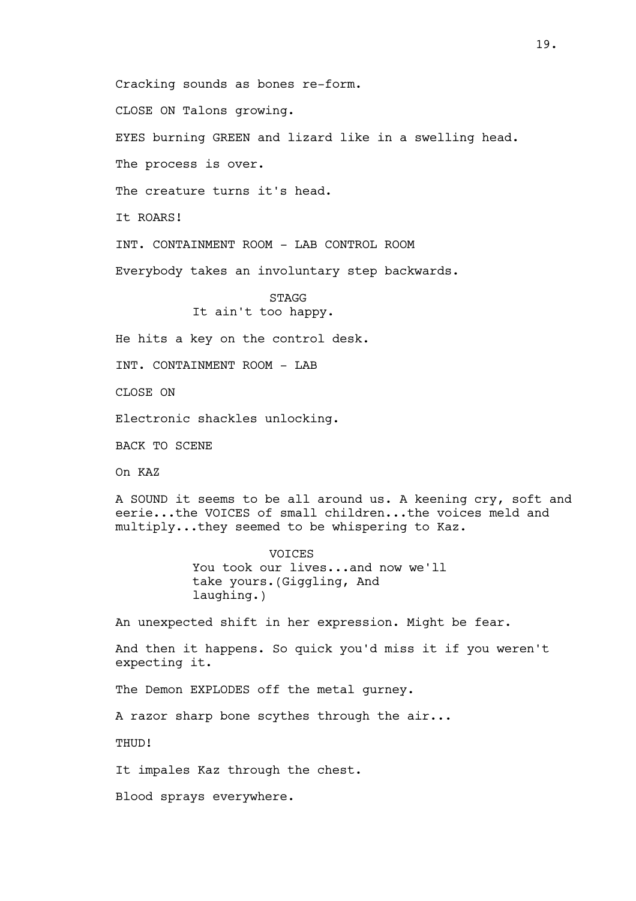Cracking sounds as bones re-form.

CLOSE ON Talons growing.

EYES burning GREEN and lizard like in a swelling head.

The process is over.

The creature turns it's head.

It ROARS!

INT. CONTAINMENT ROOM - LAB CONTROL ROOM

Everybody takes an involuntary step backwards.

STAGG
It ain't too happy.

He hits a key on the control desk.

INT. CONTAINMENT ROOM - LAB

CLOSE ON

Electronic shackles unlocking.

BACK TO SCENE

On KAZ

A SOUND it seems to be all around us. A keening cry, soft and eerie...the VOICES of small children...the voices meld and multiply...they seemed to be whispering to Kaz.

VOICES
You took our lives...and now we'll take yours.(Giggling, And laughing.)

An unexpected shift in her expression. Might be fear.

And then it happens. So quick you'd miss it if you weren't expecting it.

The Demon EXPLODES off the metal gurney.

A razor sharp bone scythes through the air...

THUD!

It impales Kaz through the chest.

Blood sprays everywhere.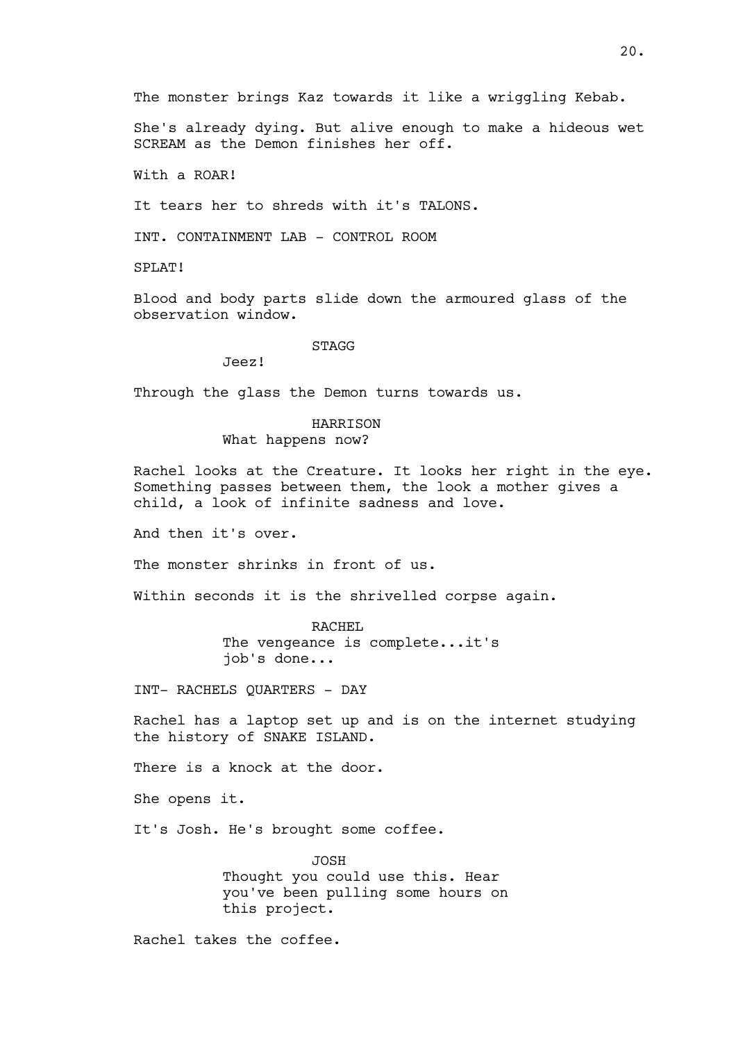The monster brings Kaz towards it like a wriggling Kebab.

She's already dying. But alive enough to make a hideous wet SCREAM as the Demon finishes her off.

With a ROAR!

It tears her to shreds with it's TALONS.

INT. CONTAINMENT LAB - CONTROL ROOM

SPLAT!

Blood and body parts slide down the armoured glass of the observation window.

STAGG
Jeez!

Through the glass the Demon turns towards us.

HARRISON
What happens now?

Rachel looks at the Creature. It looks her right in the eye. Something passes between them, the look a mother gives a child, a look of infinite sadness and love.

And then it's over.

The monster shrinks in front of us.

Within seconds it is the shrivelled corpse again.

RACHEL
The vengeance is complete...it's job's done...

INT- RACHELS QUARTERS - DAY

Rachel has a laptop set up and is on the internet studying the history of SNAKE ISLAND.

There is a knock at the door.

She opens it.

It's Josh. He's brought some coffee.

JOSH
Thought you could use this. Hear you've been pulling some hours on this project.

Rachel takes the coffee.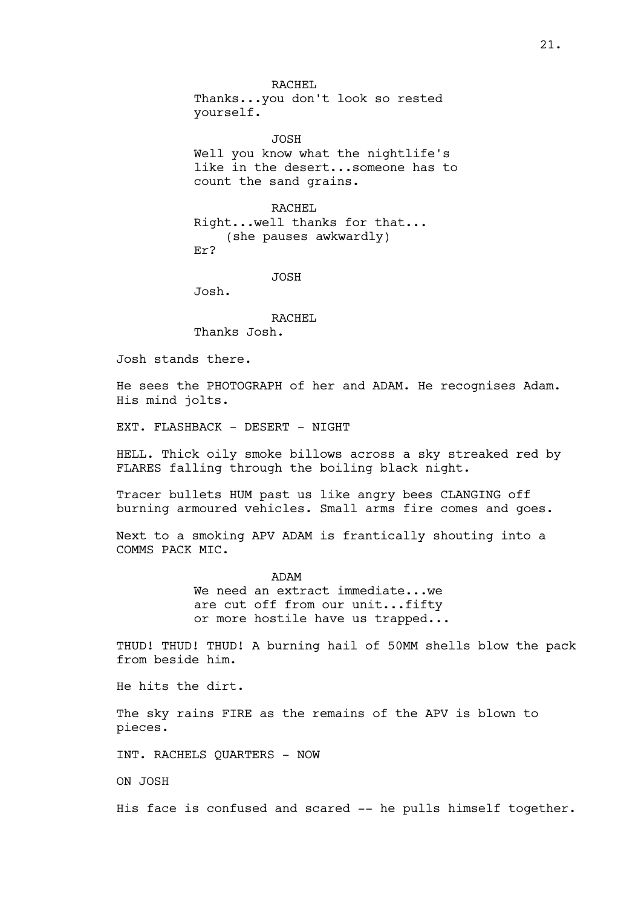RACHEL
Thanks...you don't look so rested yourself.

JOSH
Well you know what the nightlife's like in the desert...someone has to count the sand grains.

RACHEL
Right...well thanks for that...
(she pauses awkwardly)
Er?

JOSH
Josh.

RACHEL
Thanks Josh.

Josh stands there.

He sees the PHOTOGRAPH of her and ADAM. He recognises Adam. His mind jolts.

EXT. FLASHBACK - DESERT - NIGHT

HELL. Thick oily smoke billows across a sky streaked red by FLARES falling through the boiling black night.

Tracer bullets HUM past us like angry bees CLANGING off burning armoured vehicles. Small arms fire comes and goes.

Next to a smoking APV ADAM is frantically shouting into a COMMS PACK MIC.

ADAM
We need an extract immediate...we are cut off from our unit...fifty or more hostile have us trapped...

THUD! THUD! THUD! A burning hail of 50MM shells blow the pack from beside him.

He hits the dirt.

The sky rains FIRE as the remains of the APV is blown to pieces.

INT. RACHELS QUARTERS - NOW

ON JOSH

His face is confused and scared -- he pulls himself together.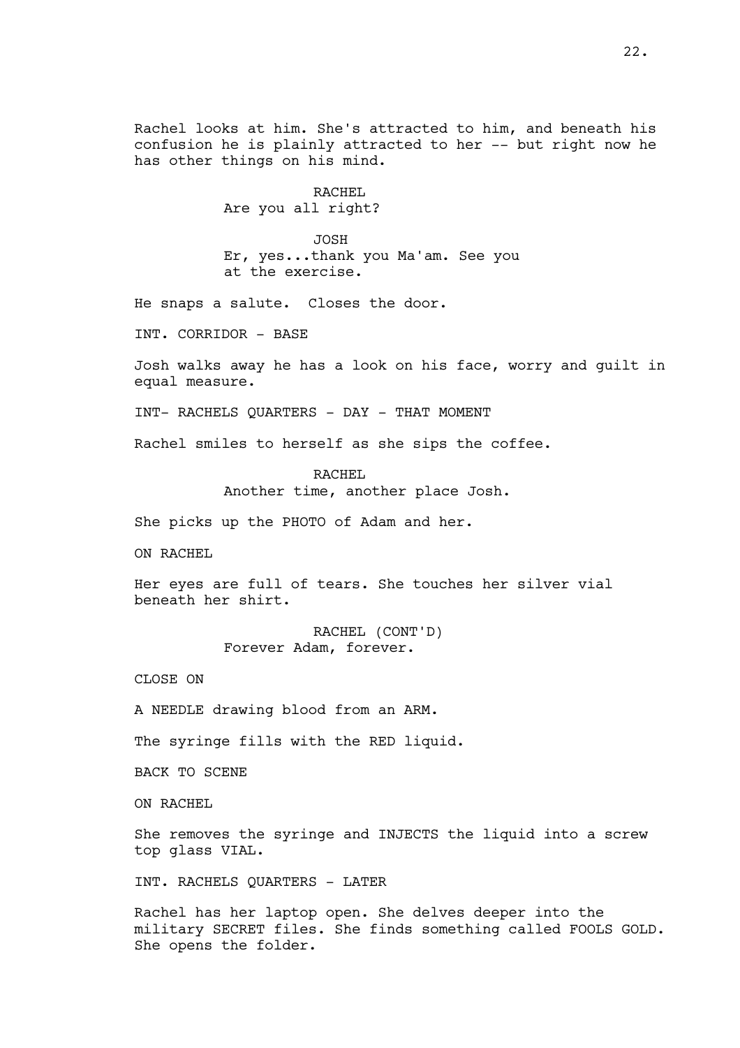Rachel looks at him. She's attracted to him, and beneath his confusion he is plainly attracted to her -- but right now he has other things on his mind.

RACHEL
Are you all right?

JOSH
Er, yes...thank you Ma'am. See you at the exercise.

He snaps a salute. Closes the door.

INT. CORRIDOR - BASE

Josh walks away he has a look on his face, worry and guilt in equal measure.

INT- RACHELS QUARTERS - DAY - THAT MOMENT

Rachel smiles to herself as she sips the coffee.

RACHEL
Another time, another place Josh.

She picks up the PHOTO of Adam and her.

ON RACHEL

Her eyes are full of tears. She touches her silver vial beneath her shirt.

RACHEL (CONT'D)
Forever Adam, forever.

CLOSE ON

A NEEDLE drawing blood from an ARM.

The syringe fills with the RED liquid.

BACK TO SCENE

ON RACHEL

She removes the syringe and INJECTS the liquid into a screw top glass VIAL.

INT. RACHELS QUARTERS - LATER

Rachel has her laptop open. She delves deeper into the military SECRET files. She finds something called FOOLS GOLD. She opens the folder.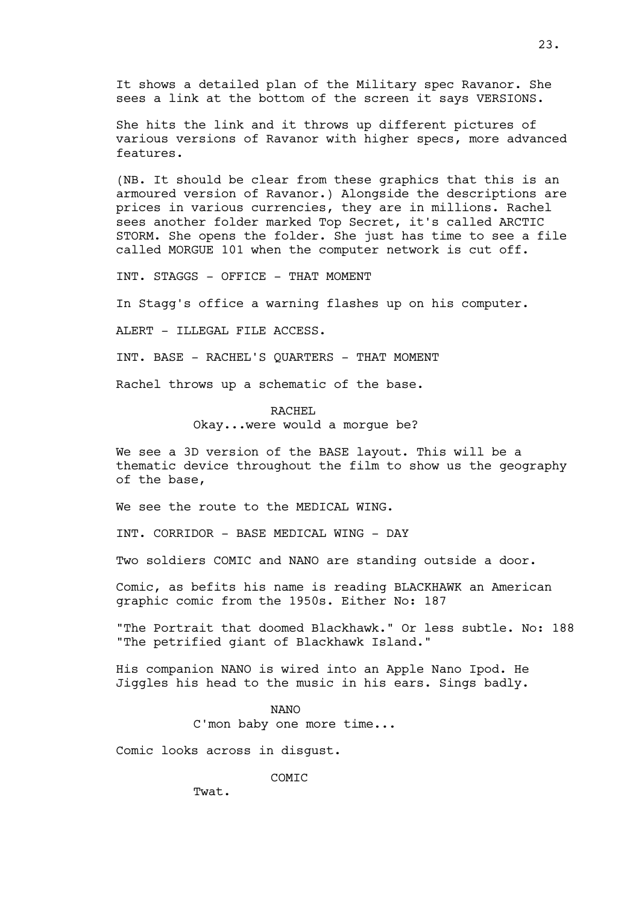It shows a detailed plan of the Military spec Ravanor. She sees a link at the bottom of the screen it says VERSIONS.

She hits the link and it throws up different pictures of various versions of Ravanor with higher specs, more advanced features.

(NB. It should be clear from these graphics that this is an armoured version of Ravanor.) Alongside the descriptions are prices in various currencies, they are in millions. Rachel sees another folder marked Top Secret, it's called ARCTIC STORM. She opens the folder. She just has time to see a file called MORGUE 101 when the computer network is cut off.

INT. STAGGS - OFFICE - THAT MOMENT

In Stagg's office a warning flashes up on his computer.

ALERT - ILLEGAL FILE ACCESS.

INT. BASE - RACHEL'S QUARTERS - THAT MOMENT

Rachel throws up a schematic of the base.

RACHEL
Okay...were would a morgue be?

We see a 3D version of the BASE layout. This will be a thematic device throughout the film to show us the geography of the base,

We see the route to the MEDICAL WING.

INT. CORRIDOR - BASE MEDICAL WING - DAY

Two soldiers COMIC and NANO are standing outside a door.

Comic, as befits his name is reading BLACKHAWK an American graphic comic from the 1950s. Either No: 187

"The Portrait that doomed Blackhawk." Or less subtle. No: 188 "The petrified giant of Blackhawk Island."

His companion NANO is wired into an Apple Nano Ipod. He Jiggles his head to the music in his ears. Sings badly.

NANO
C'mon baby one more time...

Comic looks across in disgust.

COMIC
Twat.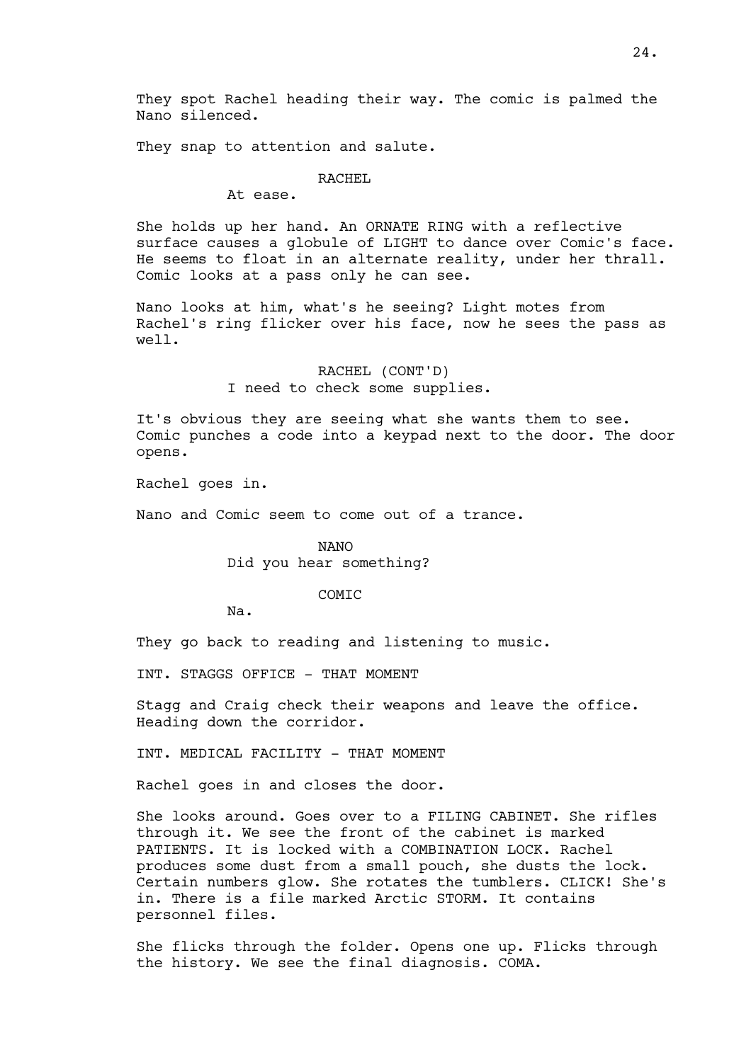They spot Rachel heading their way. The comic is palmed the Nano silenced.

They snap to attention and salute.

RACHEL

At ease.

She holds up her hand. An ORNATE RING with a reflective surface causes a globule of LIGHT to dance over Comic's face. He seems to float in an alternate reality, under her thrall. Comic looks at a pass only he can see.

Nano looks at him, what's he seeing? Light motes from Rachel's ring flicker over his face, now he sees the pass as well.

RACHEL (CONT'D)

I need to check some supplies.

It's obvious they are seeing what she wants them to see. Comic punches a code into a keypad next to the door. The door opens.

Rachel goes in.

Nano and Comic seem to come out of a trance.

NANO

Did you hear something?

COMIC

Na.

They go back to reading and listening to music.

INT. STAGGS OFFICE - THAT MOMENT

Stagg and Craig check their weapons and leave the office. Heading down the corridor.

INT. MEDICAL FACILITY - THAT MOMENT

Rachel goes in and closes the door.

She looks around. Goes over to a FILING CABINET. She rifles through it. We see the front of the cabinet is marked PATIENTS. It is locked with a COMBINATION LOCK. Rachel produces some dust from a small pouch, she dusts the lock. Certain numbers glow. She rotates the tumblers. CLICK! She's in. There is a file marked Arctic STORM. It contains personnel files.

She flicks through the folder. Opens one up. Flicks through the history. We see the final diagnosis. COMA.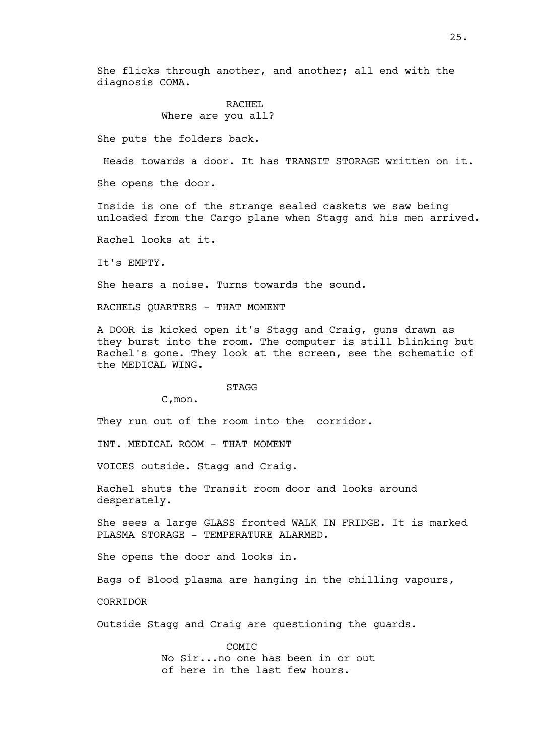She flicks through another, and another; all end with the diagnosis COMA.

RACHEL
Where are you all?

She puts the folders back.

Heads towards a door. It has TRANSIT STORAGE written on it.

She opens the door.

Inside is one of the strange sealed caskets we saw being unloaded from the Cargo plane when Stagg and his men arrived.

Rachel looks at it.

It's EMPTY.

She hears a noise. Turns towards the sound.

RACHELS QUARTERS - THAT MOMENT

A DOOR is kicked open it's Stagg and Craig, guns drawn as they burst into the room. The computer is still blinking but Rachel's gone. They look at the screen, see the schematic of the MEDICAL WING.

STAGG
C,mon.

They run out of the room into the corridor.

INT. MEDICAL ROOM - THAT MOMENT

VOICES outside. Stagg and Craig.

Rachel shuts the Transit room door and looks around desperately.

She sees a large GLASS fronted WALK IN FRIDGE. It is marked PLASMA STORAGE - TEMPERATURE ALARMED.

She opens the door and looks in.

Bags of Blood plasma are hanging in the chilling vapours,

CORRIDOR

Outside Stagg and Craig are questioning the guards.

COMIC
No Sir...no one has been in or out of here in the last few hours.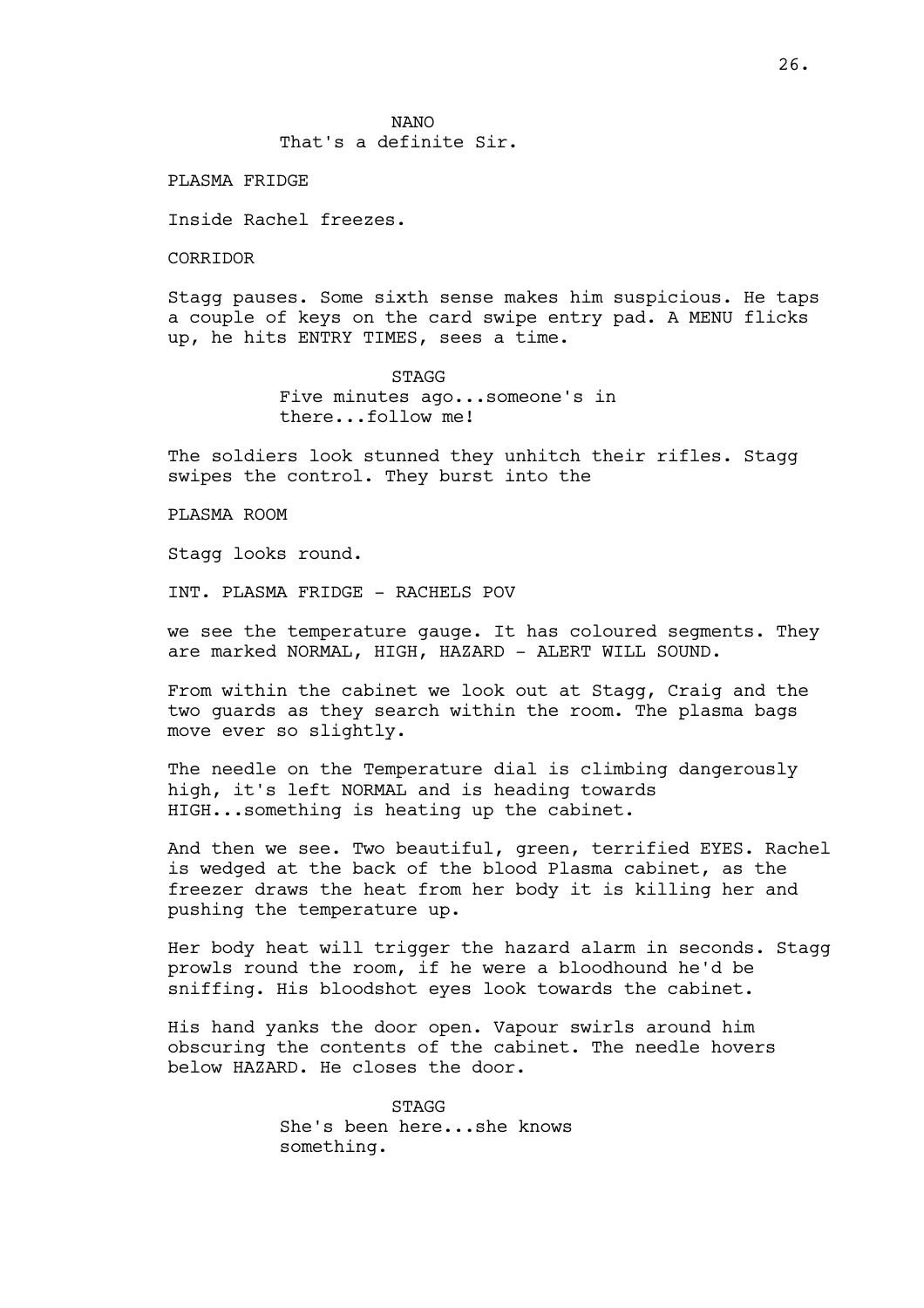NANO

That's a definite Sir.

PLASMA FRIDGE

Inside Rachel freezes.

CORRIDOR

Stagg pauses. Some sixth sense makes him suspicious. He taps a couple of keys on the card swipe entry pad. A MENU flicks up, he hits ENTRY TIMES, sees a time.

STAGG

Five minutes ago...someone's in there...follow me!

The soldiers look stunned they unhitch their rifles. Stagg swipes the control. They burst into the

PLASMA ROOM

Stagg looks round.

INT. PLASMA FRIDGE - RACHELS POV

we see the temperature gauge. It has coloured segments. They are marked NORMAL, HIGH, HAZARD - ALERT WILL SOUND.

From within the cabinet we look out at Stagg, Craig and the two guards as they search within the room. The plasma bags move ever so slightly.

The needle on the Temperature dial is climbing dangerously high, it's left NORMAL and is heading towards HIGH...something is heating up the cabinet.

And then we see. Two beautiful, green, terrified EYES. Rachel is wedged at the back of the blood Plasma cabinet, as the freezer draws the heat from her body it is killing her and pushing the temperature up.

Her body heat will trigger the hazard alarm in seconds. Stagg prowls round the room, if he were a bloodhound he'd be sniffing. His bloodshot eyes look towards the cabinet.

His hand yanks the door open. Vapour swirls around him obscuring the contents of the cabinet. The needle hovers below HAZARD. He closes the door.

STAGG

She's been here...she knows something.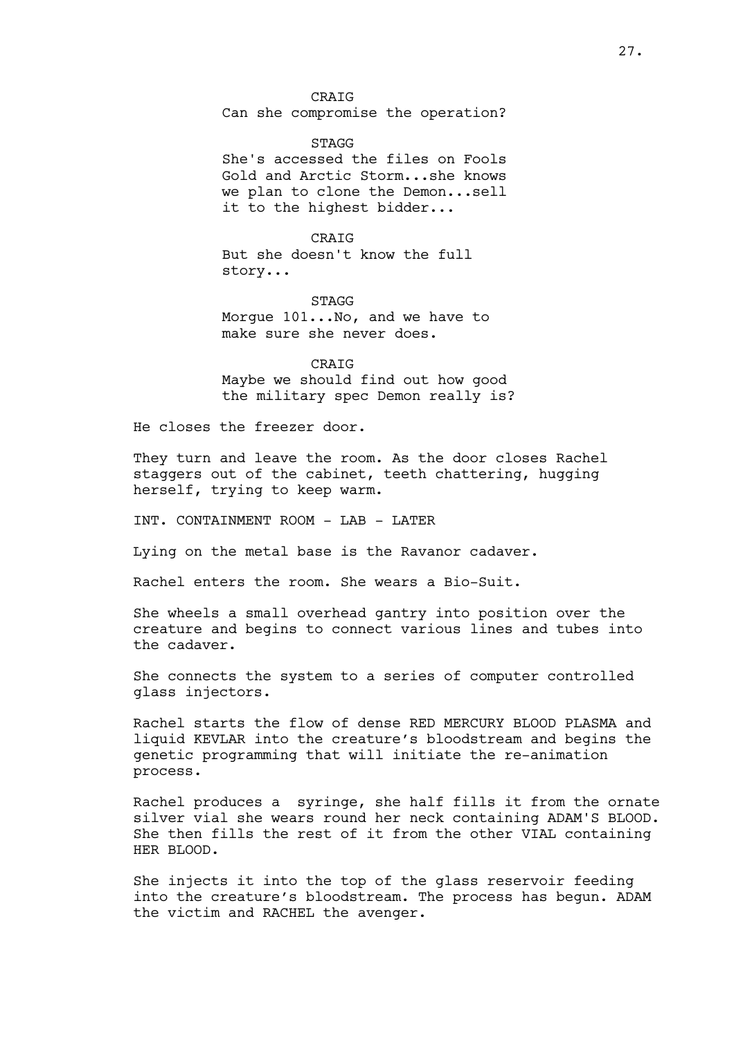CRAIG
Can she compromise the operation?

STAGG
She's accessed the files on Fools Gold and Arctic Storm...she knows we plan to clone the Demon...sell it to the highest bidder...

CRAIG
But she doesn't know the full story...

STAGG
Morgue 101...No, and we have to make sure she never does.

CRAIG
Maybe we should find out how good the military spec Demon really is?

He closes the freezer door.

They turn and leave the room. As the door closes Rachel staggers out of the cabinet, teeth chattering, hugging herself, trying to keep warm.

INT. CONTAINMENT ROOM - LAB - LATER

Lying on the metal base is the Ravanor cadaver.

Rachel enters the room. She wears a Bio-Suit.

She wheels a small overhead gantry into position over the creature and begins to connect various lines and tubes into the cadaver.

She connects the system to a series of computer controlled glass injectors.

Rachel starts the flow of dense RED MERCURY BLOOD PLASMA and liquid KEVLAR into the creature's bloodstream and begins the genetic programming that will initiate the re-animation process.

Rachel produces a syringe, she half fills it from the ornate silver vial she wears round her neck containing ADAM'S BLOOD. She then fills the rest of it from the other VIAL containing HER BLOOD.

She injects it into the top of the glass reservoir feeding into the creature's bloodstream. The process has begun. ADAM the victim and RACHEL the avenger.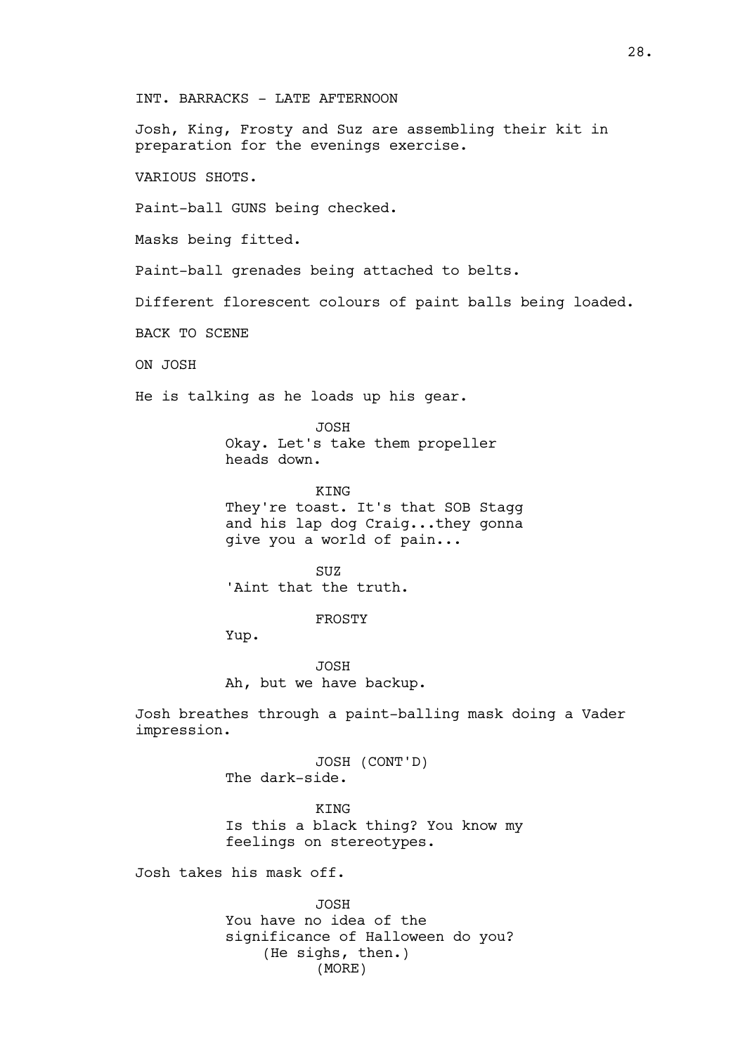INT. BARRACKS - LATE AFTERNOON

Josh, King, Frosty and Suz are assembling their kit in preparation for the evenings exercise.

VARIOUS SHOTS.

Paint-ball GUNS being checked.

Masks being fitted.

Paint-ball grenades being attached to belts.

Different florescent colours of paint balls being loaded.

BACK TO SCENE

ON JOSH

He is talking as he loads up his gear.

JOSH
Okay. Let's take them propeller heads down.

KING
They're toast. It's that SOB Stagg and his lap dog Craig...they gonna give you a world of pain...

SUZ
'Aint that the truth.

FROSTY
Yup.

JOSH
Ah, but we have backup.

Josh breathes through a paint-balling mask doing a Vader impression.

JOSH (CONT'D)
The dark-side.

KING
Is this a black thing? You know my feelings on stereotypes.

Josh takes his mask off.

JOSH
You have no idea of the significance of Halloween do you?
(He sighs, then.)
(MORE)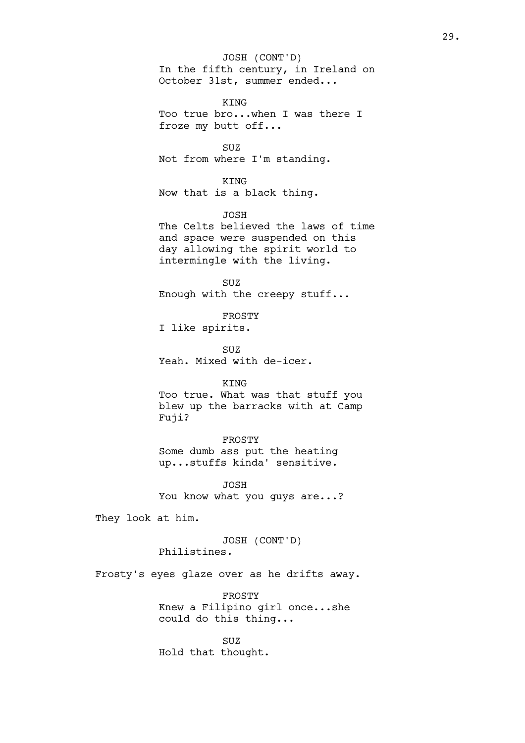JOSH (CONT'D)
In the fifth century, in Ireland on October 31st, summer ended...

KING
Too true bro...when I was there I froze my butt off...

SUZ
Not from where I'm standing.

KING
Now that is a black thing.

JOSH
The Celts believed the laws of time and space were suspended on this day allowing the spirit world to intermingle with the living.

SUZ
Enough with the creepy stuff...

FROSTY
I like spirits.

SUZ
Yeah. Mixed with de-icer.

KING
Too true. What was that stuff you blew up the barracks with at Camp Fuji?

FROSTY
Some dumb ass put the heating up...stuffs kinda' sensitive.

JOSH
You know what you guys are...?

They look at him.

JOSH (CONT'D)
Philistines.

Frosty's eyes glaze over as he drifts away.

FROSTY
Knew a Filipino girl once...she could do this thing...

SUZ
Hold that thought.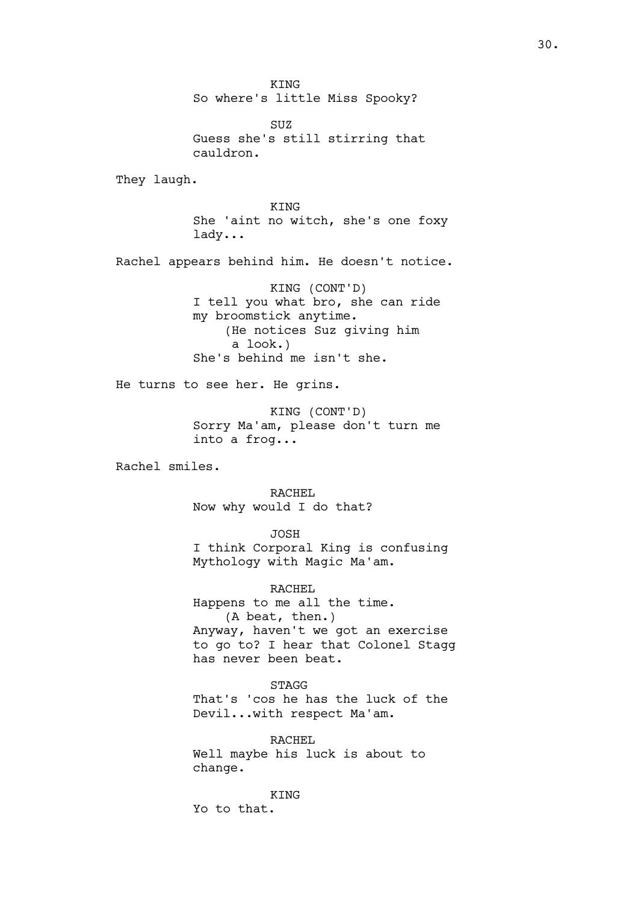KING
So where's little Miss Spooky?

SUZ
Guess she's still stirring that cauldron.

They laugh.

KING
She 'aint no witch, she's one foxy lady...

Rachel appears behind him. He doesn't notice.

KING (CONT'D)
I tell you what bro, she can ride my broomstick anytime.
(He notices Suz giving him a look.)
She's behind me isn't she.

He turns to see her. He grins.

KING (CONT'D)
Sorry Ma'am, please don't turn me into a frog...

Rachel smiles.

RACHEL
Now why would I do that?

JOSH
I think Corporal King is confusing Mythology with Magic Ma'am.

RACHEL
Happens to me all the time.
(A beat, then.)
Anyway, haven't we got an exercise to go to? I hear that Colonel Stagg has never been beat.

STAGG
That's 'cos he has the luck of the Devil...with respect Ma'am.

RACHEL
Well maybe his luck is about to change.

KING
Yo to that.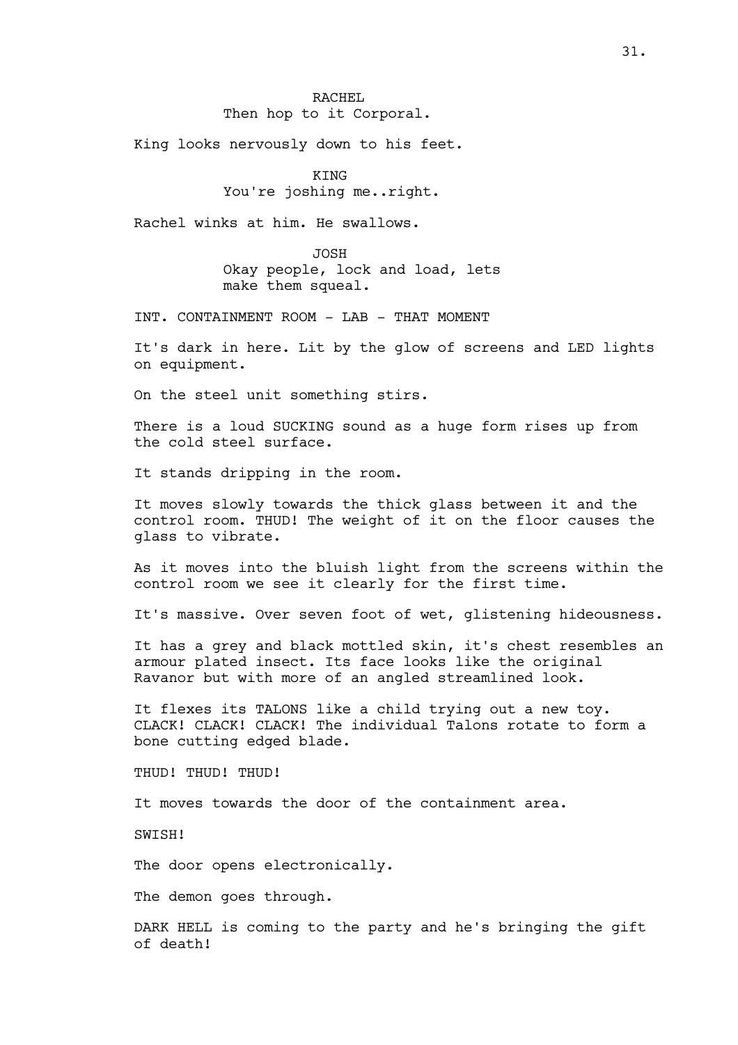RACHEL
Then hop to it Corporal.

King looks nervously down to his feet.

KING
You're joshing me..right.

Rachel winks at him. He swallows.

JOSH
Okay people, lock and load, lets make them squeal.

INT. CONTAINMENT ROOM - LAB - THAT MOMENT

It's dark in here. Lit by the glow of screens and LED lights on equipment.

On the steel unit something stirs.

There is a loud SUCKING sound as a huge form rises up from the cold steel surface.

It stands dripping in the room.

It moves slowly towards the thick glass between it and the control room. THUD! The weight of it on the floor causes the glass to vibrate.

As it moves into the bluish light from the screens within the control room we see it clearly for the first time.

It's massive. Over seven foot of wet, glistening hideousness.

It has a grey and black mottled skin, it's chest resembles an armour plated insect. Its face looks like the original Ravanor but with more of an angled streamlined look.

It flexes its TALONS like a child trying out a new toy. CLACK! CLACK! CLACK! The individual Talons rotate to form a bone cutting edged blade.

THUD! THUD! THUD!

It moves towards the door of the containment area.

SWISH!

The door opens electronically.

The demon goes through.

DARK HELL is coming to the party and he's bringing the gift of death!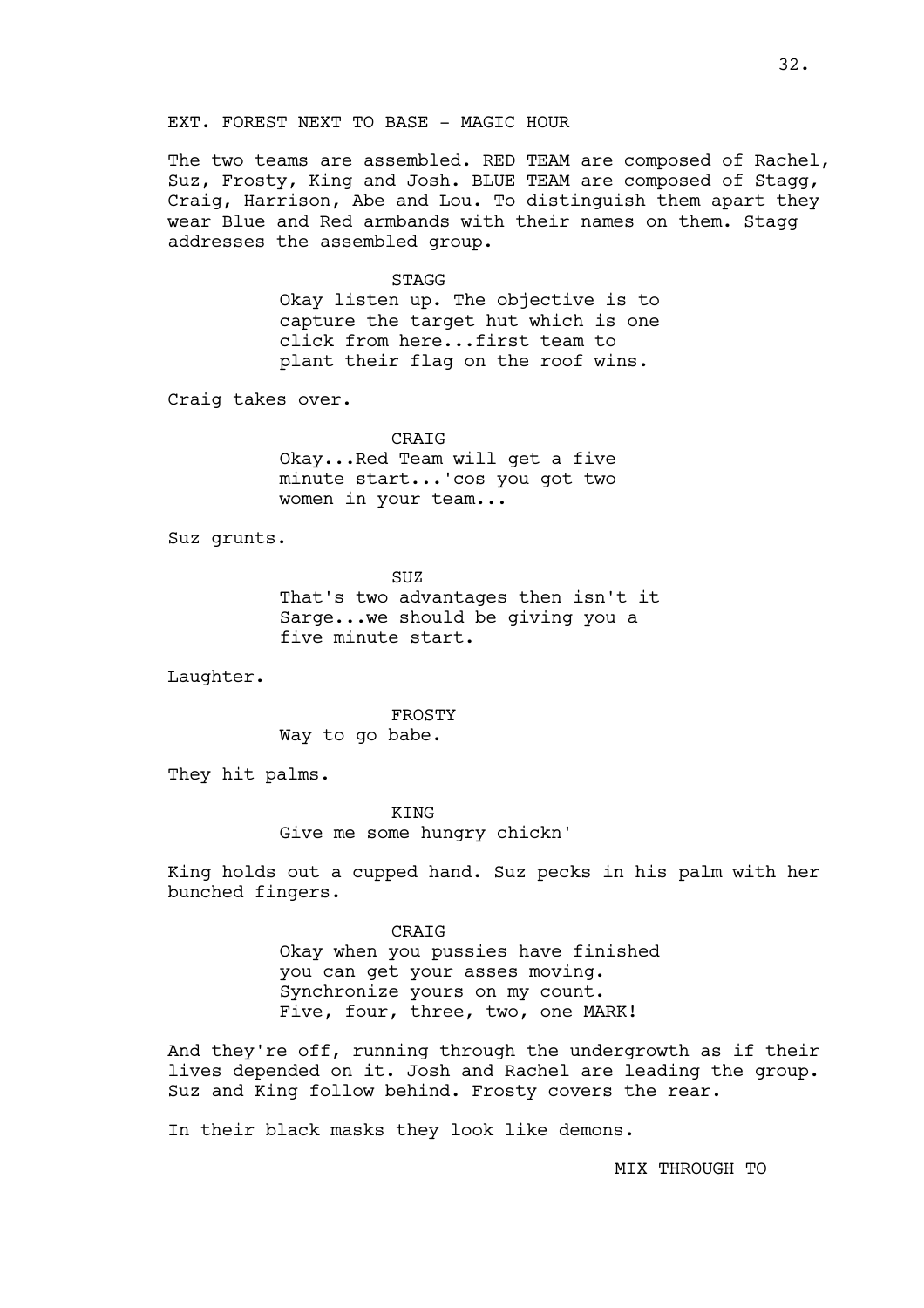EXT. FOREST NEXT TO BASE - MAGIC HOUR

The two teams are assembled. RED TEAM are composed of Rachel, Suz, Frosty, King and Josh. BLUE TEAM are composed of Stagg, Craig, Harrison, Abe and Lou. To distinguish them apart they wear Blue and Red armbands with their names on them. Stagg addresses the assembled group.

STAGG
Okay listen up. The objective is to capture the target hut which is one click from here...first team to plant their flag on the roof wins.

Craig takes over.

CRAIG
Okay...Red Team will get a five minute start...'cos you got two women in your team...

Suz grunts.

SUZ
That's two advantages then isn't it Sarge...we should be giving you a five minute start.

Laughter.

FROSTY
Way to go babe.

They hit palms.

KING
Give me some hungry chickn'

King holds out a cupped hand. Suz pecks in his palm with her bunched fingers.

CRAIG
Okay when you pussies have finished you can get your asses moving. Synchronize yours on my count. Five, four, three, two, one MARK!

And they're off, running through the undergrowth as if their lives depended on it. Josh and Rachel are leading the group. Suz and King follow behind. Frosty covers the rear.

In their black masks they look like demons.

MIX THROUGH TO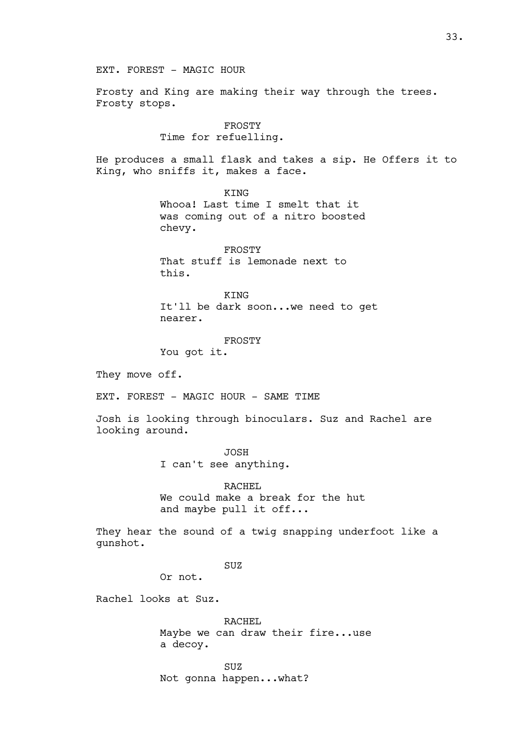EXT. FOREST - MAGIC HOUR

Frosty and King are making their way through the trees. Frosty stops.

FROSTY
Time for refuelling.

He produces a small flask and takes a sip. He Offers it to King, who sniffs it, makes a face.

KING
Whooa! Last time I smelt that it was coming out of a nitro boosted chevy.

FROSTY
That stuff is lemonade next to this.

KING
It'll be dark soon...we need to get nearer.

FROSTY
You got it.

They move off.

EXT. FOREST - MAGIC HOUR - SAME TIME

Josh is looking through binoculars. Suz and Rachel are looking around.

JOSH
I can't see anything.

RACHEL
We could make a break for the hut and maybe pull it off...

They hear the sound of a twig snapping underfoot like a gunshot.

SUZ
Or not.

Rachel looks at Suz.

RACHEL
Maybe we can draw their fire...use a decoy.

SUZ
Not gonna happen...what?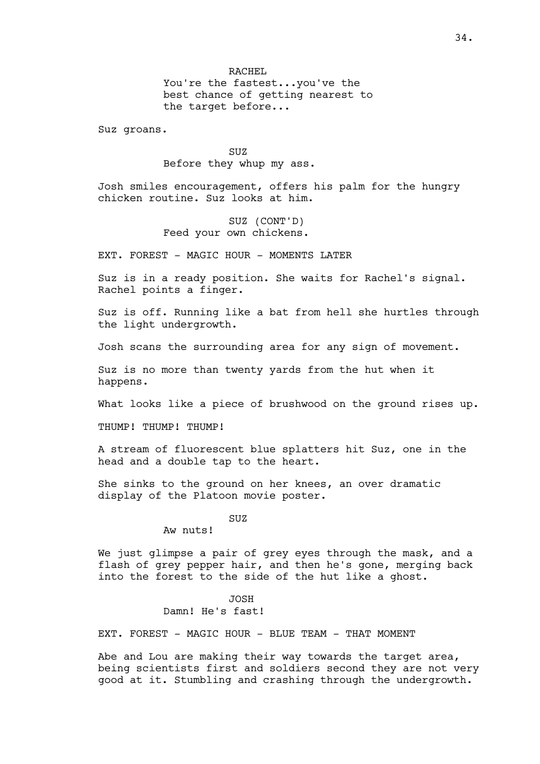RACHEL

You're the fastest...you've the best chance of getting nearest to the target before...

Suz groans.

SUZ

Before they whup my ass.

Josh smiles encouragement, offers his palm for the hungry chicken routine. Suz looks at him.

SUZ (CONT'D)

Feed your own chickens.

EXT. FOREST - MAGIC HOUR - MOMENTS LATER

Suz is in a ready position. She waits for Rachel's signal. Rachel points a finger.

Suz is off. Running like a bat from hell she hurtles through the light undergrowth.

Josh scans the surrounding area for any sign of movement.

Suz is no more than twenty yards from the hut when it happens.

What looks like a piece of brushwood on the ground rises up.

THUMP! THUMP! THUMP!

A stream of fluorescent blue splatters hit Suz, one in the head and a double tap to the heart.

She sinks to the ground on her knees, an over dramatic display of the Platoon movie poster.

SUZ

Aw nuts!

We just glimpse a pair of grey eyes through the mask, and a flash of grey pepper hair, and then he's gone, merging back into the forest to the side of the hut like a ghost.

JOSH

Damn! He's fast!

EXT. FOREST - MAGIC HOUR - BLUE TEAM - THAT MOMENT

Abe and Lou are making their way towards the target area, being scientists first and soldiers second they are not very good at it. Stumbling and crashing through the undergrowth.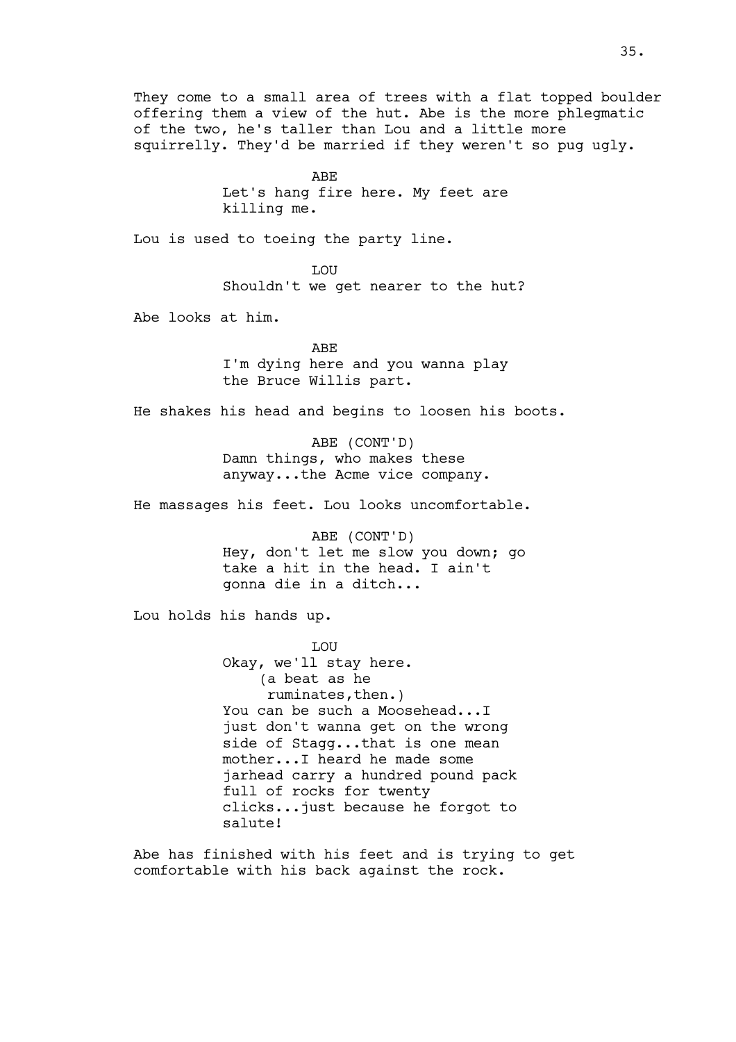They come to a small area of trees with a flat topped boulder offering them a view of the hut. Abe is the more phlegmatic of the two, he's taller than Lou and a little more squirrelly. They'd be married if they weren't so pug ugly.

ABE
Let's hang fire here. My feet are killing me.

Lou is used to toeing the party line.

LOU
Shouldn't we get nearer to the hut?

Abe looks at him.

ABE
I'm dying here and you wanna play the Bruce Willis part.

He shakes his head and begins to loosen his boots.

ABE (CONT'D)
Damn things, who makes these anyway...the Acme vice company.

He massages his feet. Lou looks uncomfortable.

ABE (CONT'D)
Hey, don't let me slow you down; go take a hit in the head. I ain't gonna die in a ditch...

Lou holds his hands up.

LOU
Okay, we'll stay here.
(a beat as he ruminates,then.)
You can be such a Moosehead...I just don't wanna get on the wrong side of Stagg...that is one mean mother...I heard he made some jarhead carry a hundred pound pack full of rocks for twenty clicks...just because he forgot to salute!

Abe has finished with his feet and is trying to get comfortable with his back against the rock.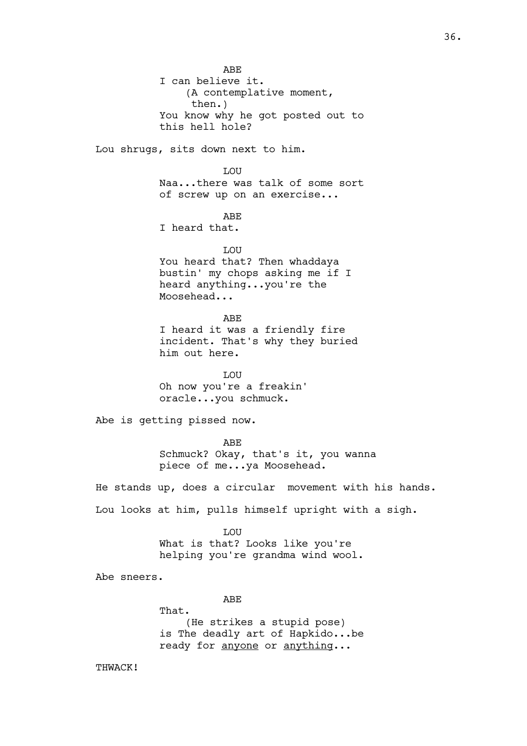ABE

I can believe it.

(A contemplative moment, then.)

You know why he got posted out to this hell hole?

Lou shrugs, sits down next to him.

LOU

Naa...there was talk of some sort of screw up on an exercise...

ABE

I heard that.

LOU

You heard that? Then whaddaya bustin' my chops asking me if I heard anything...you're the Moosehead...

ABE

I heard it was a friendly fire incident. That's why they buried him out here.

LOU

Oh now you're a freakin' oracle...you schmuck.

Abe is getting pissed now.

ABE

Schmuck? Okay, that's it, you wanna piece of me...ya Moosehead.

He stands up, does a circular  movement with his hands.

Lou looks at him, pulls himself upright with a sigh.

LOU

What is that? Looks like you're helping you're grandma wind wool.

Abe sneers.

ABE

That.

(He strikes a stupid pose)

is The deadly art of Hapkido...be ready for <u>anyone</u> or <u>anything</u>...

THWACK!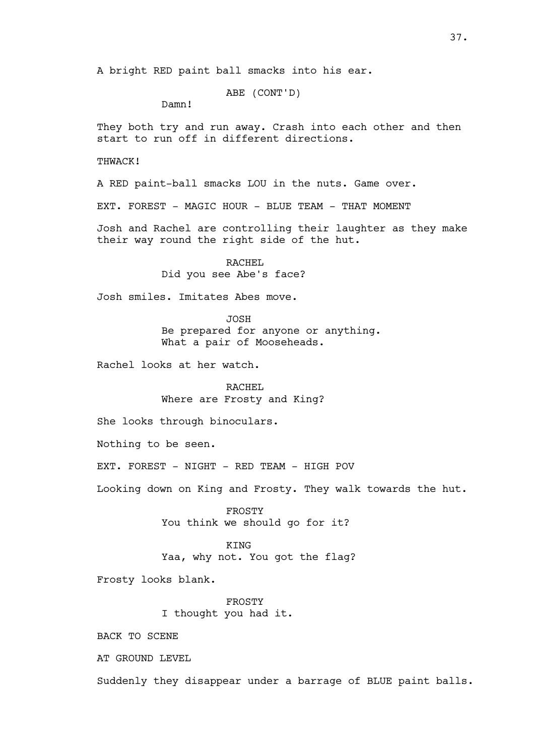A bright RED paint ball smacks into his ear.

ABE (CONT'D)
Damn!

They both try and run away. Crash into each other and then start to run off in different directions.

THWACK!

A RED paint-ball smacks LOU in the nuts. Game over.

EXT. FOREST - MAGIC HOUR - BLUE TEAM - THAT MOMENT

Josh and Rachel are controlling their laughter as they make their way round the right side of the hut.

RACHEL
Did you see Abe's face?

Josh smiles. Imitates Abes move.

JOSH
Be prepared for anyone or anything. What a pair of Mooseheads.

Rachel looks at her watch.

RACHEL
Where are Frosty and King?

She looks through binoculars.

Nothing to be seen.

EXT. FOREST - NIGHT - RED TEAM - HIGH POV

Looking down on King and Frosty. They walk towards the hut.

FROSTY
You think we should go for it?

KING
Yaa, why not. You got the flag?

Frosty looks blank.

FROSTY
I thought you had it.

BACK TO SCENE

AT GROUND LEVEL

Suddenly they disappear under a barrage of BLUE paint balls.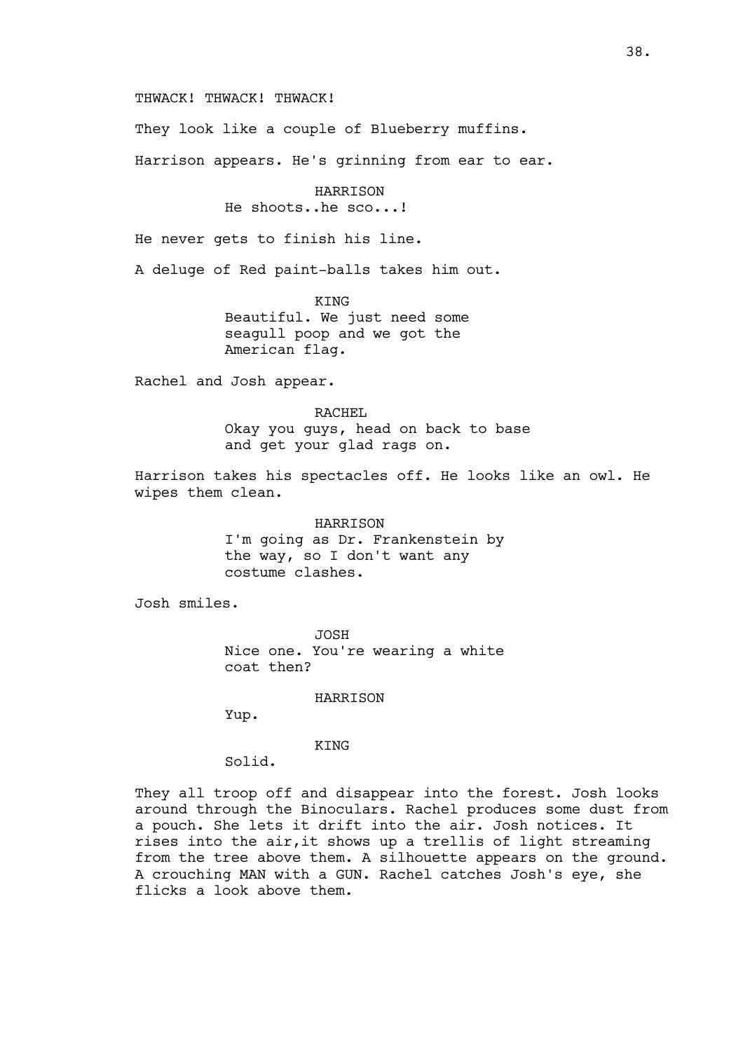THWACK! THWACK! THWACK!

They look like a couple of Blueberry muffins.

Harrison appears. He's grinning from ear to ear.

HARRISON
He shoots..he sco...!

He never gets to finish his line.

A deluge of Red paint-balls takes him out.

KING
Beautiful. We just need some seagull poop and we got the American flag.

Rachel and Josh appear.

RACHEL
Okay you guys, head on back to base and get your glad rags on.

Harrison takes his spectacles off. He looks like an owl. He wipes them clean.

HARRISON
I'm going as Dr. Frankenstein by the way, so I don't want any costume clashes.

Josh smiles.

JOSH
Nice one. You're wearing a white coat then?

HARRISON
Yup.

KING
Solid.

They all troop off and disappear into the forest. Josh looks around through the Binoculars. Rachel produces some dust from a pouch. She lets it drift into the air. Josh notices. It rises into the air,it shows up a trellis of light streaming from the tree above them. A silhouette appears on the ground. A crouching MAN with a GUN. Rachel catches Josh's eye, she flicks a look above them.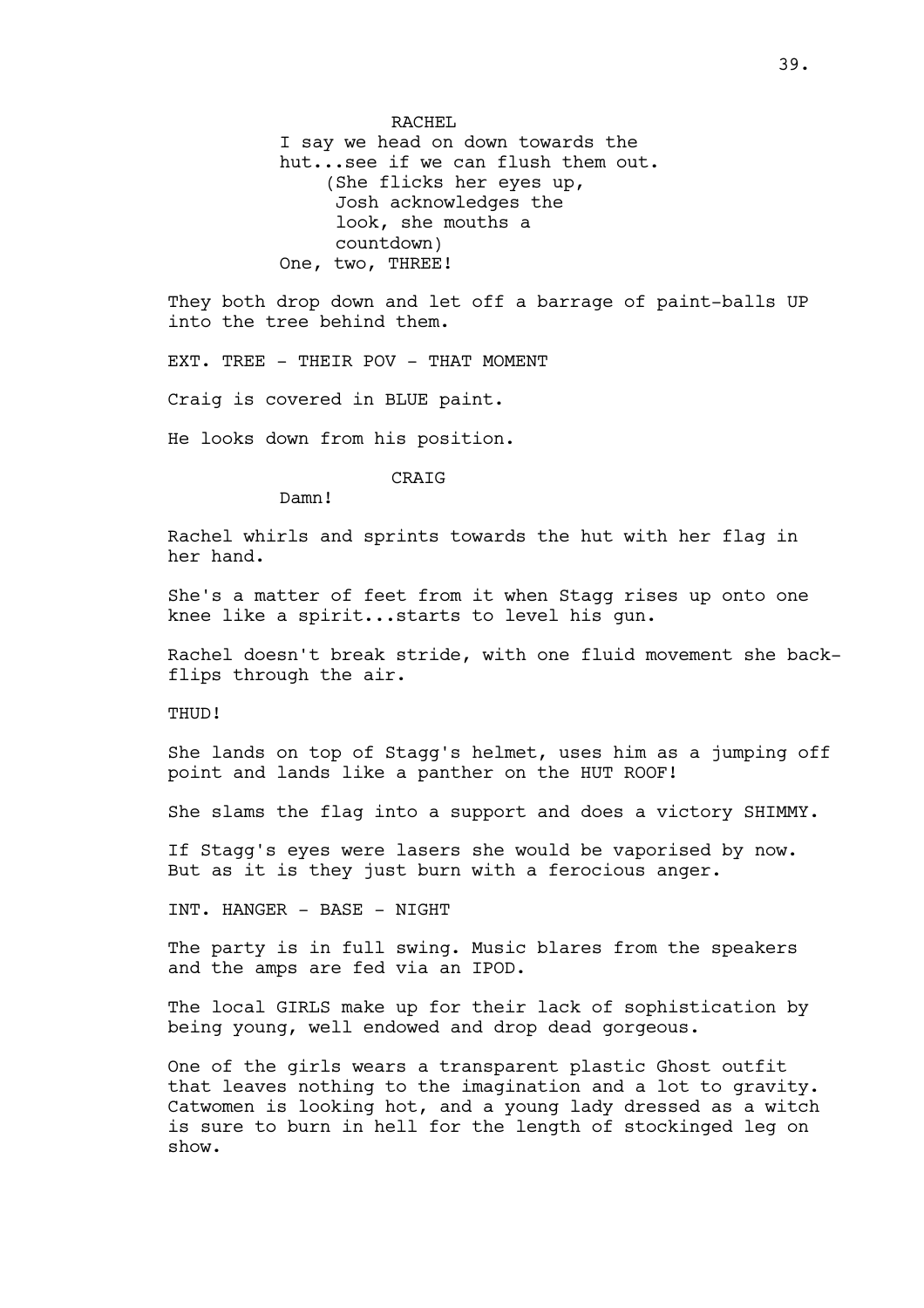RACHEL

I say we head on down towards the hut...see if we can flush them out.

(She flicks her eyes up, Josh acknowledges the look, she mouths a countdown)

One, two, THREE!

They both drop down and let off a barrage of paint-balls UP into the tree behind them.

EXT. TREE - THEIR POV - THAT MOMENT

Craig is covered in BLUE paint.

He looks down from his position.

CRAIG

Damn!

Rachel whirls and sprints towards the hut with her flag in her hand.

She's a matter of feet from it when Stagg rises up onto one knee like a spirit...starts to level his gun.

Rachel doesn't break stride, with one fluid movement she back-flips through the air.

THUD!

She lands on top of Stagg's helmet, uses him as a jumping off point and lands like a panther on the HUT ROOF!

She slams the flag into a support and does a victory SHIMMY.

If Stagg's eyes were lasers she would be vaporised by now. But as it is they just burn with a ferocious anger.

INT. HANGER - BASE - NIGHT

The party is in full swing. Music blares from the speakers and the amps are fed via an IPOD.

The local GIRLS make up for their lack of sophistication by being young, well endowed and drop dead gorgeous.

One of the girls wears a transparent plastic Ghost outfit that leaves nothing to the imagination and a lot to gravity. Catwomen is looking hot, and a young lady dressed as a witch is sure to burn in hell for the length of stockinged leg on show.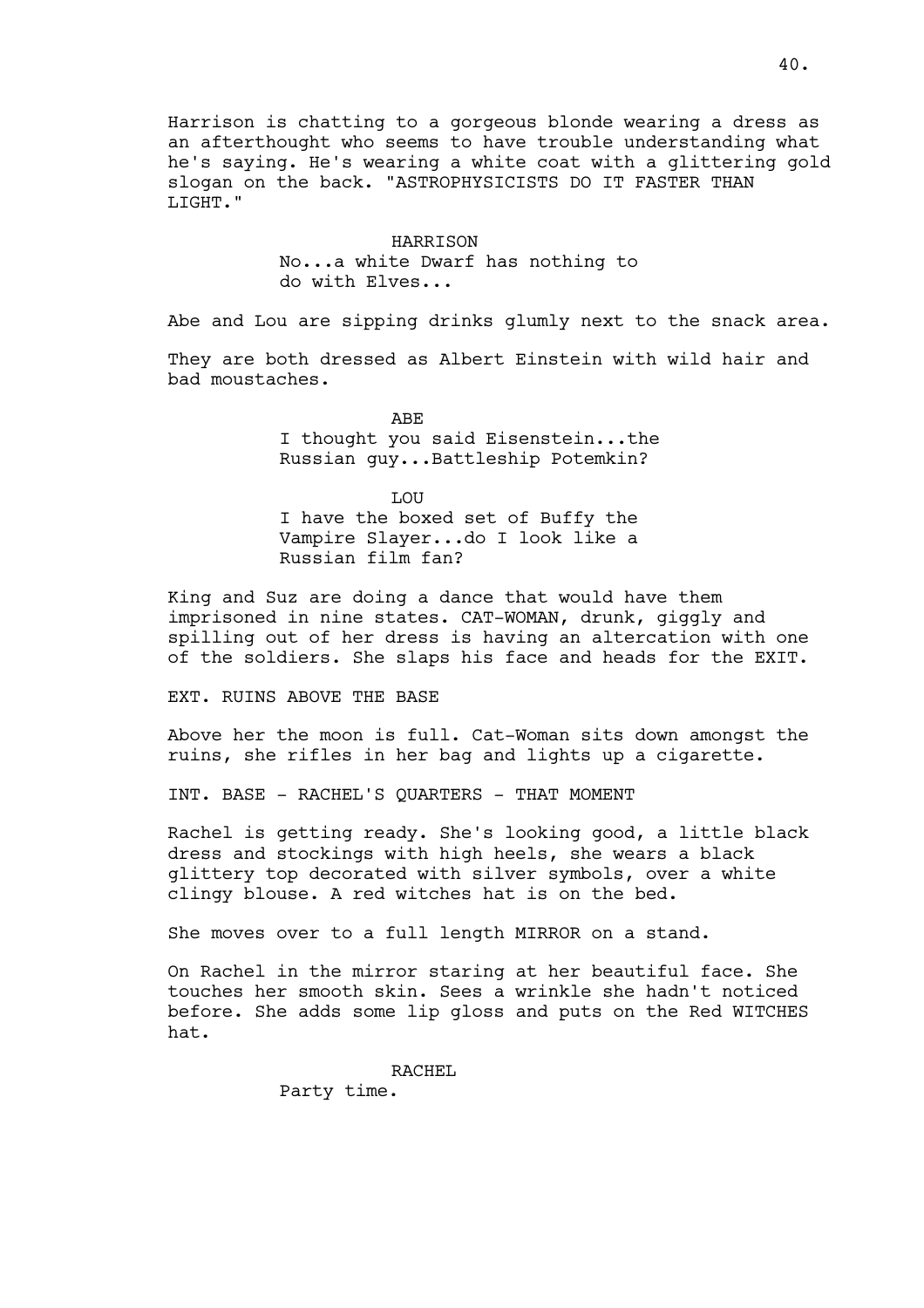Harrison is chatting to a gorgeous blonde wearing a dress as an afterthought who seems to have trouble understanding what he's saying. He's wearing a white coat with a glittering gold slogan on the back. "ASTROPHYSICISTS DO IT FASTER THAN LIGHT."

HARRISON

No...a white Dwarf has nothing to do with Elves...

Abe and Lou are sipping drinks glumly next to the snack area.

They are both dressed as Albert Einstein with wild hair and bad moustaches.

ABE

I thought you said Eisenstein...the Russian guy...Battleship Potemkin?

LOU

I have the boxed set of Buffy the Vampire Slayer...do I look like a Russian film fan?

King and Suz are doing a dance that would have them imprisoned in nine states. CAT-WOMAN, drunk, giggly and spilling out of her dress is having an altercation with one of the soldiers. She slaps his face and heads for the EXIT.

EXT. RUINS ABOVE THE BASE

Above her the moon is full. Cat-Woman sits down amongst the ruins, she rifles in her bag and lights up a cigarette.

INT. BASE - RACHEL'S QUARTERS - THAT MOMENT

Rachel is getting ready. She's looking good, a little black dress and stockings with high heels, she wears a black glittery top decorated with silver symbols, over a white clingy blouse. A red witches hat is on the bed.

She moves over to a full length MIRROR on a stand.

On Rachel in the mirror staring at her beautiful face. She touches her smooth skin. Sees a wrinkle she hadn't noticed before. She adds some lip gloss and puts on the Red WITCHES hat.

RACHEL

Party time.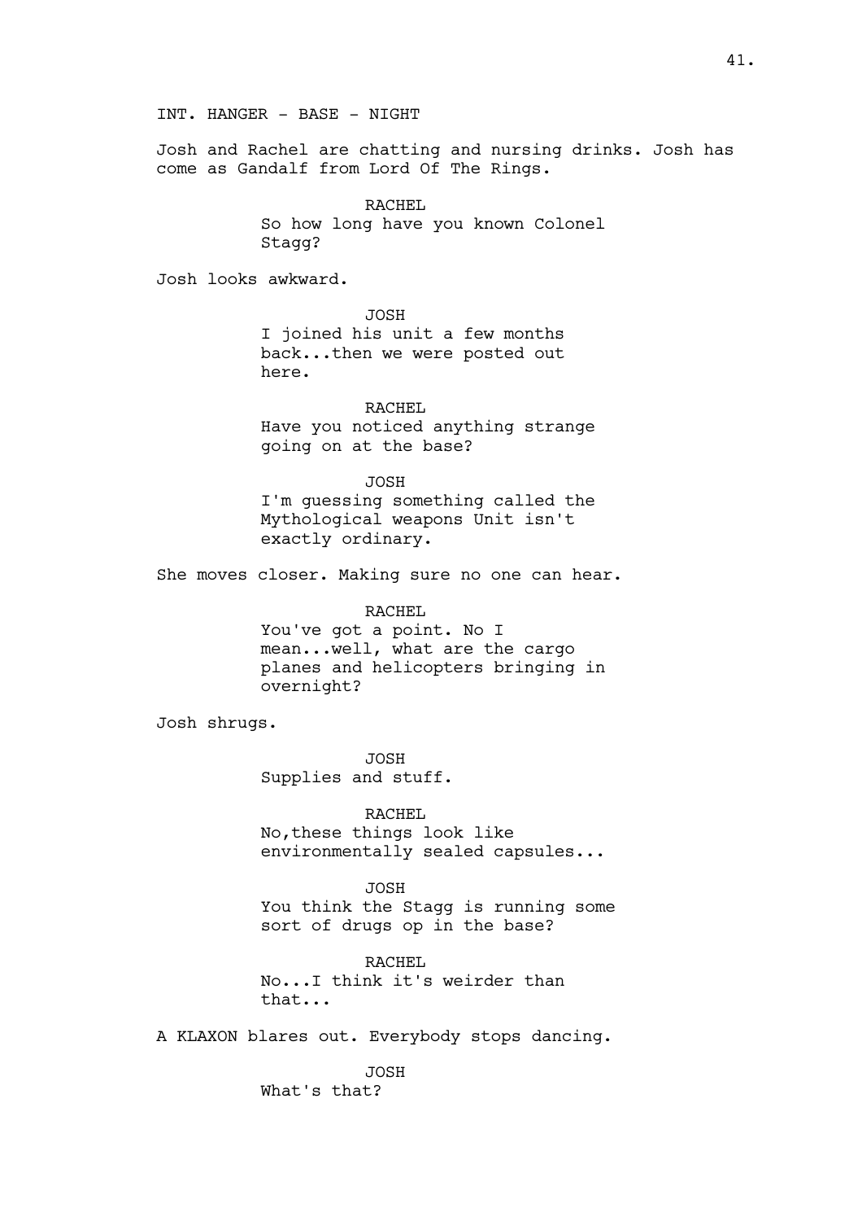INT. HANGER - BASE - NIGHT

Josh and Rachel are chatting and nursing drinks. Josh has come as Gandalf from Lord Of The Rings.

RACHEL
So how long have you known Colonel Stagg?

Josh looks awkward.

JOSH
I joined his unit a few months back...then we were posted out here.

RACHEL
Have you noticed anything strange going on at the base?

JOSH
I'm guessing something called the Mythological weapons Unit isn't exactly ordinary.

She moves closer. Making sure no one can hear.

RACHEL
You've got a point. No I mean...well, what are the cargo planes and helicopters bringing in overnight?

Josh shrugs.

JOSH
Supplies and stuff.

RACHEL
No,these things look like environmentally sealed capsules...

JOSH
You think the Stagg is running some sort of drugs op in the base?

RACHEL
No...I think it's weirder than that...

A KLAXON blares out. Everybody stops dancing.

JOSH
What's that?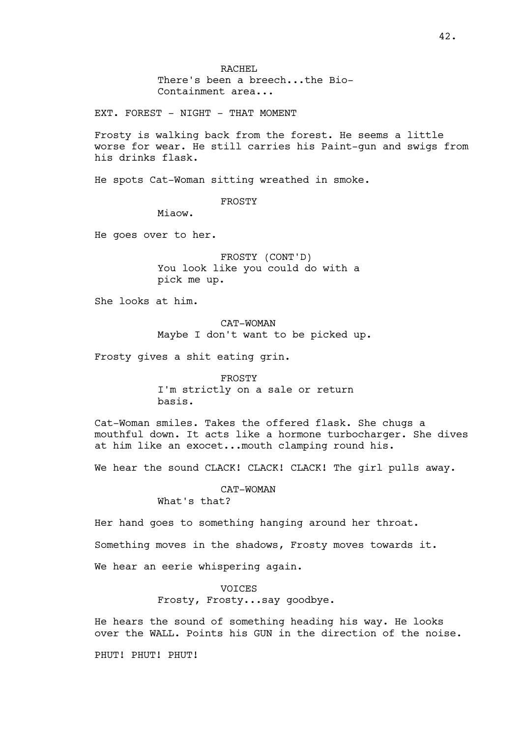RACHEL
There's been a breech...the Bio-Containment area...

EXT. FOREST - NIGHT - THAT MOMENT

Frosty is walking back from the forest. He seems a little worse for wear. He still carries his Paint-gun and swigs from his drinks flask.

He spots Cat-Woman sitting wreathed in smoke.

FROSTY
Miaow.

He goes over to her.

FROSTY (CONT'D)
You look like you could do with a pick me up.

She looks at him.

CAT-WOMAN
Maybe I don't want to be picked up.

Frosty gives a shit eating grin.

FROSTY
I'm strictly on a sale or return basis.

Cat-Woman smiles. Takes the offered flask. She chugs a mouthful down. It acts like a hormone turbocharger. She dives at him like an exocet...mouth clamping round his.

We hear the sound CLACK! CLACK! CLACK! The girl pulls away.

CAT-WOMAN
What's that?

Her hand goes to something hanging around her throat.

Something moves in the shadows, Frosty moves towards it.

We hear an eerie whispering again.

VOICES
Frosty, Frosty...say goodbye.

He hears the sound of something heading his way. He looks over the WALL. Points his GUN in the direction of the noise.

PHUT! PHUT! PHUT!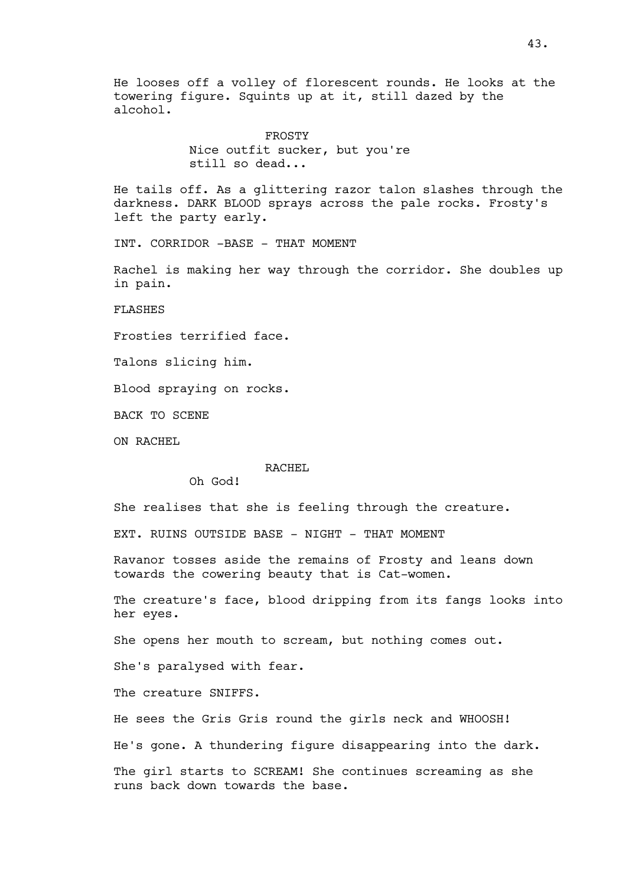He looses off a volley of florescent rounds. He looks at the towering figure. Squints up at it, still dazed by the alcohol.

FROSTY
Nice outfit sucker, but you're still so dead...

He tails off. As a glittering razor talon slashes through the darkness. DARK BLOOD sprays across the pale rocks. Frosty's left the party early.

INT. CORRIDOR -BASE - THAT MOMENT

Rachel is making her way through the corridor. She doubles up in pain.

FLASHES

Frosties terrified face.

Talons slicing him.

Blood spraying on rocks.

BACK TO SCENE

ON RACHEL

RACHEL
Oh God!

She realises that she is feeling through the creature.

EXT. RUINS OUTSIDE BASE - NIGHT - THAT MOMENT

Ravanor tosses aside the remains of Frosty and leans down towards the cowering beauty that is Cat-women.

The creature's face, blood dripping from its fangs looks into her eyes.

She opens her mouth to scream, but nothing comes out.

She's paralysed with fear.

The creature SNIFFS.

He sees the Gris Gris round the girls neck and WHOOSH!

He's gone. A thundering figure disappearing into the dark.

The girl starts to SCREAM! She continues screaming as she runs back down towards the base.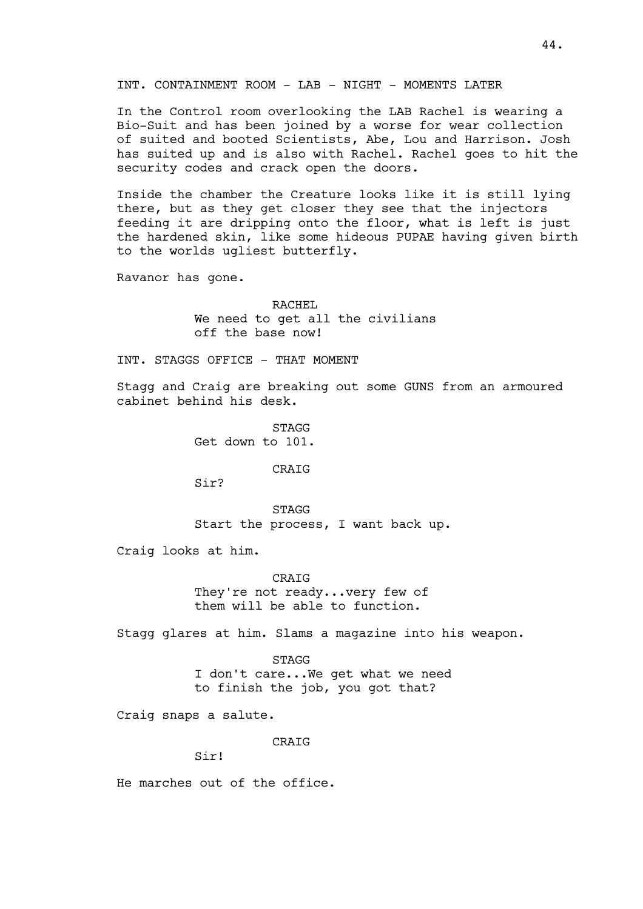INT. CONTAINMENT ROOM - LAB - NIGHT - MOMENTS LATER

In the Control room overlooking the LAB Rachel is wearing a Bio-Suit and has been joined by a worse for wear collection of suited and booted Scientists, Abe, Lou and Harrison. Josh has suited up and is also with Rachel. Rachel goes to hit the security codes and crack open the doors.

Inside the chamber the Creature looks like it is still lying there, but as they get closer they see that the injectors feeding it are dripping onto the floor, what is left is just the hardened skin, like some hideous PUPAE having given birth to the worlds ugliest butterfly.

Ravanor has gone.

RACHEL
We need to get all the civilians off the base now!

INT. STAGGS OFFICE - THAT MOMENT

Stagg and Craig are breaking out some GUNS from an armoured cabinet behind his desk.

STAGG
Get down to 101.

CRAIG
Sir?

STAGG
Start the process, I want back up.

Craig looks at him.

CRAIG
They're not ready...very few of them will be able to function.

Stagg glares at him. Slams a magazine into his weapon.

STAGG
I don't care...We get what we need to finish the job, you got that?

Craig snaps a salute.

CRAIG
Sir!

He marches out of the office.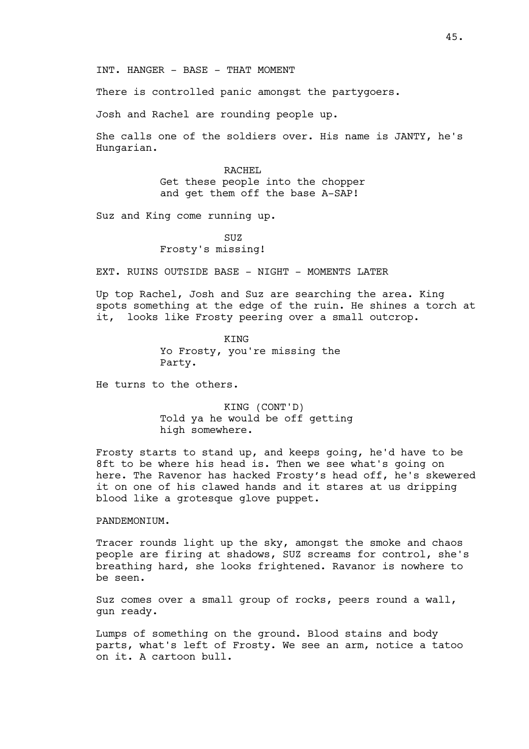INT. HANGER - BASE - THAT MOMENT

There is controlled panic amongst the partygoers.

Josh and Rachel are rounding people up.

She calls one of the soldiers over. His name is JANTY, he's Hungarian.

RACHEL
Get these people into the chopper and get them off the base A-SAP!

Suz and King come running up.

SUZ
Frosty's missing!

EXT. RUINS OUTSIDE BASE - NIGHT - MOMENTS LATER

Up top Rachel, Josh and Suz are searching the area. King spots something at the edge of the ruin. He shines a torch at it, looks like Frosty peering over a small outcrop.

KING
Yo Frosty, you're missing the Party.

He turns to the others.

KING (CONT'D)
Told ya he would be off getting high somewhere.

Frosty starts to stand up, and keeps going, he'd have to be 8ft to be where his head is. Then we see what's going on here. The Ravenor has hacked Frosty's head off, he's skewered it on one of his clawed hands and it stares at us dripping blood like a grotesque glove puppet.

PANDEMONIUM.

Tracer rounds light up the sky, amongst the smoke and chaos people are firing at shadows, SUZ screams for control, she's breathing hard, she looks frightened. Ravanor is nowhere to be seen.

Suz comes over a small group of rocks, peers round a wall, gun ready.

Lumps of something on the ground. Blood stains and body parts, what's left of Frosty. We see an arm, notice a tatoo on it. A cartoon bull.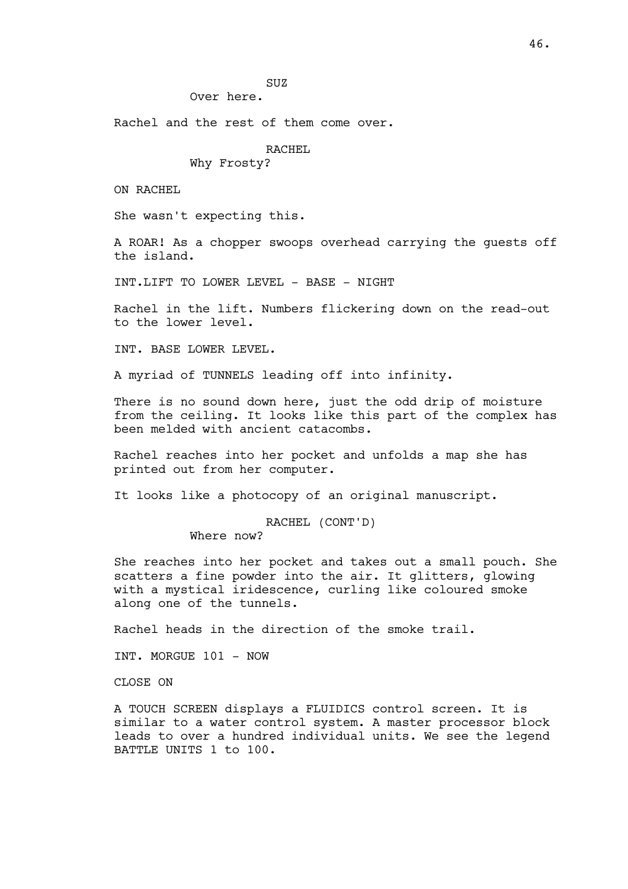SUZ

Over here.

Rachel and the rest of them come over.

RACHEL

Why Frosty?

ON RACHEL

She wasn't expecting this.

A ROAR! As a chopper swoops overhead carrying the guests off the island.

INT.LIFT TO LOWER LEVEL - BASE - NIGHT

Rachel in the lift. Numbers flickering down on the read-out to the lower level.

INT. BASE LOWER LEVEL.

A myriad of TUNNELS leading off into infinity.

There is no sound down here, just the odd drip of moisture from the ceiling. It looks like this part of the complex has been melded with ancient catacombs.

Rachel reaches into her pocket and unfolds a map she has printed out from her computer.

It looks like a photocopy of an original manuscript.

RACHEL (CONT'D)

Where now?

She reaches into her pocket and takes out a small pouch. She scatters a fine powder into the air. It glitters, glowing with a mystical iridescence, curling like coloured smoke along one of the tunnels.

Rachel heads in the direction of the smoke trail.

INT. MORGUE 101 - NOW

CLOSE ON

A TOUCH SCREEN displays a FLUIDICS control screen. It is similar to a water control system. A master processor block leads to over a hundred individual units. We see the legend BATTLE UNITS 1 to 100.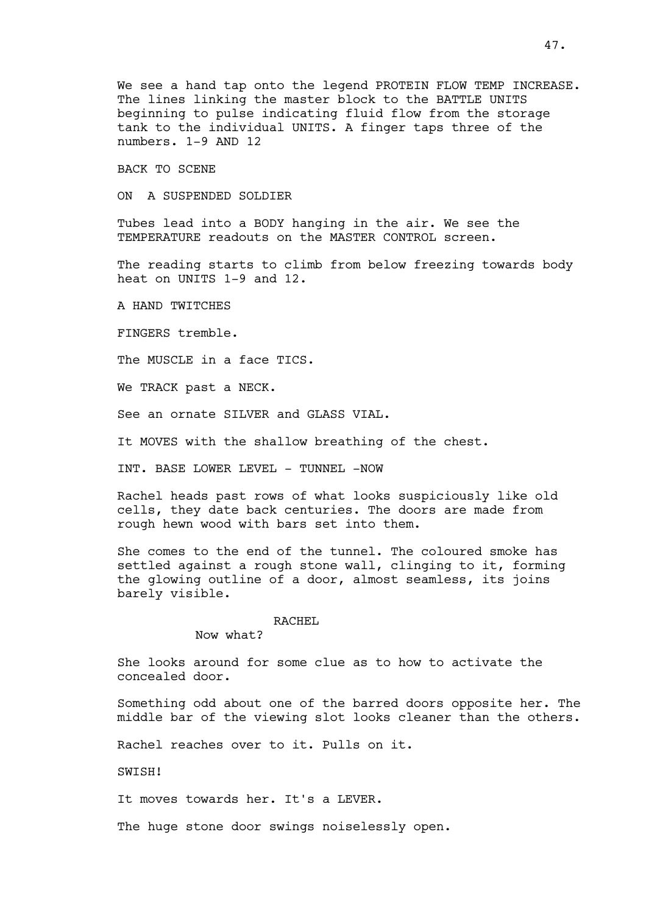We see a hand tap onto the legend PROTEIN FLOW TEMP INCREASE. The lines linking the master block to the BATTLE UNITS beginning to pulse indicating fluid flow from the storage tank to the individual UNITS. A finger taps three of the numbers. 1-9 AND 12

BACK TO SCENE

ON A SUSPENDED SOLDIER

Tubes lead into a BODY hanging in the air. We see the TEMPERATURE readouts on the MASTER CONTROL screen.

The reading starts to climb from below freezing towards body heat on UNITS 1-9 and 12.

A HAND TWITCHES

FINGERS tremble.

The MUSCLE in a face TICS.

We TRACK past a NECK.

See an ornate SILVER and GLASS VIAL.

It MOVES with the shallow breathing of the chest.

INT. BASE LOWER LEVEL - TUNNEL -NOW

Rachel heads past rows of what looks suspiciously like old cells, they date back centuries. The doors are made from rough hewn wood with bars set into them.

She comes to the end of the tunnel. The coloured smoke has settled against a rough stone wall, clinging to it, forming the glowing outline of a door, almost seamless, its joins barely visible.

RACHEL

Now what?

She looks around for some clue as to how to activate the concealed door.

Something odd about one of the barred doors opposite her. The middle bar of the viewing slot looks cleaner than the others.

Rachel reaches over to it. Pulls on it.

SWISH!

It moves towards her. It's a LEVER.

The huge stone door swings noiselessly open.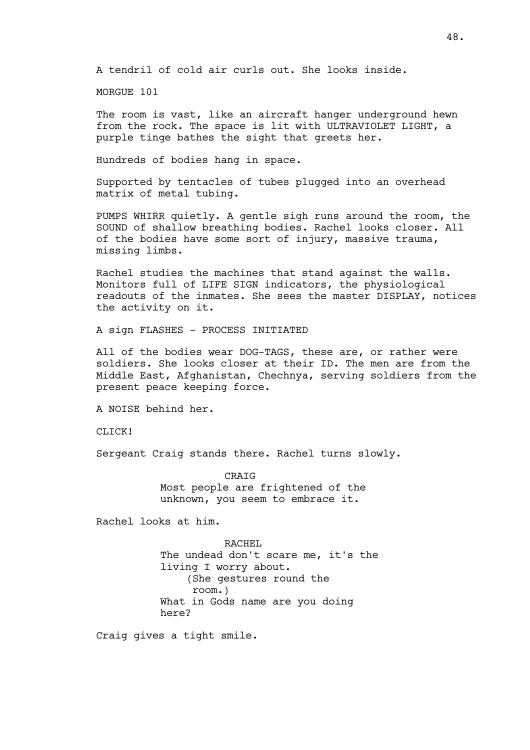A tendril of cold air curls out. She looks inside.

MORGUE 101

The room is vast, like an aircraft hanger underground hewn from the rock. The space is lit with ULTRAVIOLET LIGHT, a purple tinge bathes the sight that greets her.

Hundreds of bodies hang in space.

Supported by tentacles of tubes plugged into an overhead matrix of metal tubing.

PUMPS WHIRR quietly. A gentle sigh runs around the room, the SOUND of shallow breathing bodies. Rachel looks closer. All of the bodies have some sort of injury, massive trauma, missing limbs.

Rachel studies the machines that stand against the walls. Monitors full of LIFE SIGN indicators, the physiological readouts of the inmates. She sees the master DISPLAY, notices the activity on it.

A sign FLASHES - PROCESS INITIATED

All of the bodies wear DOG-TAGS, these are, or rather were soldiers. She looks closer at their ID. The men are from the Middle East, Afghanistan, Chechnya, serving soldiers from the present peace keeping force.

A NOISE behind her.

CLICK!

Sergeant Craig stands there. Rachel turns slowly.

CRAIG
Most people are frightened of the unknown, you seem to embrace it.

Rachel looks at him.

RACHEL
The undead don't scare me, it's the living I worry about.
(She gestures round the room.)
What in Gods name are you doing here?

Craig gives a tight smile.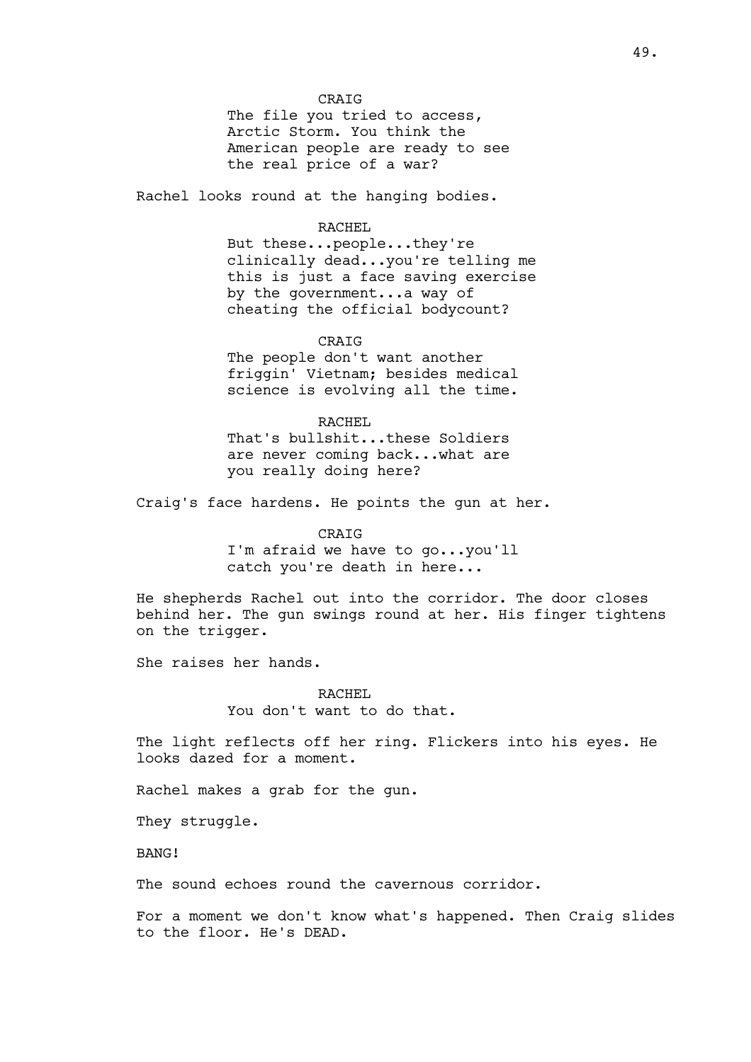CRAIG
The file you tried to access, Arctic Storm. You think the American people are ready to see the real price of a war?

Rachel looks round at the hanging bodies.

RACHEL
But these...people...they're clinically dead...you're telling me this is just a face saving exercise by the government...a way of cheating the official bodycount?

CRAIG
The people don't want another friggin' Vietnam; besides medical science is evolving all the time.

RACHEL
That's bullshit...these Soldiers are never coming back...what are you really doing here?

Craig's face hardens. He points the gun at her.

CRAIG
I'm afraid we have to go...you'll catch you're death in here...

He shepherds Rachel out into the corridor. The door closes behind her. The gun swings round at her. His finger tightens on the trigger.

She raises her hands.

RACHEL
You don't want to do that.

The light reflects off her ring. Flickers into his eyes. He looks dazed for a moment.

Rachel makes a grab for the gun.

They struggle.

BANG!

The sound echoes round the cavernous corridor.

For a moment we don't know what's happened. Then Craig slides to the floor. He's DEAD.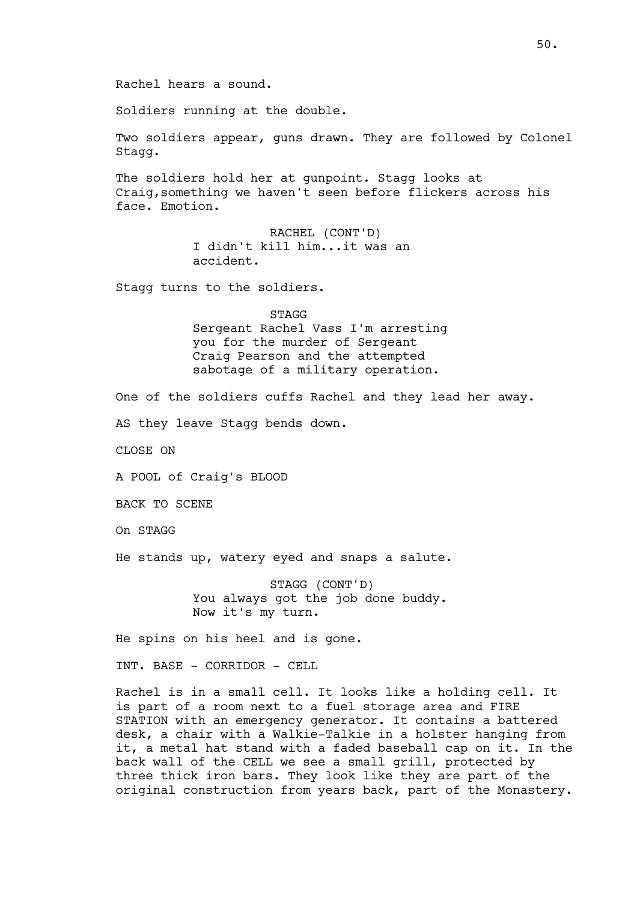Rachel hears a sound.

Soldiers running at the double.

Two soldiers appear, guns drawn. They are followed by Colonel Stagg.

The soldiers hold her at gunpoint. Stagg looks at Craig,something we haven't seen before flickers across his face. Emotion.

RACHEL (CONT'D)
I didn't kill him...it was an accident.

Stagg turns to the soldiers.

STAGG
Sergeant Rachel Vass I'm arresting you for the murder of Sergeant Craig Pearson and the attempted sabotage of a military operation.

One of the soldiers cuffs Rachel and they lead her away.

AS they leave Stagg bends down.

CLOSE ON

A POOL of Craig's BLOOD

BACK TO SCENE

On STAGG

He stands up, watery eyed and snaps a salute.

STAGG (CONT'D)
You always got the job done buddy. Now it's my turn.

He spins on his heel and is gone.

INT. BASE - CORRIDOR - CELL

Rachel is in a small cell. It looks like a holding cell. It is part of a room next to a fuel storage area and FIRE STATION with an emergency generator. It contains a battered desk, a chair with a Walkie-Talkie in a holster hanging from it, a metal hat stand with a faded baseball cap on it. In the back wall of the CELL we see a small grill, protected by three thick iron bars. They look like they are part of the original construction from years back, part of the Monastery.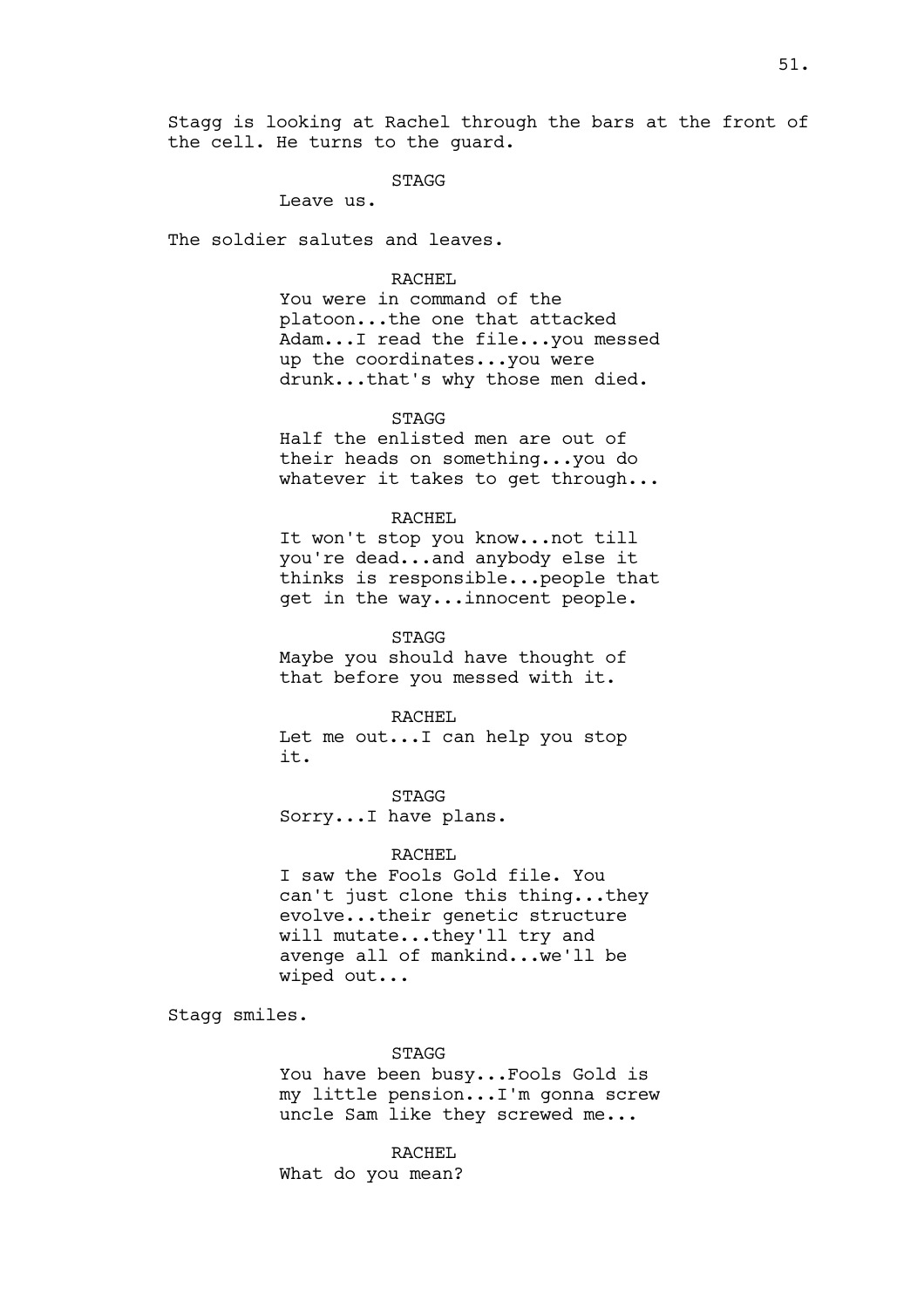Stagg is looking at Rachel through the bars at the front of the cell. He turns to the guard.

STAGG
Leave us.

The soldier salutes and leaves.

RACHEL
You were in command of the platoon...the one that attacked Adam...I read the file...you messed up the coordinates...you were drunk...that's why those men died.

STAGG
Half the enlisted men are out of their heads on something...you do whatever it takes to get through...

RACHEL
It won't stop you know...not till you're dead...and anybody else it thinks is responsible...people that get in the way...innocent people.

STAGG
Maybe you should have thought of that before you messed with it.

RACHEL
Let me out...I can help you stop it.

STAGG
Sorry...I have plans.

RACHEL
I saw the Fools Gold file. You can't just clone this thing...they evolve...their genetic structure will mutate...they'll try and avenge all of mankind...we'll be wiped out...

Stagg smiles.

STAGG
You have been busy...Fools Gold is my little pension...I'm gonna screw uncle Sam like they screwed me...

RACHEL
What do you mean?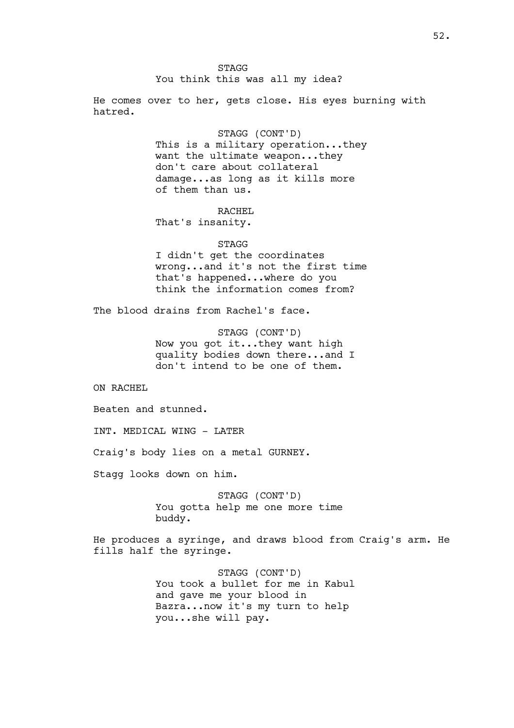STAGG
You think this was all my idea?

He comes over to her, gets close. His eyes burning with hatred.

STAGG (CONT'D)
This is a military operation...they want the ultimate weapon...they don't care about collateral damage...as long as it kills more of them than us.

RACHEL
That's insanity.

STAGG
I didn't get the coordinates wrong...and it's not the first time that's happened...where do you think the information comes from?

The blood drains from Rachel's face.

STAGG (CONT'D)
Now you got it...they want high quality bodies down there...and I don't intend to be one of them.

ON RACHEL

Beaten and stunned.

INT. MEDICAL WING - LATER

Craig's body lies on a metal GURNEY.

Stagg looks down on him.

STAGG (CONT'D)
You gotta help me one more time buddy.

He produces a syringe, and draws blood from Craig's arm. He fills half the syringe.

STAGG (CONT'D)
You took a bullet for me in Kabul and gave me your blood in Bazra...now it's my turn to help you...she will pay.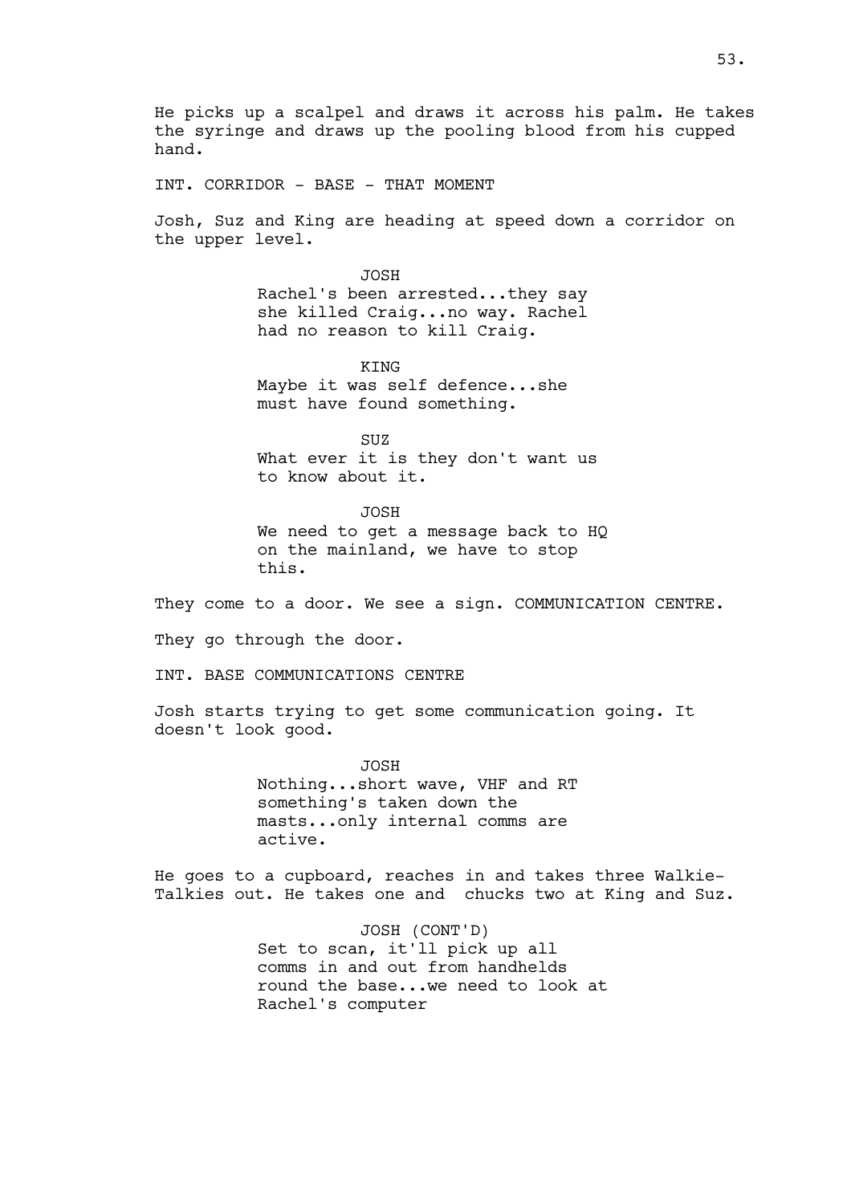He picks up a scalpel and draws it across his palm. He takes the syringe and draws up the pooling blood from his cupped hand.

INT. CORRIDOR - BASE - THAT MOMENT

Josh, Suz and King are heading at speed down a corridor on the upper level.

JOSH
Rachel's been arrested...they say she killed Craig...no way. Rachel had no reason to kill Craig.

KING
Maybe it was self defence...she must have found something.

SUZ
What ever it is they don't want us to know about it.

JOSH
We need to get a message back to HQ on the mainland, we have to stop this.

They come to a door. We see a sign. COMMUNICATION CENTRE.

They go through the door.

INT. BASE COMMUNICATIONS CENTRE

Josh starts trying to get some communication going. It doesn't look good.

JOSH
Nothing...short wave, VHF and RT something's taken down the masts...only internal comms are active.

He goes to a cupboard, reaches in and takes three Walkie-Talkies out. He takes one and  chucks two at King and Suz.

JOSH (CONT'D)
Set to scan, it'll pick up all comms in and out from handhelds round the base...we need to look at Rachel's computer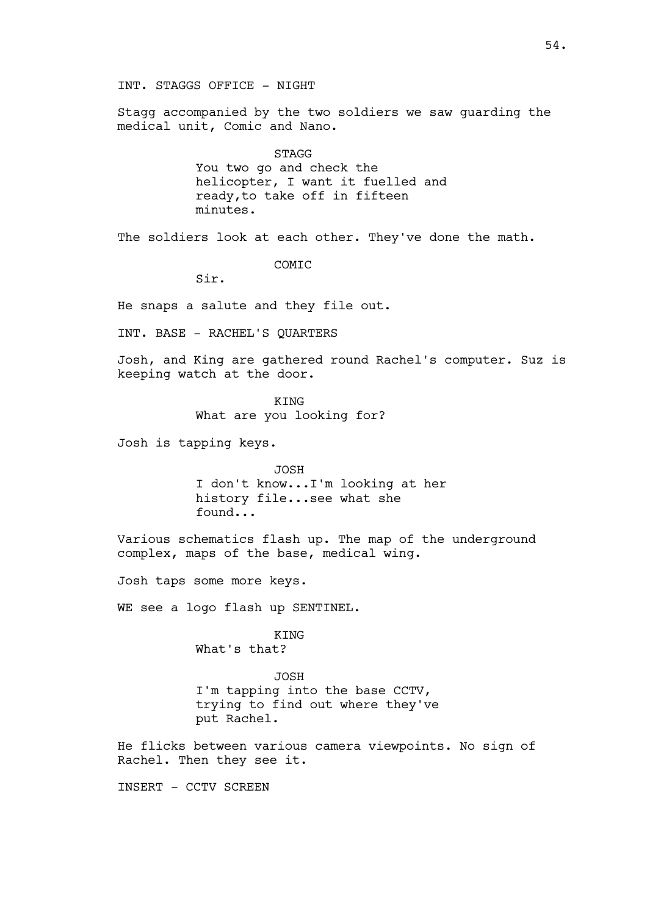INT. STAGGS OFFICE - NIGHT

Stagg accompanied by the two soldiers we saw guarding the medical unit, Comic and Nano.

STAGG
You two go and check the helicopter, I want it fuelled and ready,to take off in fifteen minutes.

The soldiers look at each other. They've done the math.

COMIC
Sir.

He snaps a salute and they file out.

INT. BASE - RACHEL'S QUARTERS

Josh, and King are gathered round Rachel's computer. Suz is keeping watch at the door.

KING
What are you looking for?

Josh is tapping keys.

JOSH
I don't know...I'm looking at her history file...see what she found...

Various schematics flash up. The map of the underground complex, maps of the base, medical wing.

Josh taps some more keys.

WE see a logo flash up SENTINEL.

KING
What's that?

JOSH
I'm tapping into the base CCTV, trying to find out where they've put Rachel.

He flicks between various camera viewpoints. No sign of Rachel. Then they see it.

INSERT - CCTV SCREEN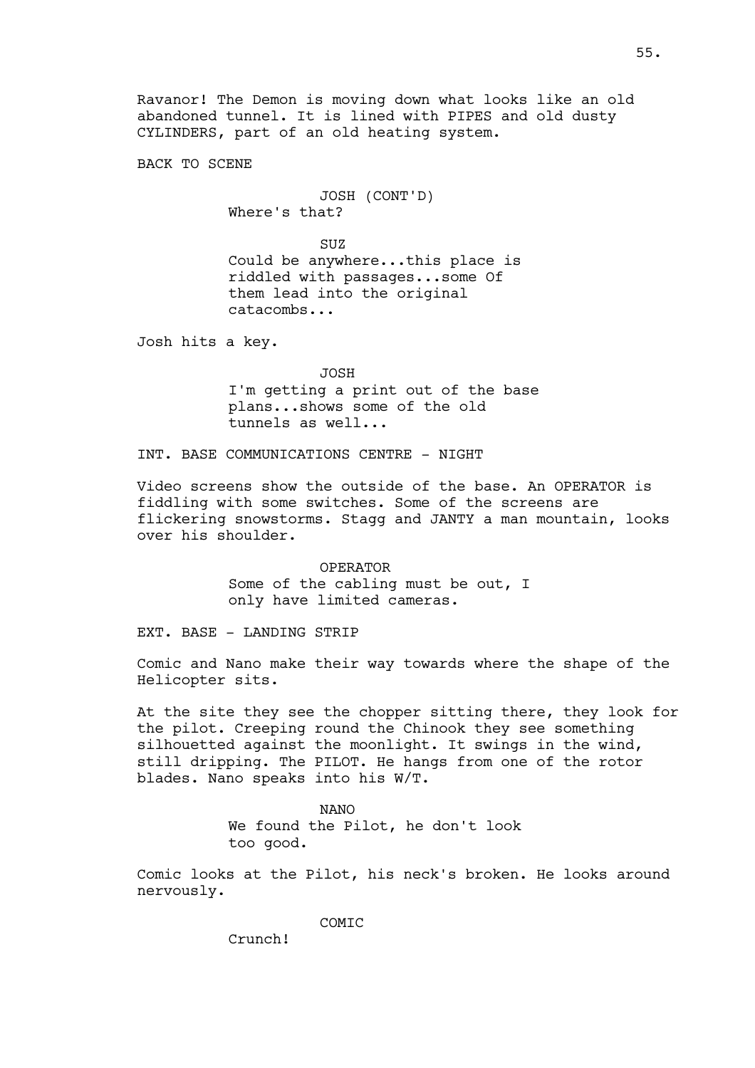Ravanor! The Demon is moving down what looks like an old abandoned tunnel. It is lined with PIPES and old dusty CYLINDERS, part of an old heating system.

BACK TO SCENE

JOSH (CONT'D)
Where's that?

SUZ
Could be anywhere...this place is riddled with passages...some Of them lead into the original catacombs...

Josh hits a key.

JOSH
I'm getting a print out of the base plans...shows some of the old tunnels as well...

INT. BASE COMMUNICATIONS CENTRE - NIGHT

Video screens show the outside of the base. An OPERATOR is fiddling with some switches. Some of the screens are flickering snowstorms. Stagg and JANTY a man mountain, looks over his shoulder.

OPERATOR
Some of the cabling must be out, I only have limited cameras.

EXT. BASE - LANDING STRIP

Comic and Nano make their way towards where the shape of the Helicopter sits.

At the site they see the chopper sitting there, they look for the pilot. Creeping round the Chinook they see something silhouetted against the moonlight. It swings in the wind, still dripping. The PILOT. He hangs from one of the rotor blades. Nano speaks into his W/T.

NANO
We found the Pilot, he don't look too good.

Comic looks at the Pilot, his neck's broken. He looks around nervously.

COMIC
Crunch!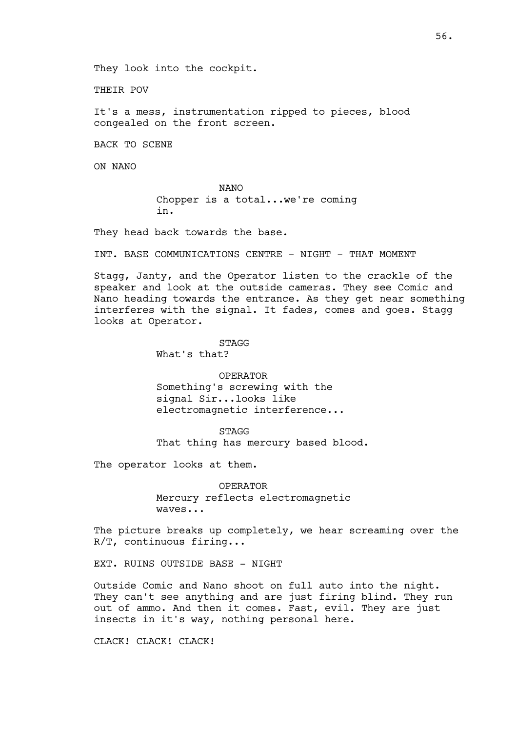They look into the cockpit.

THEIR POV

It's a mess, instrumentation ripped to pieces, blood congealed on the front screen.

BACK TO SCENE

ON NANO

NANO
Chopper is a total...we're coming in.

They head back towards the base.

INT. BASE COMMUNICATIONS CENTRE - NIGHT - THAT MOMENT

Stagg, Janty, and the Operator listen to the crackle of the speaker and look at the outside cameras. They see Comic and Nano heading towards the entrance. As they get near something interferes with the signal. It fades, comes and goes. Stagg looks at Operator.

STAGG
What's that?

OPERATOR
Something's screwing with the signal Sir...looks like electromagnetic interference...

STAGG
That thing has mercury based blood.

The operator looks at them.

OPERATOR
Mercury reflects electromagnetic waves...

The picture breaks up completely, we hear screaming over the R/T, continuous firing...

EXT. RUINS OUTSIDE BASE - NIGHT

Outside Comic and Nano shoot on full auto into the night. They can't see anything and are just firing blind. They run out of ammo. And then it comes. Fast, evil. They are just insects in it's way, nothing personal here.

CLACK! CLACK! CLACK!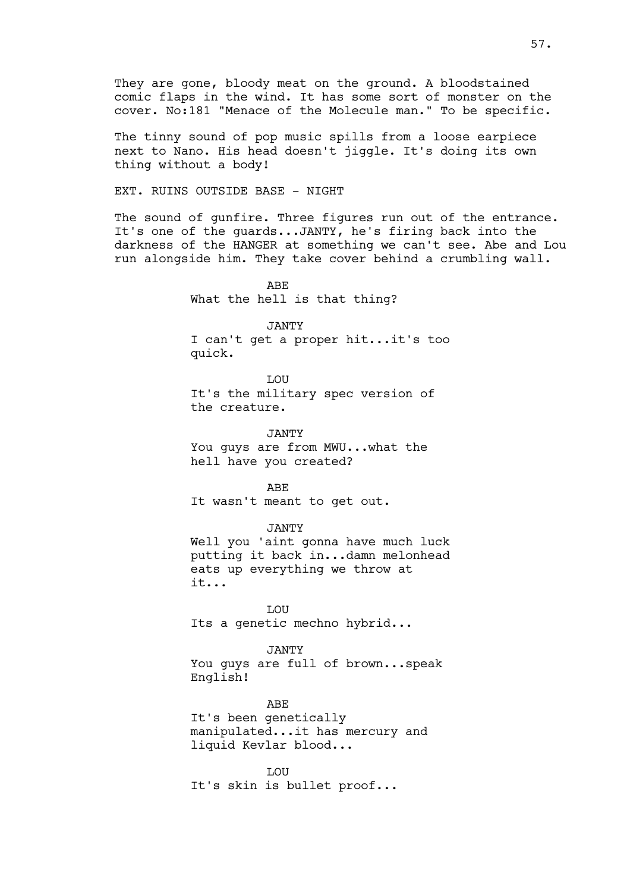They are gone, bloody meat on the ground. A bloodstained comic flaps in the wind. It has some sort of monster on the cover. No:181 "Menace of the Molecule man." To be specific.

The tinny sound of pop music spills from a loose earpiece next to Nano. His head doesn't jiggle. It's doing its own thing without a body!

EXT. RUINS OUTSIDE BASE - NIGHT

The sound of gunfire. Three figures run out of the entrance. It's one of the guards...JANTY, he's firing back into the darkness of the HANGER at something we can't see. Abe and Lou run alongside him. They take cover behind a crumbling wall.

ABE

What the hell is that thing?

JANTY

I can't get a proper hit...it's too quick.

LOU

It's the military spec version of the creature.

JANTY

You guys are from MWU...what the hell have you created?

ABE

It wasn't meant to get out.

JANTY

Well you 'aint gonna have much luck putting it back in...damn melonhead eats up everything we throw at it...

LOU

Its a genetic mechno hybrid...

JANTY

You guys are full of brown...speak English!

ABE

It's been genetically manipulated...it has mercury and liquid Kevlar blood...

LOU

It's skin is bullet proof...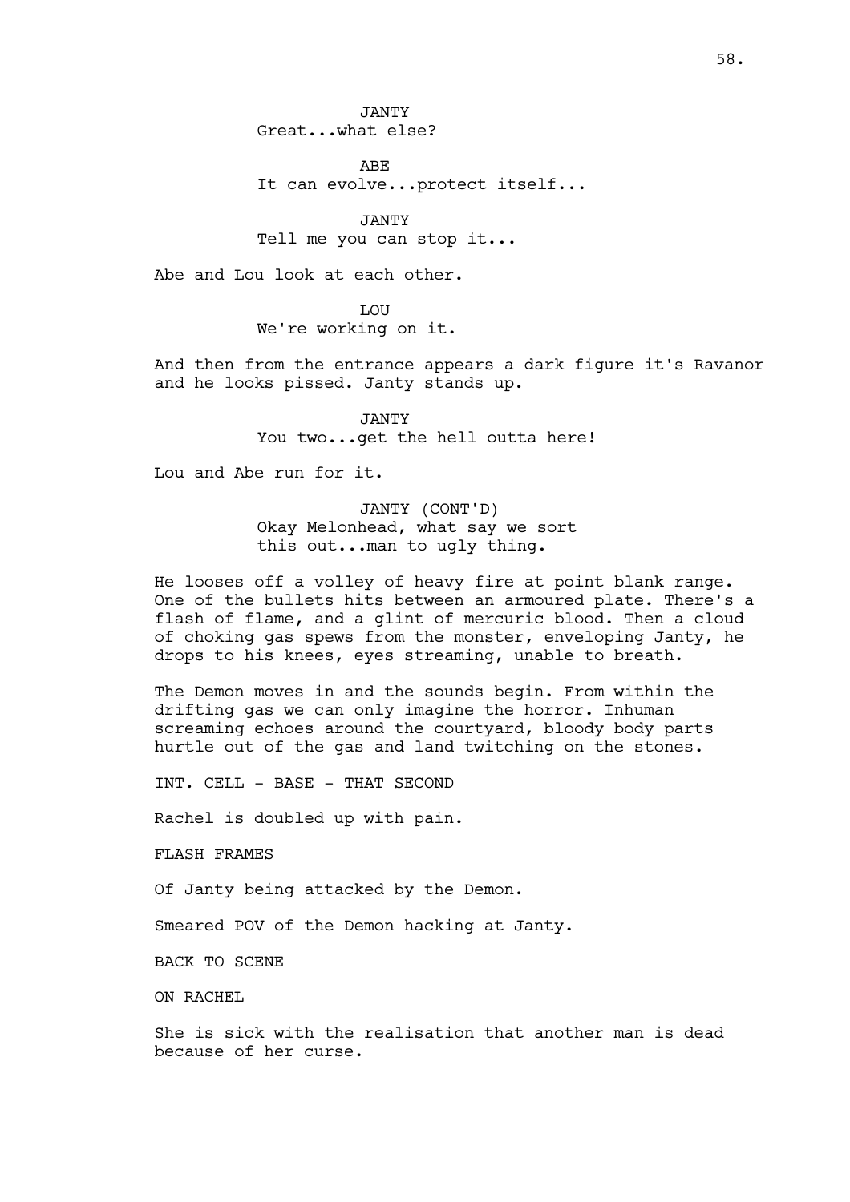JANTY
Great...what else?

ABE
It can evolve...protect itself...

JANTY
Tell me you can stop it...

Abe and Lou look at each other.

LOU
We're working on it.

And then from the entrance appears a dark figure it's Ravanor and he looks pissed. Janty stands up.

JANTY
You two...get the hell outta here!

Lou and Abe run for it.

JANTY (CONT'D)
Okay Melonhead, what say we sort this out...man to ugly thing.

He looses off a volley of heavy fire at point blank range. One of the bullets hits between an armoured plate. There's a flash of flame, and a glint of mercuric blood. Then a cloud of choking gas spews from the monster, enveloping Janty, he drops to his knees, eyes streaming, unable to breath.

The Demon moves in and the sounds begin. From within the drifting gas we can only imagine the horror. Inhuman screaming echoes around the courtyard, bloody body parts hurtle out of the gas and land twitching on the stones.

INT. CELL - BASE - THAT SECOND

Rachel is doubled up with pain.

FLASH FRAMES

Of Janty being attacked by the Demon.

Smeared POV of the Demon hacking at Janty.

BACK TO SCENE

ON RACHEL

She is sick with the realisation that another man is dead because of her curse.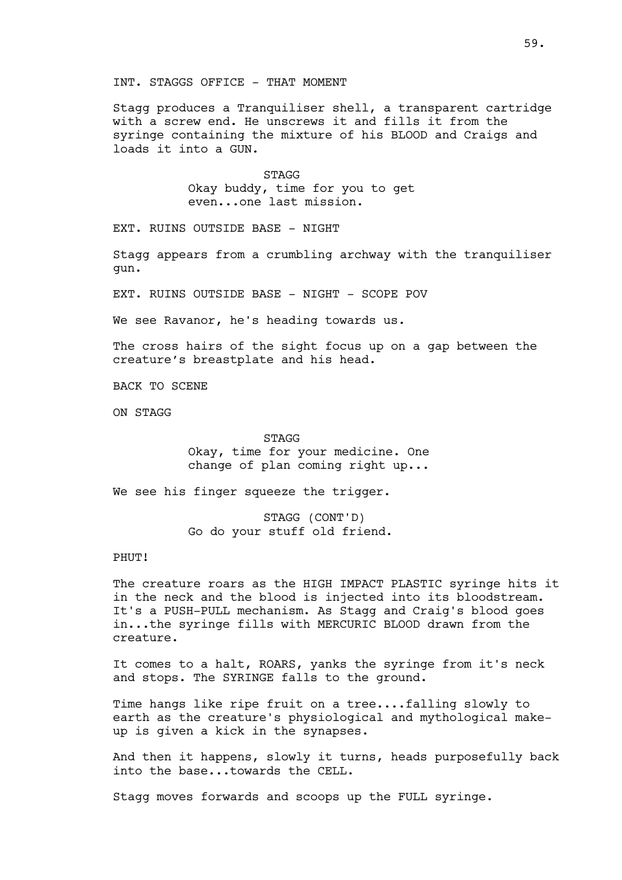INT. STAGGS OFFICE - THAT MOMENT

Stagg produces a Tranquiliser shell, a transparent cartridge with a screw end. He unscrews it and fills it from the syringe containing the mixture of his BLOOD and Craigs and loads it into a GUN.

STAGG
Okay buddy, time for you to get even...one last mission.

EXT. RUINS OUTSIDE BASE - NIGHT

Stagg appears from a crumbling archway with the tranquiliser gun.

EXT. RUINS OUTSIDE BASE - NIGHT - SCOPE POV

We see Ravanor, he's heading towards us.

The cross hairs of the sight focus up on a gap between the creature's breastplate and his head.

BACK TO SCENE

ON STAGG

STAGG
Okay, time for your medicine. One change of plan coming right up...

We see his finger squeeze the trigger.

STAGG (CONT'D)
Go do your stuff old friend.

PHUT!

The creature roars as the HIGH IMPACT PLASTIC syringe hits it in the neck and the blood is injected into its bloodstream. It's a PUSH-PULL mechanism. As Stagg and Craig's blood goes in...the syringe fills with MERCURIC BLOOD drawn from the creature.

It comes to a halt, ROARS, yanks the syringe from it's neck and stops. The SYRINGE falls to the ground.

Time hangs like ripe fruit on a tree....falling slowly to earth as the creature's physiological and mythological make-up is given a kick in the synapses.

And then it happens, slowly it turns, heads purposefully back into the base...towards the CELL.

Stagg moves forwards and scoops up the FULL syringe.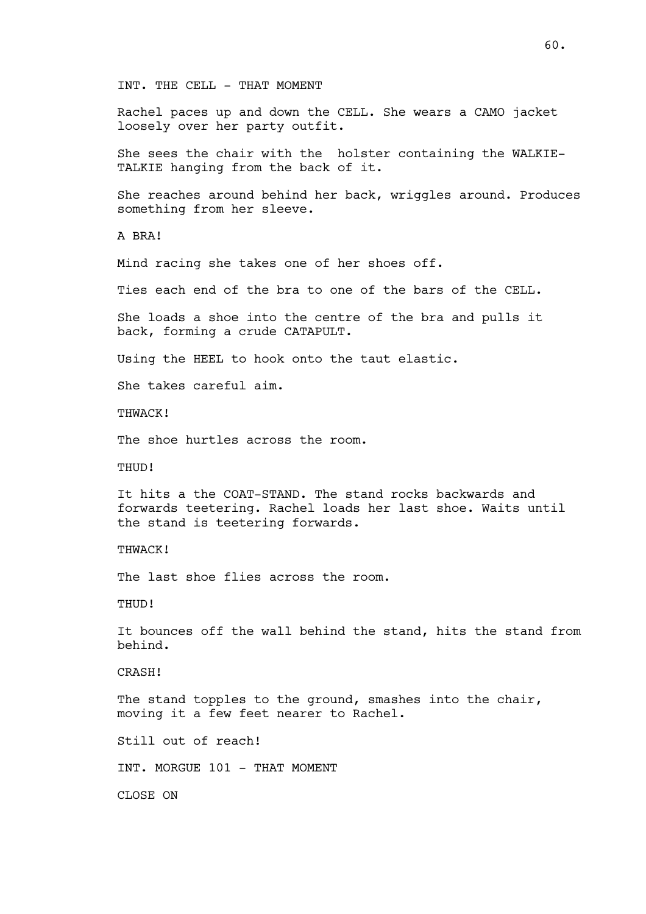INT. THE CELL - THAT MOMENT

Rachel paces up and down the CELL. She wears a CAMO jacket loosely over her party outfit.

She sees the chair with the  holster containing the WALKIE-TALKIE hanging from the back of it.

She reaches around behind her back, wriggles around. Produces something from her sleeve.

A BRA!

Mind racing she takes one of her shoes off.

Ties each end of the bra to one of the bars of the CELL.

She loads a shoe into the centre of the bra and pulls it back, forming a crude CATAPULT.

Using the HEEL to hook onto the taut elastic.

She takes careful aim.

THWACK!

The shoe hurtles across the room.

THUD!

It hits a the COAT-STAND. The stand rocks backwards and forwards teetering. Rachel loads her last shoe. Waits until the stand is teetering forwards.

THWACK!

The last shoe flies across the room.

THUD!

It bounces off the wall behind the stand, hits the stand from behind.

CRASH!

The stand topples to the ground, smashes into the chair, moving it a few feet nearer to Rachel.

Still out of reach!

INT. MORGUE 101 - THAT MOMENT

CLOSE ON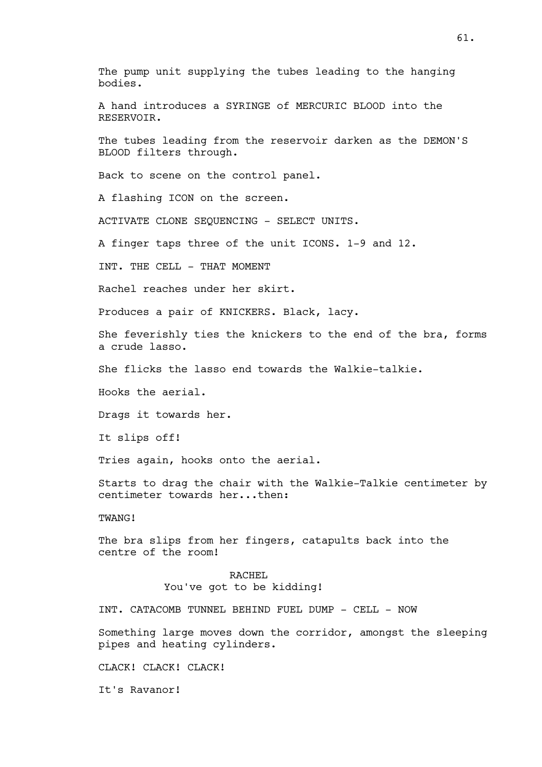The pump unit supplying the tubes leading to the hanging bodies.

A hand introduces a SYRINGE of MERCURIC BLOOD into the RESERVOIR.

The tubes leading from the reservoir darken as the DEMON'S BLOOD filters through.

Back to scene on the control panel.

A flashing ICON on the screen.

ACTIVATE CLONE SEQUENCING - SELECT UNITS.

A finger taps three of the unit ICONS. 1-9 and 12.

INT. THE CELL - THAT MOMENT

Rachel reaches under her skirt.

Produces a pair of KNICKERS. Black, lacy.

She feverishly ties the knickers to the end of the bra, forms a crude lasso.

She flicks the lasso end towards the Walkie-talkie.

Hooks the aerial.

Drags it towards her.

It slips off!

Tries again, hooks onto the aerial.

Starts to drag the chair with the Walkie-Talkie centimeter by centimeter towards her...then:

TWANG!

The bra slips from her fingers, catapults back into the centre of the room!

RACHEL
You've got to be kidding!

INT. CATACOMB TUNNEL BEHIND FUEL DUMP - CELL - NOW

Something large moves down the corridor, amongst the sleeping pipes and heating cylinders.

CLACK! CLACK! CLACK!

It's Ravanor!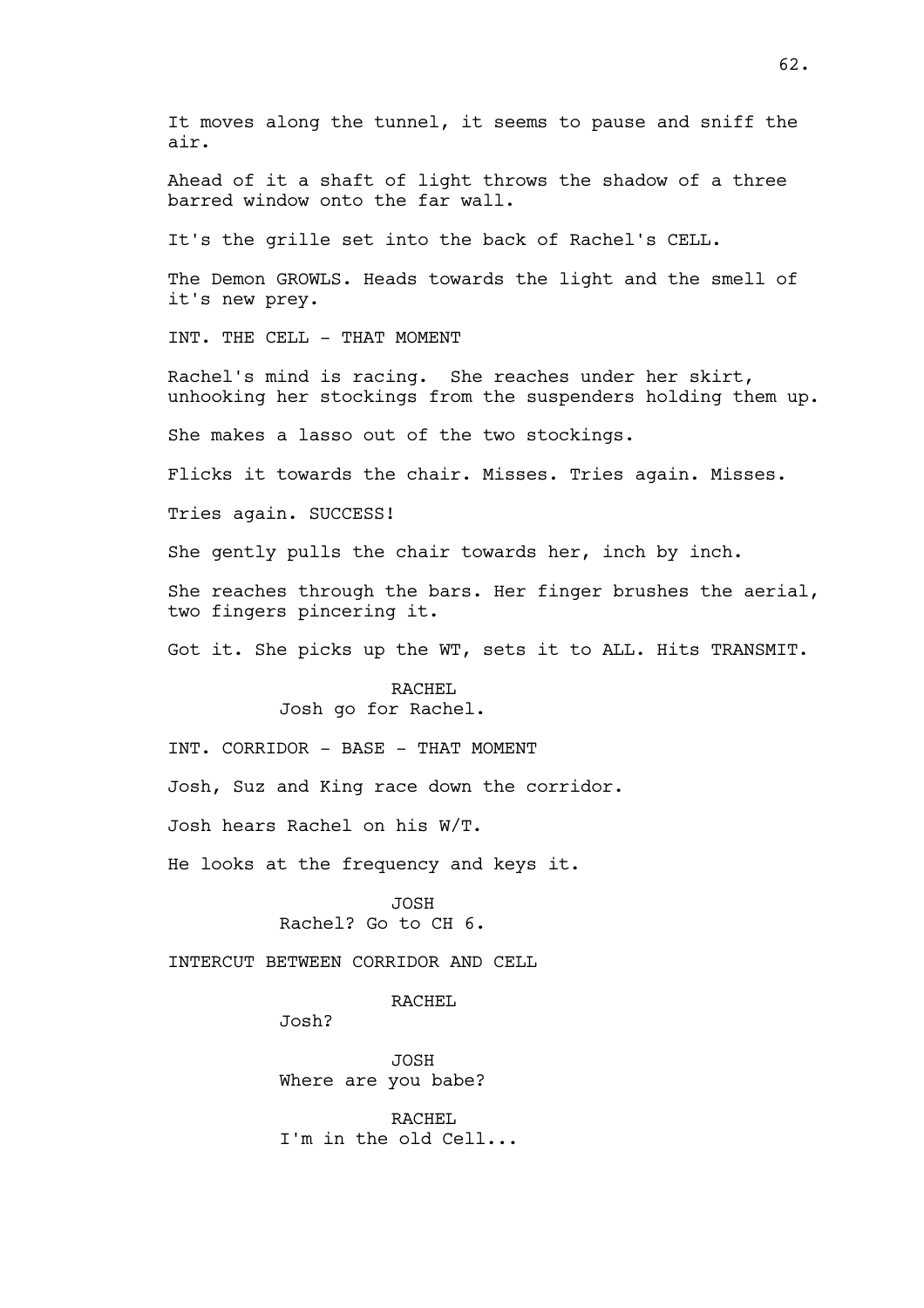It moves along the tunnel, it seems to pause and sniff the air.

Ahead of it a shaft of light throws the shadow of a three barred window onto the far wall.

It's the grille set into the back of Rachel's CELL.

The Demon GROWLS. Heads towards the light and the smell of it's new prey.

INT. THE CELL - THAT MOMENT

Rachel's mind is racing. She reaches under her skirt, unhooking her stockings from the suspenders holding them up.

She makes a lasso out of the two stockings.

Flicks it towards the chair. Misses. Tries again. Misses.

Tries again. SUCCESS!

She gently pulls the chair towards her, inch by inch.

She reaches through the bars. Her finger brushes the aerial, two fingers pincering it.

Got it. She picks up the WT, sets it to ALL. Hits TRANSMIT.

RACHEL
Josh go for Rachel.

INT. CORRIDOR - BASE - THAT MOMENT

Josh, Suz and King race down the corridor.

Josh hears Rachel on his W/T.

He looks at the frequency and keys it.

JOSH
Rachel? Go to CH 6.

INTERCUT BETWEEN CORRIDOR AND CELL

RACHEL
Josh?

JOSH
Where are you babe?

RACHEL
I'm in the old Cell...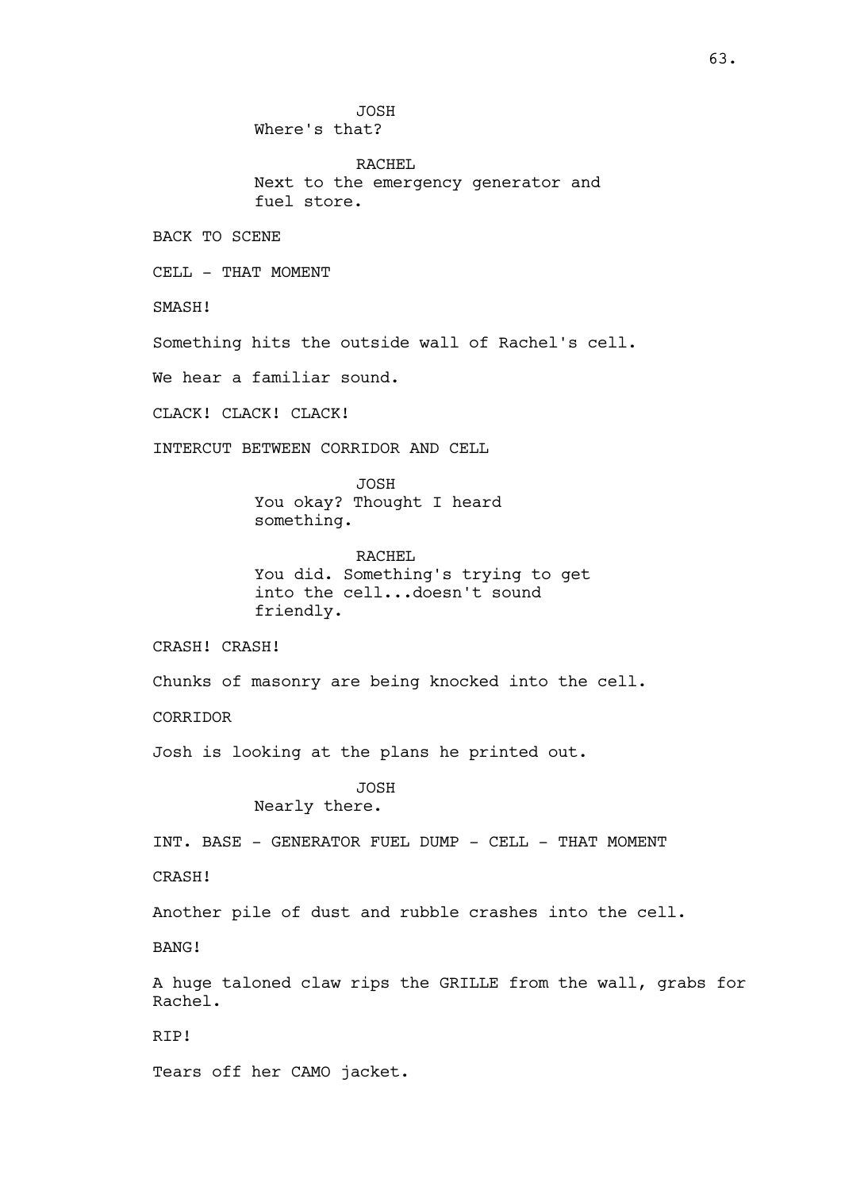JOSH
Where's that?

RACHEL
Next to the emergency generator and fuel store.

BACK TO SCENE

CELL - THAT MOMENT

SMASH!

Something hits the outside wall of Rachel's cell.

We hear a familiar sound.

CLACK! CLACK! CLACK!

INTERCUT BETWEEN CORRIDOR AND CELL

JOSH
You okay? Thought I heard something.

RACHEL
You did. Something's trying to get into the cell...doesn't sound friendly.

CRASH! CRASH!

Chunks of masonry are being knocked into the cell.

CORRIDOR

Josh is looking at the plans he printed out.

JOSH
Nearly there.

INT. BASE - GENERATOR FUEL DUMP - CELL - THAT MOMENT

CRASH!

Another pile of dust and rubble crashes into the cell.

BANG!

A huge taloned claw rips the GRILLE from the wall, grabs for Rachel.

RIP!

Tears off her CAMO jacket.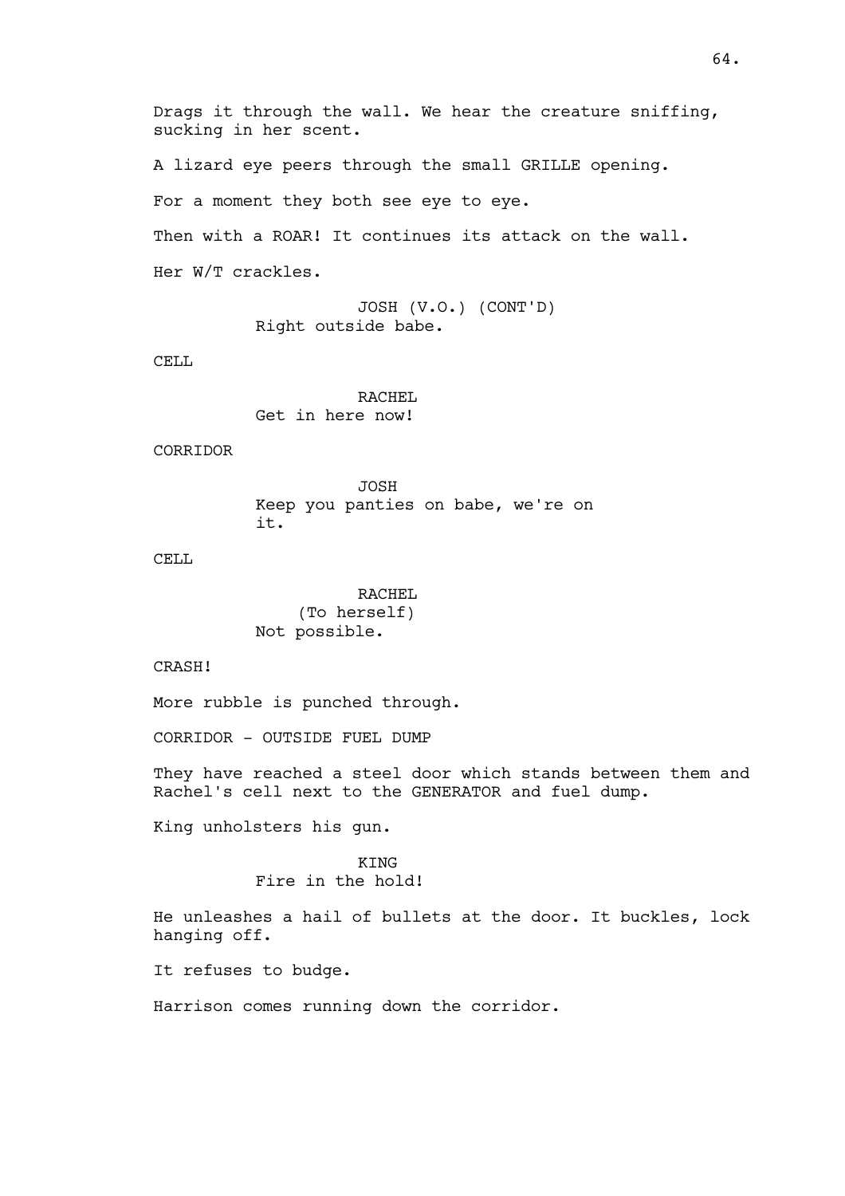Drags it through the wall. We hear the creature sniffing, sucking in her scent.

A lizard eye peers through the small GRILLE opening.

For a moment they both see eye to eye.

Then with a ROAR! It continues its attack on the wall.

Her W/T crackles.

JOSH (V.O.) (CONT'D)
Right outside babe.

CELL

RACHEL
Get in here now!

CORRIDOR

JOSH
Keep you panties on babe, we're on it.

CELL

RACHEL
(To herself)
Not possible.

CRASH!

More rubble is punched through.

CORRIDOR - OUTSIDE FUEL DUMP

They have reached a steel door which stands between them and Rachel's cell next to the GENERATOR and fuel dump.

King unholsters his gun.

KING
Fire in the hold!

He unleashes a hail of bullets at the door. It buckles, lock hanging off.

It refuses to budge.

Harrison comes running down the corridor.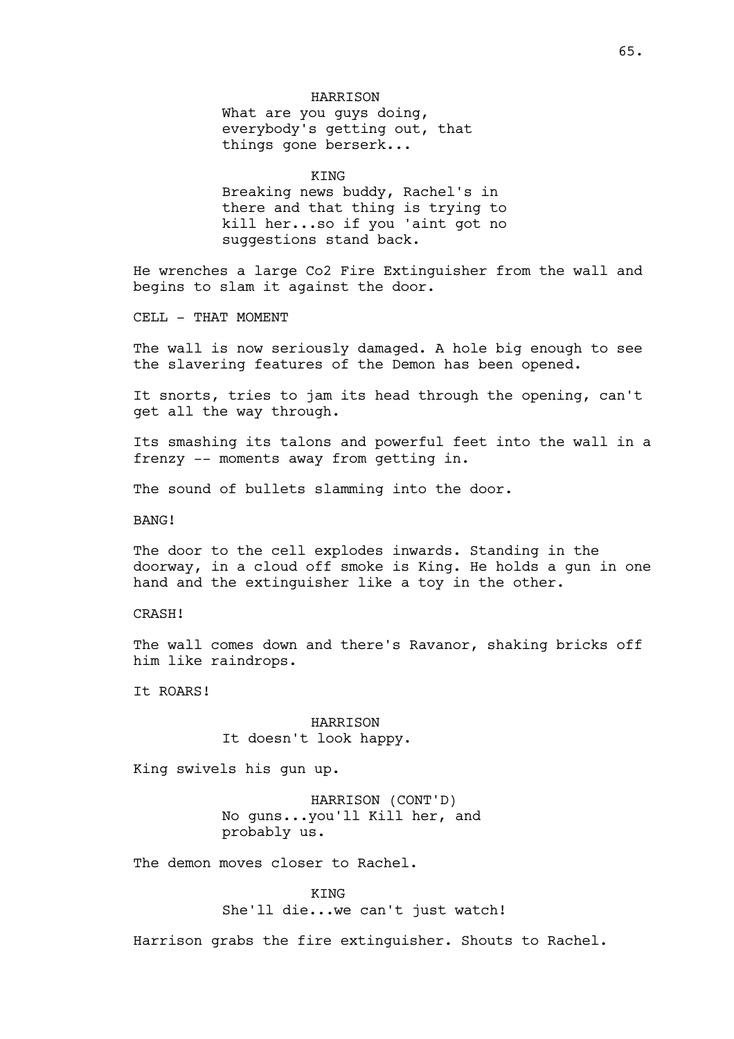HARRISON
What are you guys doing, everybody's getting out, that things gone berserk...

KING
Breaking news buddy, Rachel's in there and that thing is trying to kill her...so if you 'aint got no suggestions stand back.

He wrenches a large Co2 Fire Extinguisher from the wall and begins to slam it against the door.

CELL - THAT MOMENT

The wall is now seriously damaged. A hole big enough to see the slavering features of the Demon has been opened.

It snorts, tries to jam its head through the opening, can't get all the way through.

Its smashing its talons and powerful feet into the wall in a frenzy -- moments away from getting in.

The sound of bullets slamming into the door.

BANG!

The door to the cell explodes inwards. Standing in the doorway, in a cloud off smoke is King. He holds a gun in one hand and the extinguisher like a toy in the other.

CRASH!

The wall comes down and there's Ravanor, shaking bricks off him like raindrops.

It ROARS!

HARRISON
It doesn't look happy.

King swivels his gun up.

HARRISON (CONT'D)
No guns...you'll Kill her, and probably us.

The demon moves closer to Rachel.

KING
She'll die...we can't just watch!

Harrison grabs the fire extinguisher. Shouts to Rachel.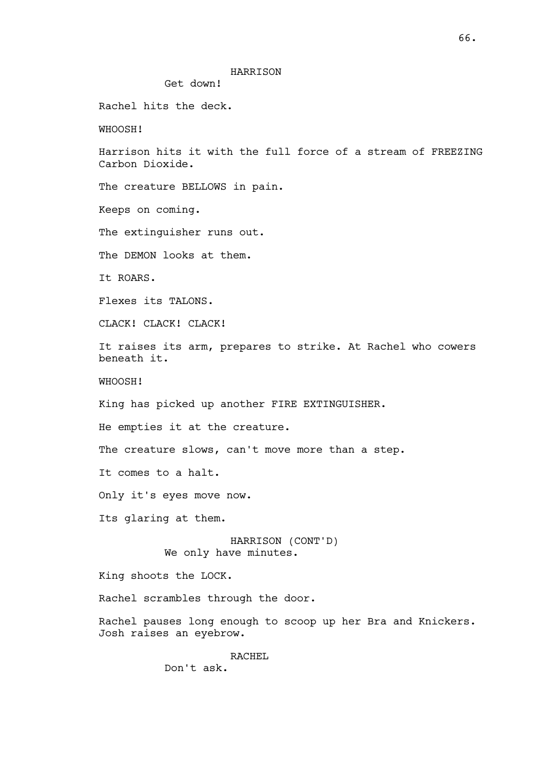HARRISON

Get down!

Rachel hits the deck.

WHOOSH!

Harrison hits it with the full force of a stream of FREEZING Carbon Dioxide.

The creature BELLOWS in pain.

Keeps on coming.

The extinguisher runs out.

The DEMON looks at them.

It ROARS.

Flexes its TALONS.

CLACK! CLACK! CLACK!

It raises its arm, prepares to strike. At Rachel who cowers beneath it.

WHOOSH!

King has picked up another FIRE EXTINGUISHER.

He empties it at the creature.

The creature slows, can't move more than a step.

It comes to a halt.

Only it's eyes move now.

Its glaring at them.

HARRISON (CONT'D)

We only have minutes.

King shoots the LOCK.

Rachel scrambles through the door.

Rachel pauses long enough to scoop up her Bra and Knickers. Josh raises an eyebrow.

RACHEL

Don't ask.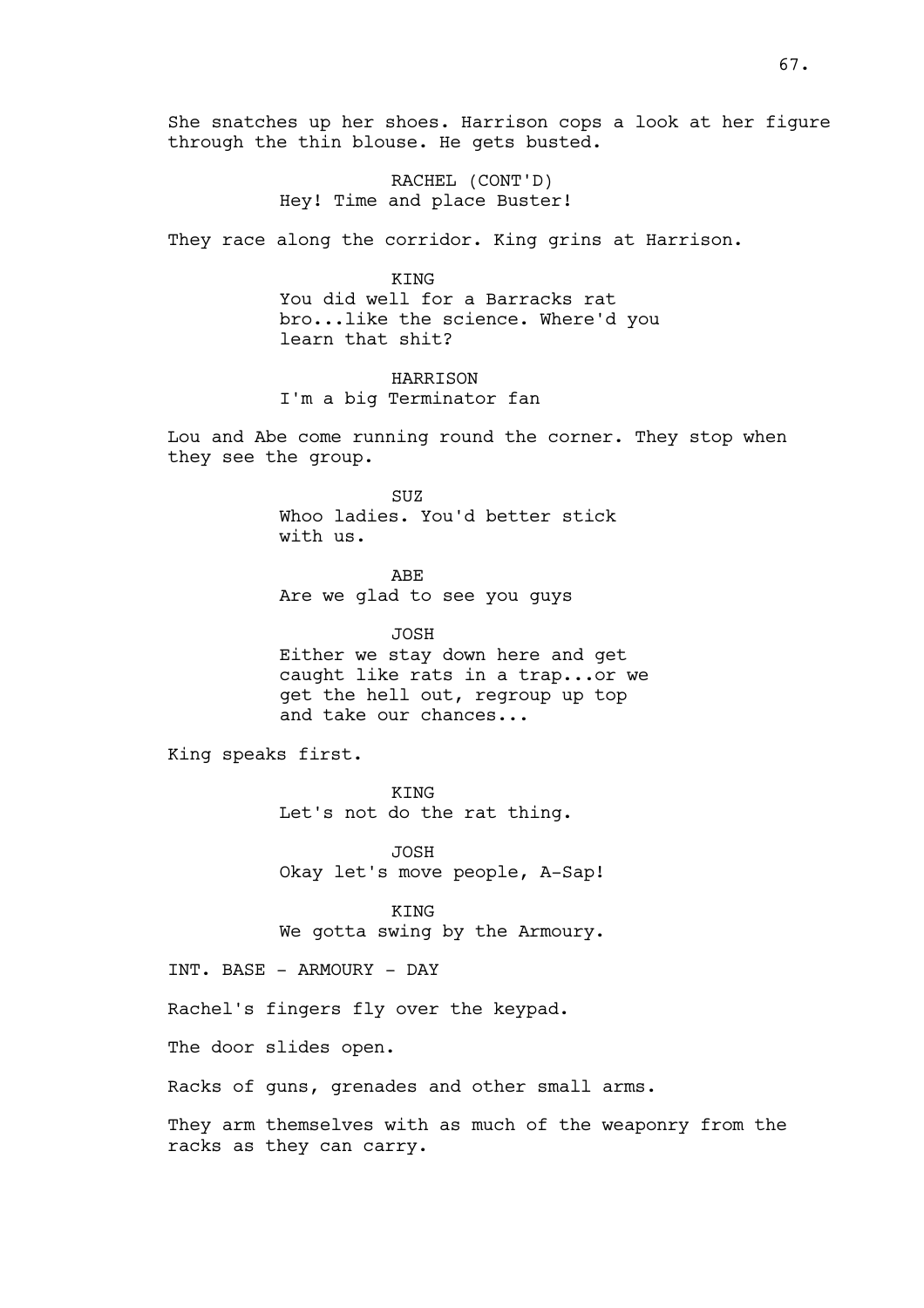She snatches up her shoes. Harrison cops a look at her figure through the thin blouse. He gets busted.

RACHEL (CONT'D)
Hey! Time and place Buster!

They race along the corridor. King grins at Harrison.

KING
You did well for a Barracks rat bro...like the science. Where'd you learn that shit?

HARRISON
I'm a big Terminator fan

Lou and Abe come running round the corner. They stop when they see the group.

SUZ
Whoo ladies. You'd better stick with us.

ABE
Are we glad to see you guys

JOSH
Either we stay down here and get caught like rats in a trap...or we get the hell out, regroup up top and take our chances...

King speaks first.

KING
Let's not do the rat thing.

JOSH
Okay let's move people, A-Sap!

KING
We gotta swing by the Armoury.

INT. BASE - ARMOURY - DAY

Rachel's fingers fly over the keypad.

The door slides open.

Racks of guns, grenades and other small arms.

They arm themselves with as much of the weaponry from the racks as they can carry.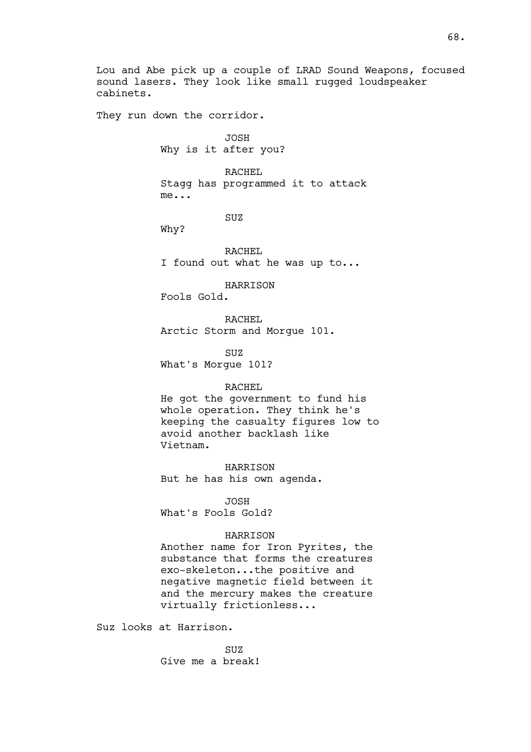Lou and Abe pick up a couple of LRAD Sound Weapons, focused sound lasers. They look like small rugged loudspeaker cabinets.

They run down the corridor.

JOSH
Why is it after you?

RACHEL
Stagg has programmed it to attack me...

SUZ
Why?

RACHEL
I found out what he was up to...

HARRISON
Fools Gold.

RACHEL
Arctic Storm and Morgue 101.

SUZ
What's Morgue 101?

RACHEL
He got the government to fund his whole operation. They think he's keeping the casualty figures low to avoid another backlash like Vietnam.

HARRISON
But he has his own agenda.

JOSH
What's Fools Gold?

HARRISON
Another name for Iron Pyrites, the substance that forms the creatures exo-skeleton...the positive and negative magnetic field between it and the mercury makes the creature virtually frictionless...

Suz looks at Harrison.

SUZ
Give me a break!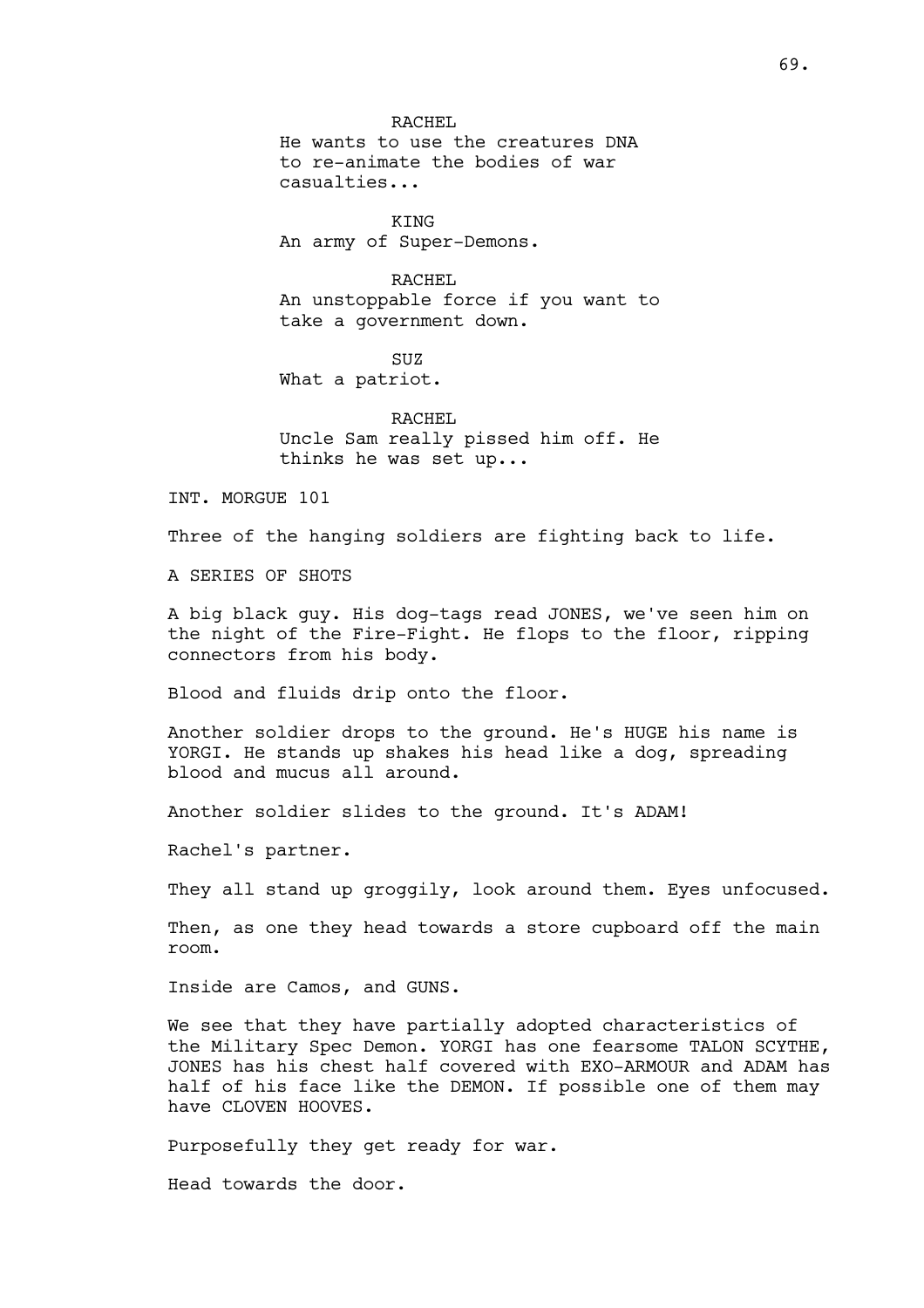RACHEL
He wants to use the creatures DNA to re-animate the bodies of war casualties...

KING
An army of Super-Demons.

RACHEL
An unstoppable force if you want to take a government down.

SUZ
What a patriot.

RACHEL
Uncle Sam really pissed him off. He thinks he was set up...

INT. MORGUE 101

Three of the hanging soldiers are fighting back to life.

A SERIES OF SHOTS

A big black guy. His dog-tags read JONES, we've seen him on the night of the Fire-Fight. He flops to the floor, ripping connectors from his body.

Blood and fluids drip onto the floor.

Another soldier drops to the ground. He's HUGE his name is YORGI. He stands up shakes his head like a dog, spreading blood and mucus all around.

Another soldier slides to the ground. It's ADAM!

Rachel's partner.

They all stand up groggily, look around them. Eyes unfocused.

Then, as one they head towards a store cupboard off the main room.

Inside are Camos, and GUNS.

We see that they have partially adopted characteristics of the Military Spec Demon. YORGI has one fearsome TALON SCYTHE, JONES has his chest half covered with EXO-ARMOUR and ADAM has half of his face like the DEMON. If possible one of them may have CLOVEN HOOVES.

Purposefully they get ready for war.

Head towards the door.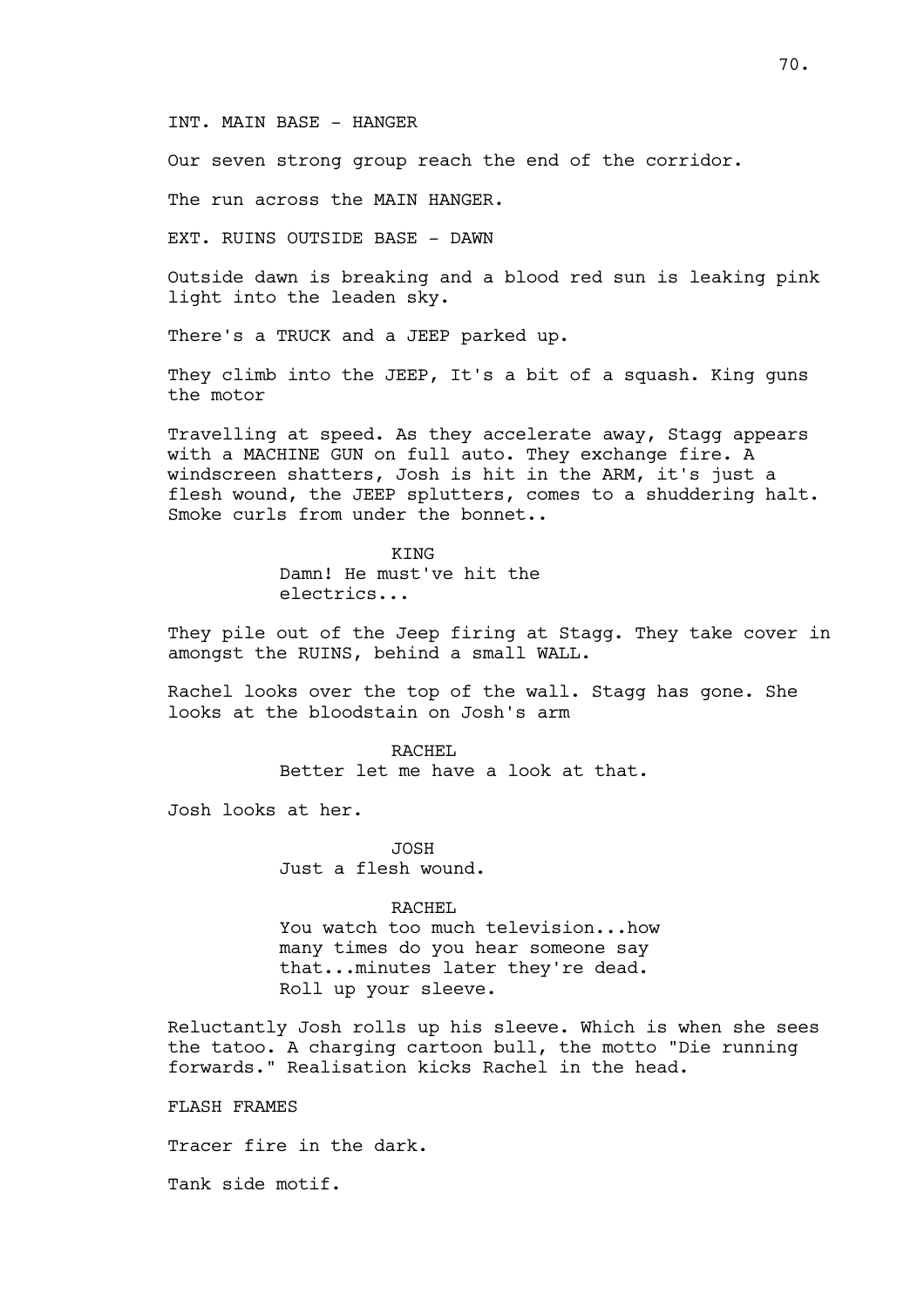INT. MAIN BASE - HANGER

Our seven strong group reach the end of the corridor.

The run across the MAIN HANGER.

EXT. RUINS OUTSIDE BASE - DAWN

Outside dawn is breaking and a blood red sun is leaking pink light into the leaden sky.

There's a TRUCK and a JEEP parked up.

They climb into the JEEP, It's a bit of a squash. King guns the motor

Travelling at speed. As they accelerate away, Stagg appears with a MACHINE GUN on full auto. They exchange fire. A windscreen shatters, Josh is hit in the ARM, it's just a flesh wound, the JEEP splutters, comes to a shuddering halt. Smoke curls from under the bonnet..

KING
Damn! He must've hit the electrics...

They pile out of the Jeep firing at Stagg. They take cover in amongst the RUINS, behind a small WALL.

Rachel looks over the top of the wall. Stagg has gone. She looks at the bloodstain on Josh's arm

RACHEL
Better let me have a look at that.

Josh looks at her.

JOSH
Just a flesh wound.

RACHEL
You watch too much television...how many times do you hear someone say that...minutes later they're dead. Roll up your sleeve.

Reluctantly Josh rolls up his sleeve. Which is when she sees the tatoo. A charging cartoon bull, the motto "Die running forwards." Realisation kicks Rachel in the head.

FLASH FRAMES

Tracer fire in the dark.

Tank side motif.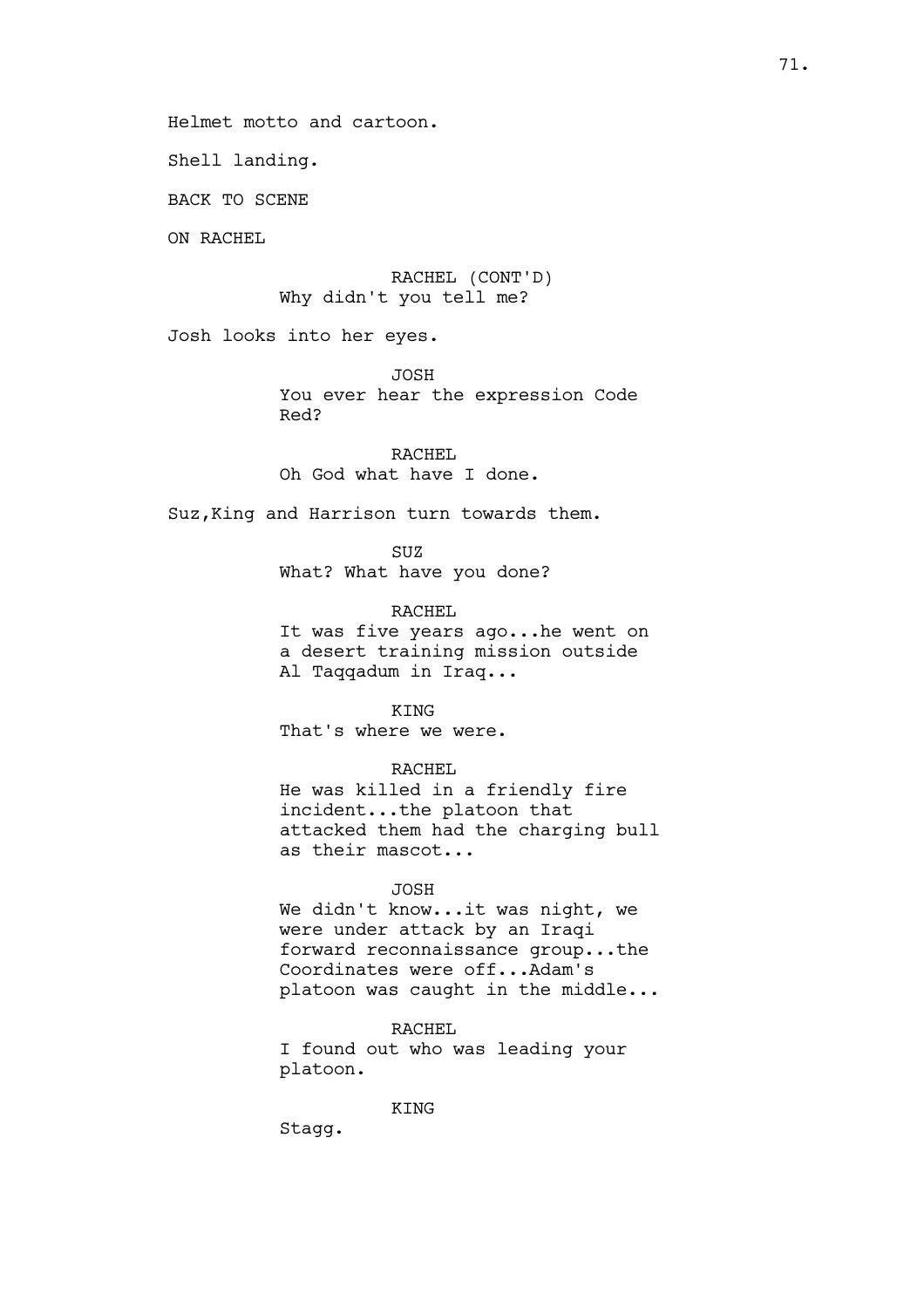Helmet motto and cartoon.

Shell landing.

BACK TO SCENE

ON RACHEL

RACHEL (CONT'D)
Why didn't you tell me?

Josh looks into her eyes.

JOSH
You ever hear the expression Code Red?

RACHEL
Oh God what have I done.

Suz,King and Harrison turn towards them.

SUZ
What? What have you done?

RACHEL
It was five years ago...he went on a desert training mission outside Al Taqqadum in Iraq...

KING
That's where we were.

RACHEL
He was killed in a friendly fire incident...the platoon that attacked them had the charging bull as their mascot...

JOSH
We didn't know...it was night, we were under attack by an Iraqi forward reconnaissance group...the Coordinates were off...Adam's platoon was caught in the middle...

RACHEL
I found out who was leading your platoon.

KING
Stagg.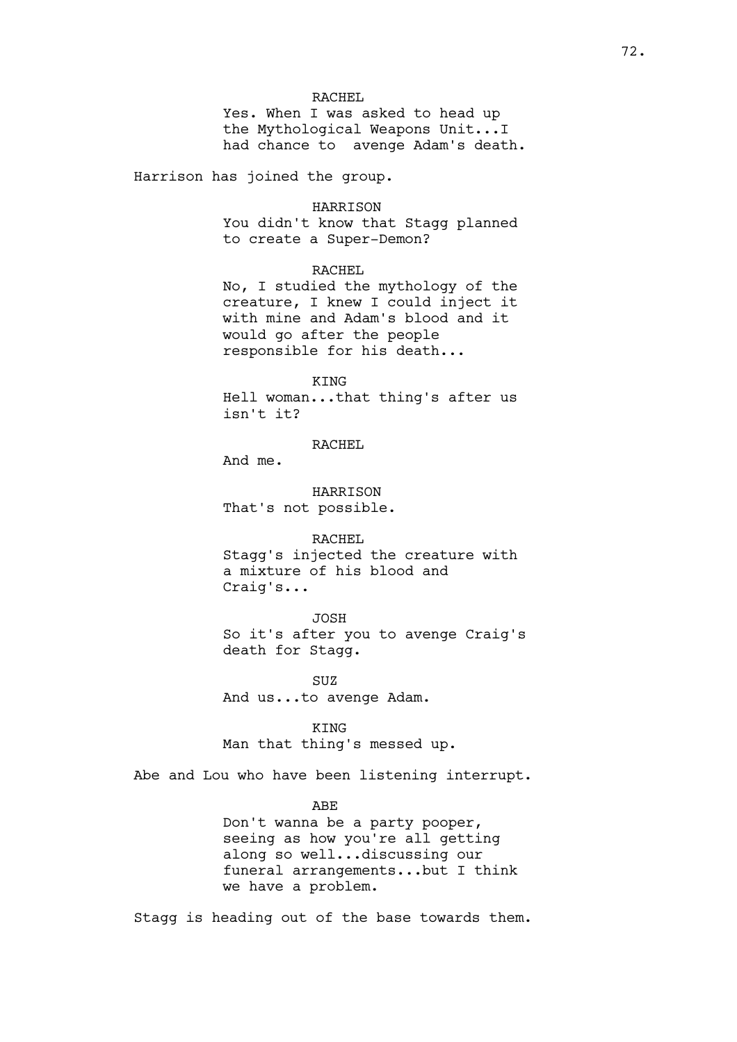RACHEL

Yes. When I was asked to head up the Mythological Weapons Unit...I had chance to  avenge Adam's death.

Harrison has joined the group.

HARRISON

You didn't know that Stagg planned to create a Super-Demon?

RACHEL

No, I studied the mythology of the creature, I knew I could inject it with mine and Adam's blood and it would go after the people responsible for his death...

KING

Hell woman...that thing's after us isn't it?

RACHEL

And me.

HARRISON

That's not possible.

RACHEL

Stagg's injected the creature with a mixture of his blood and Craig's...

JOSH

So it's after you to avenge Craig's death for Stagg.

SUZ

And us...to avenge Adam.

KING

Man that thing's messed up.

Abe and Lou who have been listening interrupt.

ABE

Don't wanna be a party pooper, seeing as how you're all getting along so well...discussing our funeral arrangements...but I think we have a problem.

Stagg is heading out of the base towards them.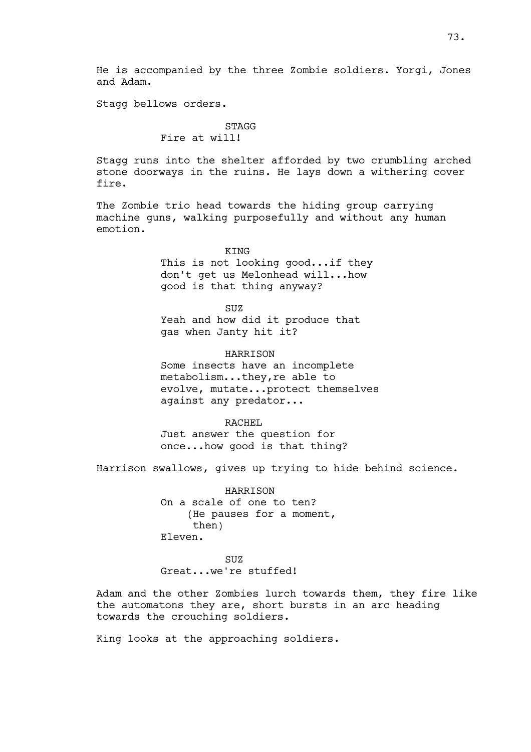He is accompanied by the three Zombie soldiers. Yorgi, Jones and Adam.

Stagg bellows orders.

STAGG
Fire at will!

Stagg runs into the shelter afforded by two crumbling arched stone doorways in the ruins. He lays down a withering cover fire.

The Zombie trio head towards the hiding group carrying machine guns, walking purposefully and without any human emotion.

KING
This is not looking good...if they don't get us Melonhead will...how good is that thing anyway?

SUZ
Yeah and how did it produce that gas when Janty hit it?

HARRISON
Some insects have an incomplete metabolism...they,re able to evolve, mutate...protect themselves against any predator...

RACHEL
Just answer the question for once...how good is that thing?

Harrison swallows, gives up trying to hide behind science.

HARRISON
On a scale of one to ten?
(He pauses for a moment, then)
Eleven.

SUZ
Great...we're stuffed!

Adam and the other Zombies lurch towards them, they fire like the automatons they are, short bursts in an arc heading towards the crouching soldiers.

King looks at the approaching soldiers.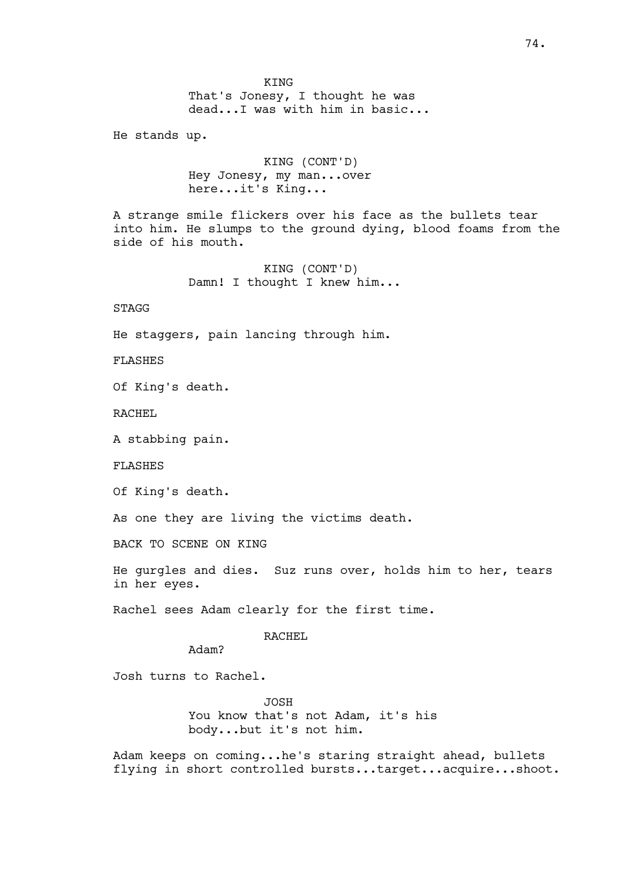KING
That's Jonesy, I thought he was dead...I was with him in basic...

He stands up.

KING (CONT'D)
Hey Jonesy, my man...over here...it's King...

A strange smile flickers over his face as the bullets tear into him. He slumps to the ground dying, blood foams from the side of his mouth.

KING (CONT'D)
Damn! I thought I knew him...

STAGG

He staggers, pain lancing through him.

FLASHES

Of King's death.

RACHEL

A stabbing pain.

FLASHES

Of King's death.

As one they are living the victims death.

BACK TO SCENE ON KING

He gurgles and dies. Suz runs over, holds him to her, tears in her eyes.

Rachel sees Adam clearly for the first time.

RACHEL
Adam?

Josh turns to Rachel.

JOSH
You know that's not Adam, it's his body...but it's not him.

Adam keeps on coming...he's staring straight ahead, bullets flying in short controlled bursts...target...acquire...shoot.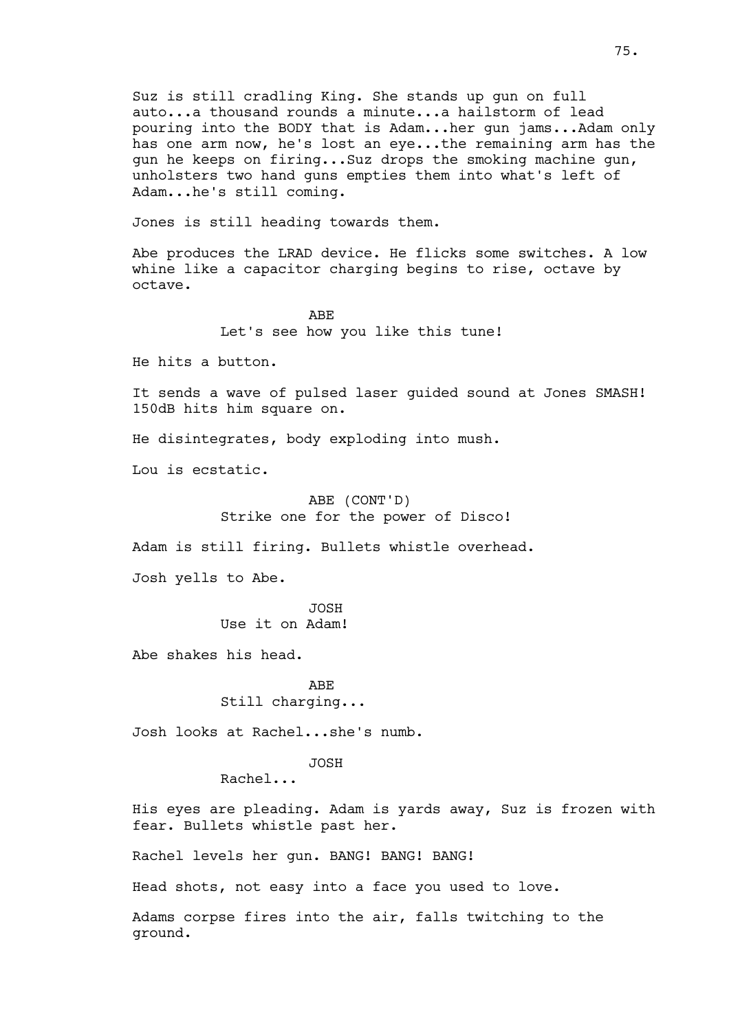Suz is still cradling King. She stands up gun on full auto...a thousand rounds a minute...a hailstorm of lead pouring into the BODY that is Adam...her gun jams...Adam only has one arm now, he's lost an eye...the remaining arm has the gun he keeps on firing...Suz drops the smoking machine gun, unholsters two hand guns empties them into what's left of Adam...he's still coming.

Jones is still heading towards them.

Abe produces the LRAD device. He flicks some switches. A low whine like a capacitor charging begins to rise, octave by octave.

ABE
Let's see how you like this tune!

He hits a button.

It sends a wave of pulsed laser guided sound at Jones SMASH! 150dB hits him square on.

He disintegrates, body exploding into mush.

Lou is ecstatic.

ABE (CONT'D)
Strike one for the power of Disco!

Adam is still firing. Bullets whistle overhead.

Josh yells to Abe.

JOSH
Use it on Adam!

Abe shakes his head.

ABE
Still charging...

Josh looks at Rachel...she's numb.

JOSH
Rachel...

His eyes are pleading. Adam is yards away, Suz is frozen with fear. Bullets whistle past her.

Rachel levels her gun. BANG! BANG! BANG!

Head shots, not easy into a face you used to love.

Adams corpse fires into the air, falls twitching to the ground.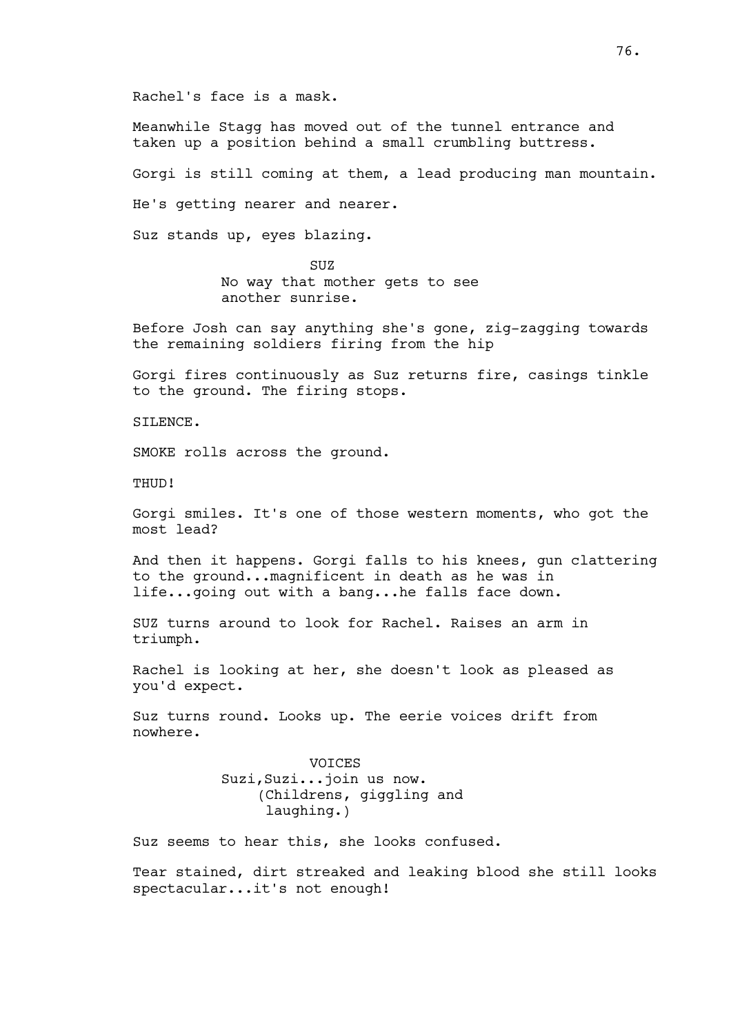Rachel's face is a mask.

Meanwhile Stagg has moved out of the tunnel entrance and taken up a position behind a small crumbling buttress.

Gorgi is still coming at them, a lead producing man mountain.

He's getting nearer and nearer.

Suz stands up, eyes blazing.

SUZ

No way that mother gets to see another sunrise.

Before Josh can say anything she's gone, zig-zagging towards the remaining soldiers firing from the hip

Gorgi fires continuously as Suz returns fire, casings tinkle to the ground. The firing stops.

SILENCE.

SMOKE rolls across the ground.

THUD!

Gorgi smiles. It's one of those western moments, who got the most lead?

And then it happens. Gorgi falls to his knees, gun clattering to the ground...magnificent in death as he was in life...going out with a bang...he falls face down.

SUZ turns around to look for Rachel. Raises an arm in triumph.

Rachel is looking at her, she doesn't look as pleased as you'd expect.

Suz turns round. Looks up. The eerie voices drift from nowhere.

VOICES

Suzi,Suzi...join us now.

(Childrens, giggling and laughing.)

Suz seems to hear this, she looks confused.

Tear stained, dirt streaked and leaking blood she still looks spectacular...it's not enough!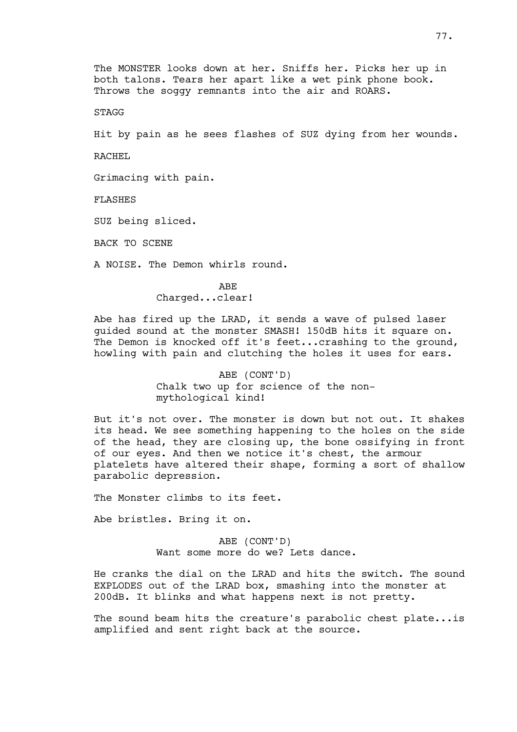The MONSTER looks down at her. Sniffs her. Picks her up in both talons. Tears her apart like a wet pink phone book. Throws the soggy remnants into the air and ROARS.

STAGG

Hit by pain as he sees flashes of SUZ dying from her wounds.

RACHEL

Grimacing with pain.

FLASHES

SUZ being sliced.

BACK TO SCENE

A NOISE. The Demon whirls round.

ABE
Charged...clear!

Abe has fired up the LRAD, it sends a wave of pulsed laser guided sound at the monster SMASH! 150dB hits it square on. The Demon is knocked off it's feet...crashing to the ground, howling with pain and clutching the holes it uses for ears.

ABE (CONT'D)
Chalk two up for science of the non-mythological kind!

But it's not over. The monster is down but not out. It shakes its head. We see something happening to the holes on the side of the head, they are closing up, the bone ossifying in front of our eyes. And then we notice it's chest, the armour platelets have altered their shape, forming a sort of shallow parabolic depression.

The Monster climbs to its feet.

Abe bristles. Bring it on.

ABE (CONT'D)
Want some more do we? Lets dance.

He cranks the dial on the LRAD and hits the switch. The sound EXPLODES out of the LRAD box, smashing into the monster at 200dB. It blinks and what happens next is not pretty.

The sound beam hits the creature's parabolic chest plate...is amplified and sent right back at the source.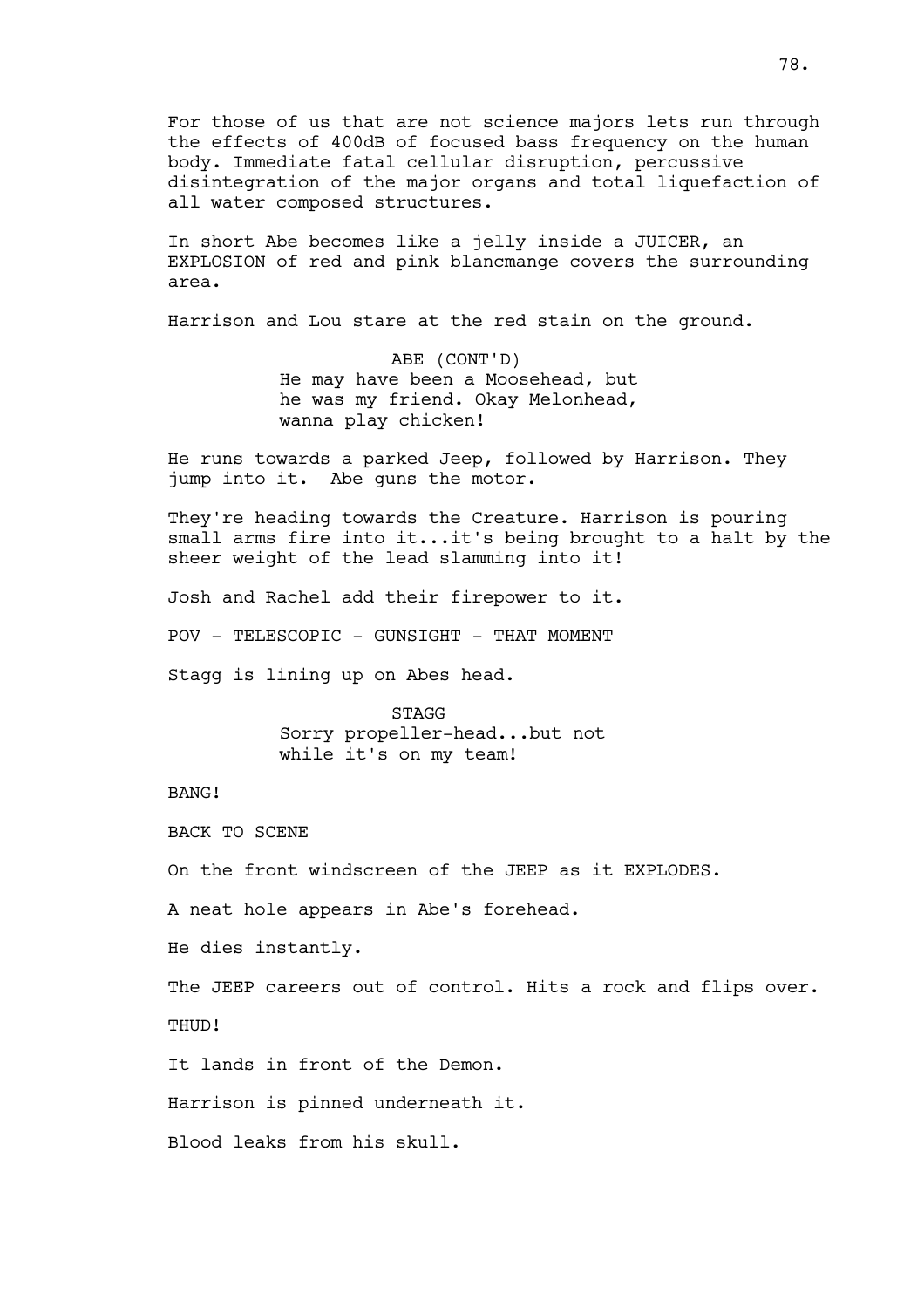For those of us that are not science majors lets run through the effects of 400dB of focused bass frequency on the human body. Immediate fatal cellular disruption, percussive disintegration of the major organs and total liquefaction of all water composed structures.

In short Abe becomes like a jelly inside a JUICER, an EXPLOSION of red and pink blancmange covers the surrounding area.

Harrison and Lou stare at the red stain on the ground.

ABE (CONT'D)
He may have been a Moosehead, but he was my friend. Okay Melonhead, wanna play chicken!

He runs towards a parked Jeep, followed by Harrison. They jump into it. Abe guns the motor.

They're heading towards the Creature. Harrison is pouring small arms fire into it...it's being brought to a halt by the sheer weight of the lead slamming into it!

Josh and Rachel add their firepower to it.

POV - TELESCOPIC - GUNSIGHT - THAT MOMENT

Stagg is lining up on Abes head.

STAGG
Sorry propeller-head...but not while it's on my team!

BANG!

BACK TO SCENE

On the front windscreen of the JEEP as it EXPLODES.

A neat hole appears in Abe's forehead.

He dies instantly.

The JEEP careers out of control. Hits a rock and flips over.

THUD!

It lands in front of the Demon.

Harrison is pinned underneath it.

Blood leaks from his skull.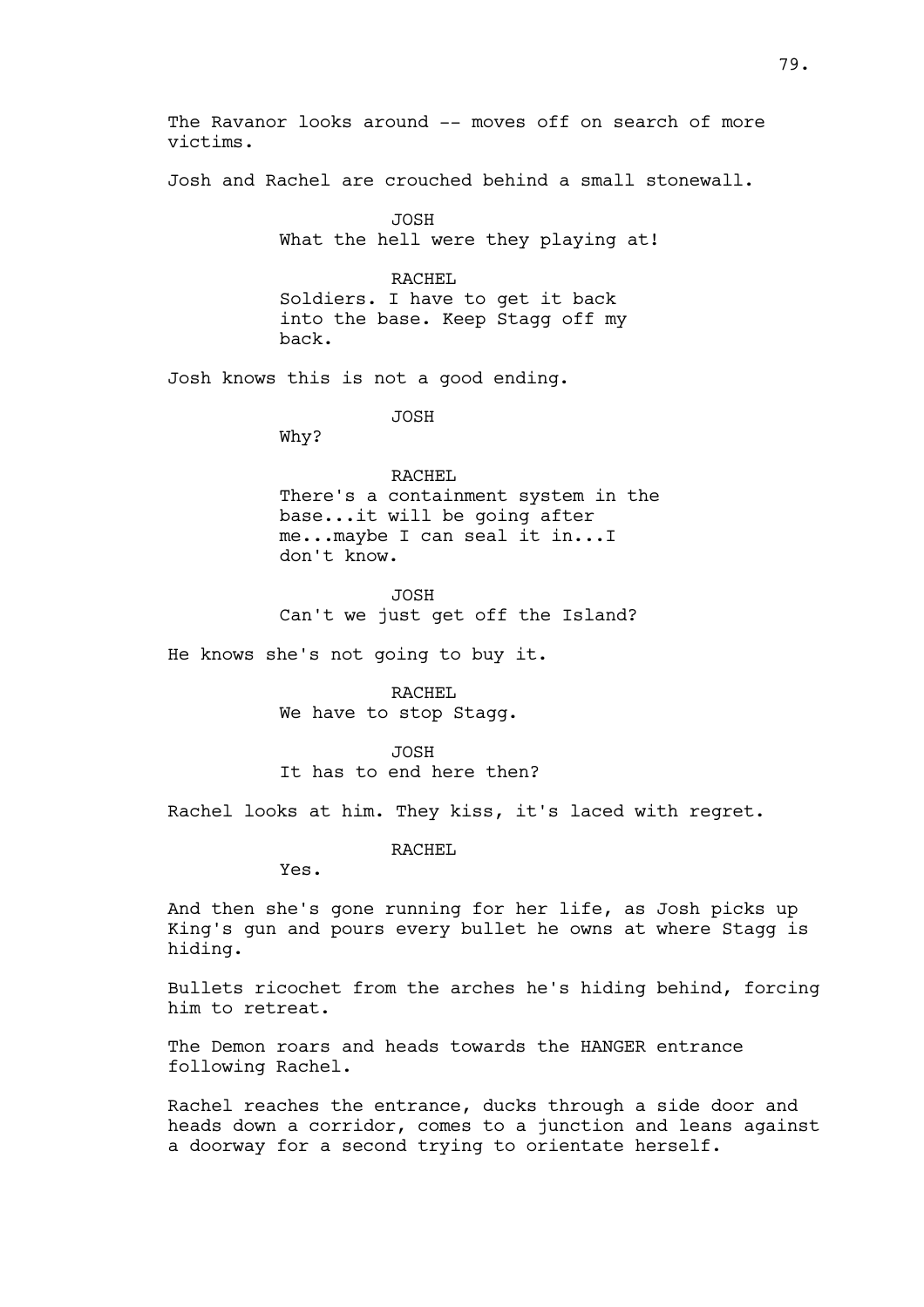The Ravanor looks around -- moves off on search of more victims.

Josh and Rachel are crouched behind a small stonewall.

JOSH
What the hell were they playing at!

RACHEL
Soldiers. I have to get it back into the base. Keep Stagg off my back.

Josh knows this is not a good ending.

JOSH
Why?

RACHEL
There's a containment system in the base...it will be going after me...maybe I can seal it in...I don't know.

JOSH
Can't we just get off the Island?

He knows she's not going to buy it.

RACHEL
We have to stop Stagg.

JOSH
It has to end here then?

Rachel looks at him. They kiss, it's laced with regret.

RACHEL
Yes.

And then she's gone running for her life, as Josh picks up King's gun and pours every bullet he owns at where Stagg is hiding.

Bullets ricochet from the arches he's hiding behind, forcing him to retreat.

The Demon roars and heads towards the HANGER entrance following Rachel.

Rachel reaches the entrance, ducks through a side door and heads down a corridor, comes to a junction and leans against a doorway for a second trying to orientate herself.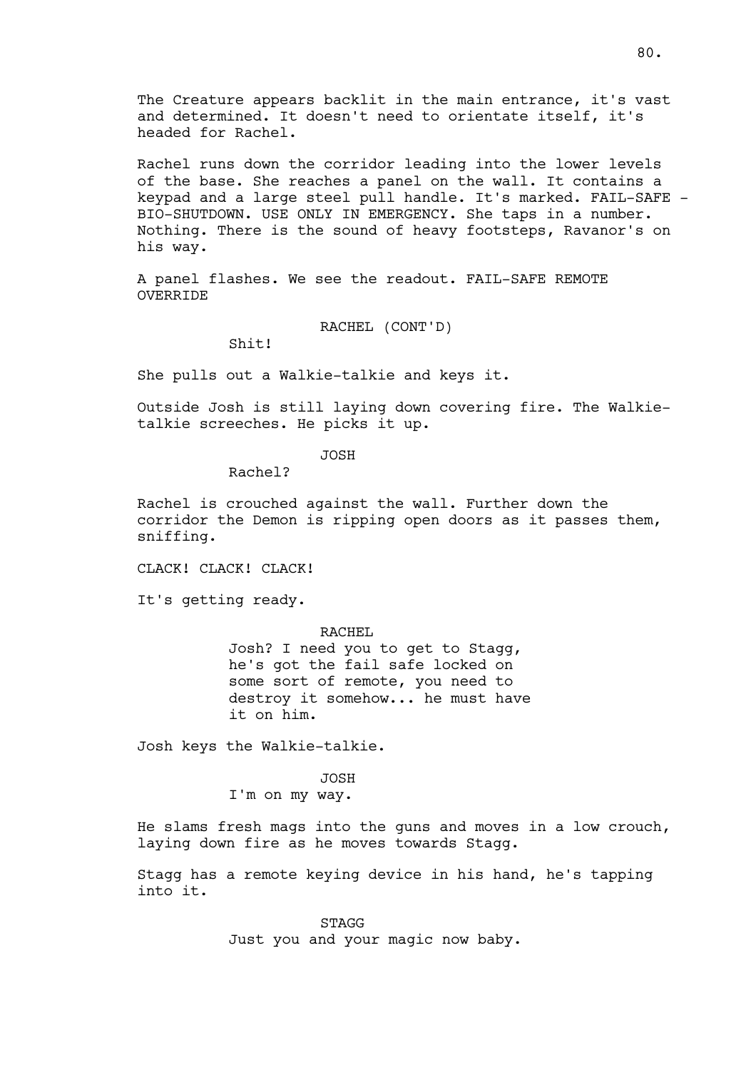The Creature appears backlit in the main entrance, it's vast and determined. It doesn't need to orientate itself, it's headed for Rachel.

Rachel runs down the corridor leading into the lower levels of the base. She reaches a panel on the wall. It contains a keypad and a large steel pull handle. It's marked. FAIL-SAFE - BIO-SHUTDOWN. USE ONLY IN EMERGENCY. She taps in a number. Nothing. There is the sound of heavy footsteps, Ravanor's on his way.

A panel flashes. We see the readout. FAIL-SAFE REMOTE OVERRIDE

RACHEL (CONT'D)
Shit!

She pulls out a Walkie-talkie and keys it.

Outside Josh is still laying down covering fire. The Walkie-talkie screeches. He picks it up.

JOSH
Rachel?

Rachel is crouched against the wall. Further down the corridor the Demon is ripping open doors as it passes them, sniffing.

CLACK! CLACK! CLACK!

It's getting ready.

RACHEL
Josh? I need you to get to Stagg, he's got the fail safe locked on some sort of remote, you need to destroy it somehow... he must have it on him.

Josh keys the Walkie-talkie.

JOSH
I'm on my way.

He slams fresh mags into the guns and moves in a low crouch, laying down fire as he moves towards Stagg.

Stagg has a remote keying device in his hand, he's tapping into it.

STAGG
Just you and your magic now baby.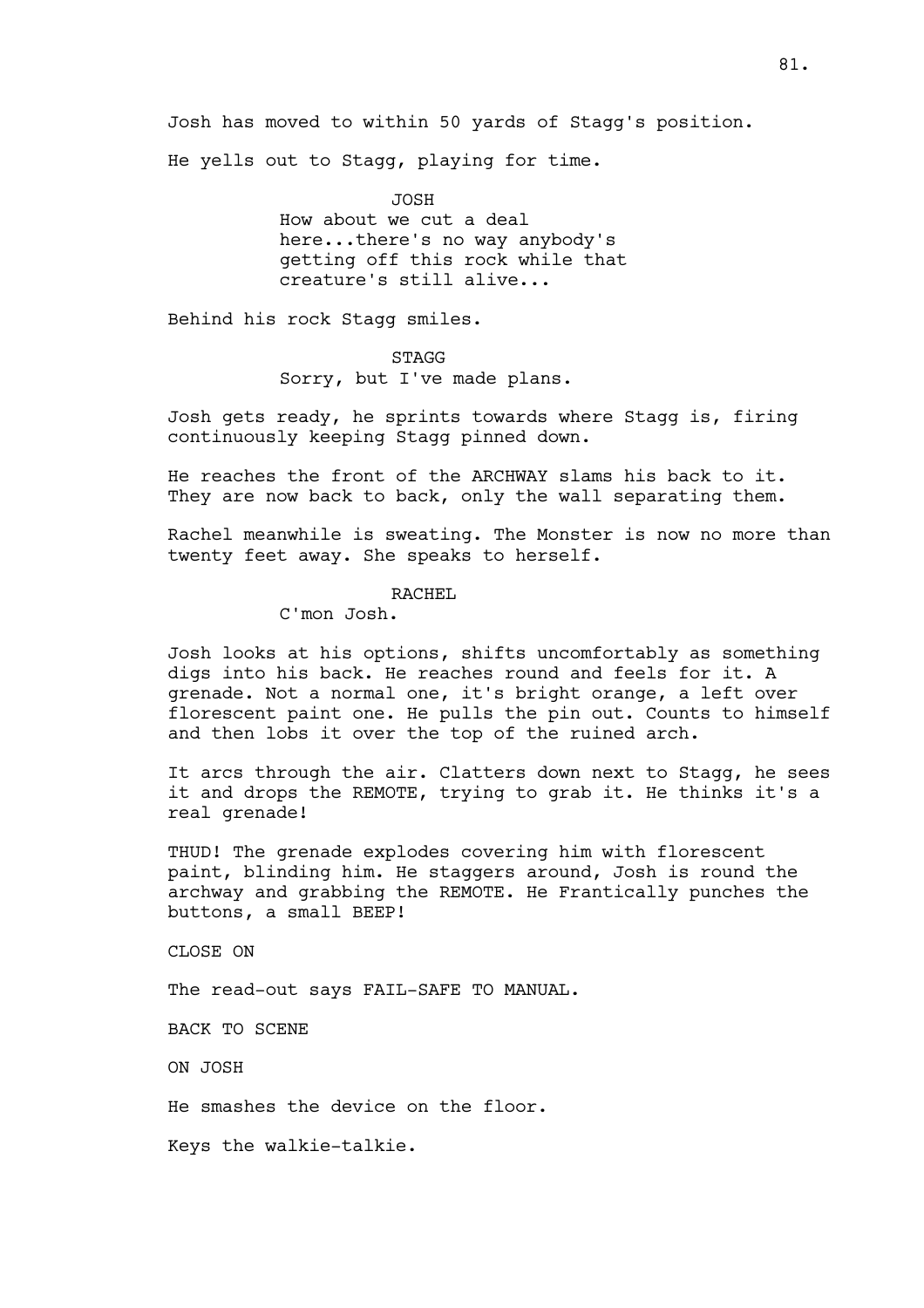Josh has moved to within 50 yards of Stagg's position.

He yells out to Stagg, playing for time.

JOSH
How about we cut a deal here...there's no way anybody's getting off this rock while that creature's still alive...

Behind his rock Stagg smiles.

STAGG
Sorry, but I've made plans.

Josh gets ready, he sprints towards where Stagg is, firing continuously keeping Stagg pinned down.

He reaches the front of the ARCHWAY slams his back to it. They are now back to back, only the wall separating them.

Rachel meanwhile is sweating. The Monster is now no more than twenty feet away. She speaks to herself.

RACHEL
C'mon Josh.

Josh looks at his options, shifts uncomfortably as something digs into his back. He reaches round and feels for it. A grenade. Not a normal one, it's bright orange, a left over florescent paint one. He pulls the pin out. Counts to himself and then lobs it over the top of the ruined arch.

It arcs through the air. Clatters down next to Stagg, he sees it and drops the REMOTE, trying to grab it. He thinks it's a real grenade!

THUD! The grenade explodes covering him with florescent paint, blinding him. He staggers around, Josh is round the archway and grabbing the REMOTE. He Frantically punches the buttons, a small BEEP!

CLOSE ON

The read-out says FAIL-SAFE TO MANUAL.

BACK TO SCENE

ON JOSH

He smashes the device on the floor.

Keys the walkie-talkie.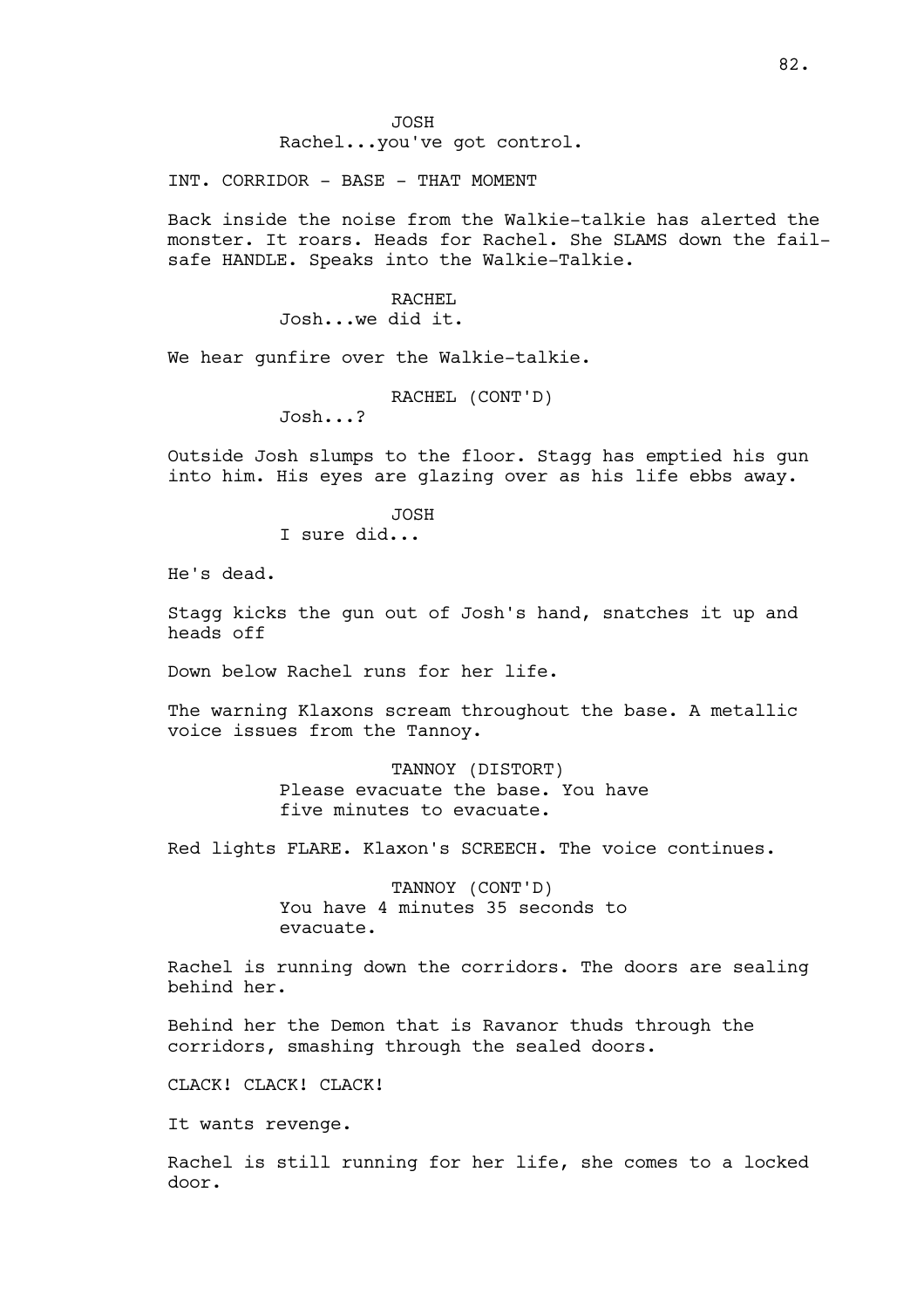JOSH

Rachel...you've got control.

INT. CORRIDOR - BASE - THAT MOMENT

Back inside the noise from the Walkie-talkie has alerted the monster. It roars. Heads for Rachel. She SLAMS down the fail-safe HANDLE. Speaks into the Walkie-Talkie.

RACHEL

Josh...we did it.

We hear gunfire over the Walkie-talkie.

RACHEL (CONT'D)

Josh...?

Outside Josh slumps to the floor. Stagg has emptied his gun into him. His eyes are glazing over as his life ebbs away.

JOSH

I sure did...

He's dead.

Stagg kicks the gun out of Josh's hand, snatches it up and heads off

Down below Rachel runs for her life.

The warning Klaxons scream throughout the base. A metallic voice issues from the Tannoy.

TANNOY (DISTORT)

Please evacuate the base. You have five minutes to evacuate.

Red lights FLARE. Klaxon's SCREECH. The voice continues.

TANNOY (CONT'D)

You have 4 minutes 35 seconds to evacuate.

Rachel is running down the corridors. The doors are sealing behind her.

Behind her the Demon that is Ravanor thuds through the corridors, smashing through the sealed doors.

CLACK! CLACK! CLACK!

It wants revenge.

Rachel is still running for her life, she comes to a locked door.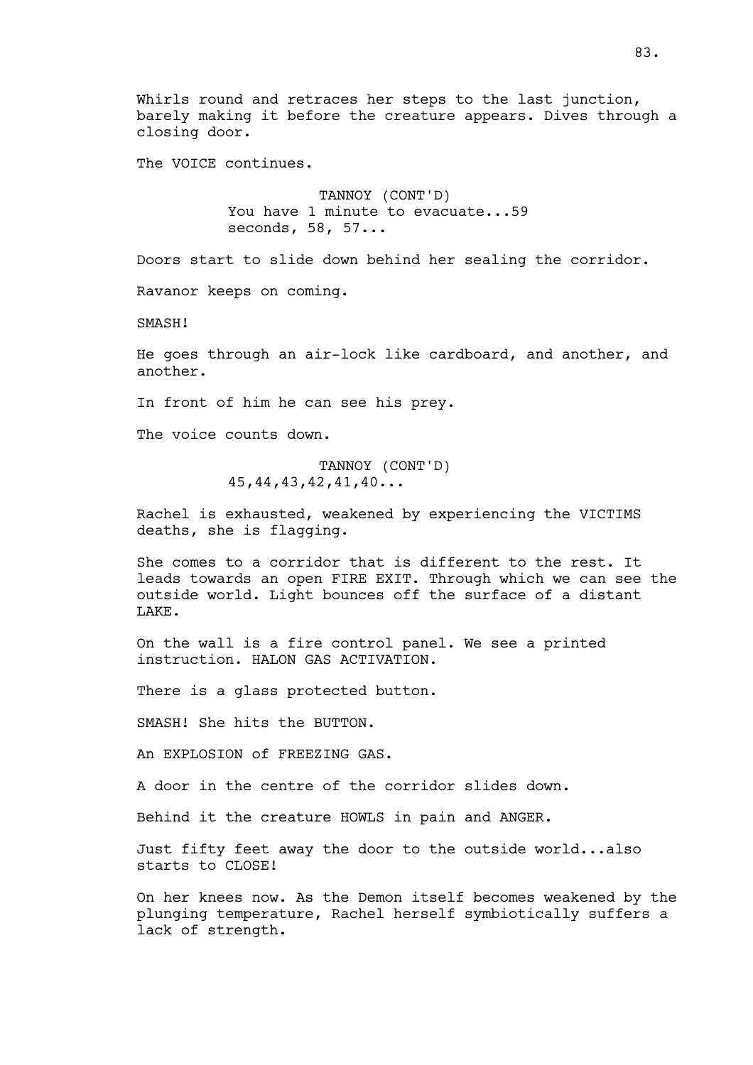Whirls round and retraces her steps to the last junction, barely making it before the creature appears. Dives through a closing door.

The VOICE continues.

TANNOY (CONT'D)
You have 1 minute to evacuate...59 seconds, 58, 57...

Doors start to slide down behind her sealing the corridor.

Ravanor keeps on coming.

SMASH!

He goes through an air-lock like cardboard, and another, and another.

In front of him he can see his prey.

The voice counts down.

TANNOY (CONT'D)
45,44,43,42,41,40...

Rachel is exhausted, weakened by experiencing the VICTIMS deaths, she is flagging.

She comes to a corridor that is different to the rest. It leads towards an open FIRE EXIT. Through which we can see the outside world. Light bounces off the surface of a distant LAKE.

On the wall is a fire control panel. We see a printed instruction. HALON GAS ACTIVATION.

There is a glass protected button.

SMASH! She hits the BUTTON.

An EXPLOSION of FREEZING GAS.

A door in the centre of the corridor slides down.

Behind it the creature HOWLS in pain and ANGER.

Just fifty feet away the door to the outside world...also starts to CLOSE!

On her knees now. As the Demon itself becomes weakened by the plunging temperature, Rachel herself symbiotically suffers a lack of strength.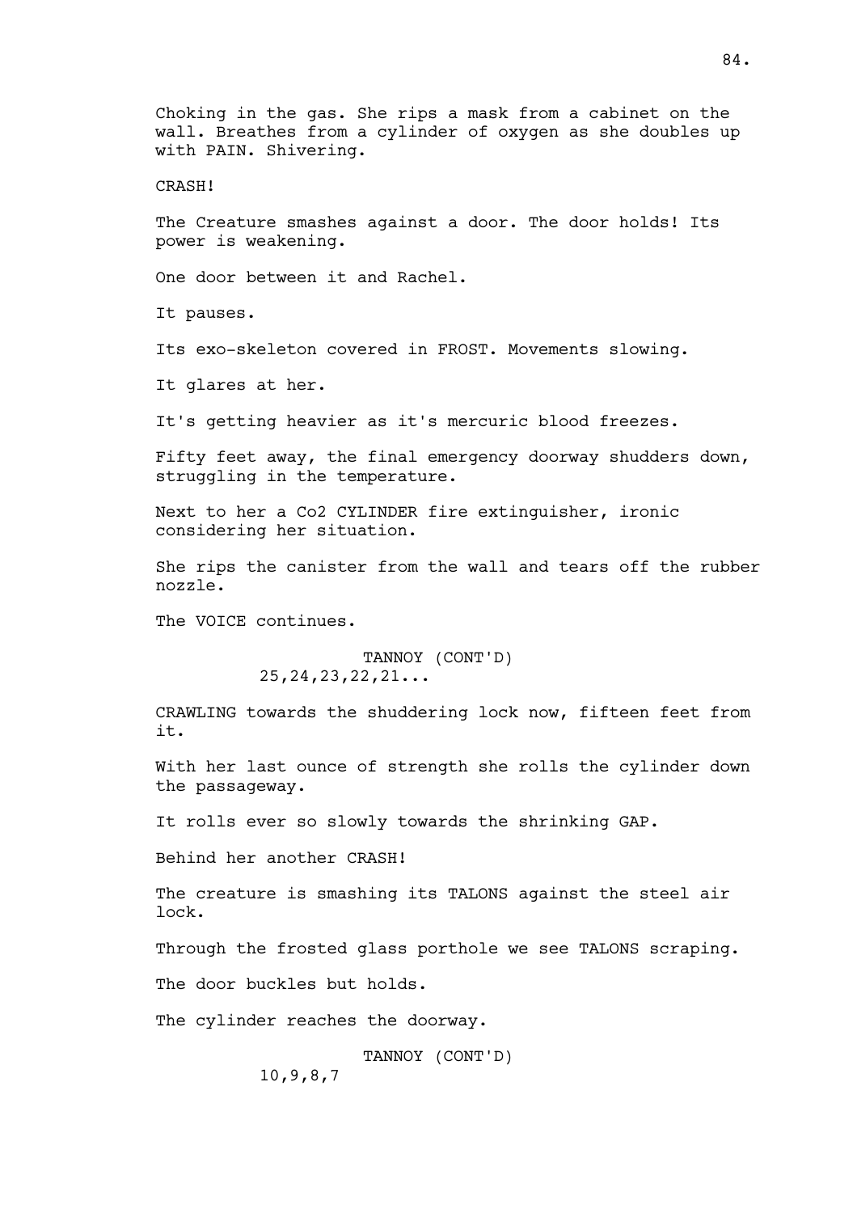Choking in the gas. She rips a mask from a cabinet on the wall. Breathes from a cylinder of oxygen as she doubles up with PAIN. Shivering.

CRASH!

The Creature smashes against a door. The door holds! Its power is weakening.

One door between it and Rachel.

It pauses.

Its exo-skeleton covered in FROST. Movements slowing.

It glares at her.

It's getting heavier as it's mercuric blood freezes.

Fifty feet away, the final emergency doorway shudders down, struggling in the temperature.

Next to her a Co2 CYLINDER fire extinguisher, ironic considering her situation.

She rips the canister from the wall and tears off the rubber nozzle.

The VOICE continues.

TANNOY (CONT'D)
25,24,23,22,21...

CRAWLING towards the shuddering lock now, fifteen feet from it.

With her last ounce of strength she rolls the cylinder down the passageway.

It rolls ever so slowly towards the shrinking GAP.

Behind her another CRASH!

The creature is smashing its TALONS against the steel air lock.

Through the frosted glass porthole we see TALONS scraping.

The door buckles but holds.

The cylinder reaches the doorway.

TANNOY (CONT'D)
10,9,8,7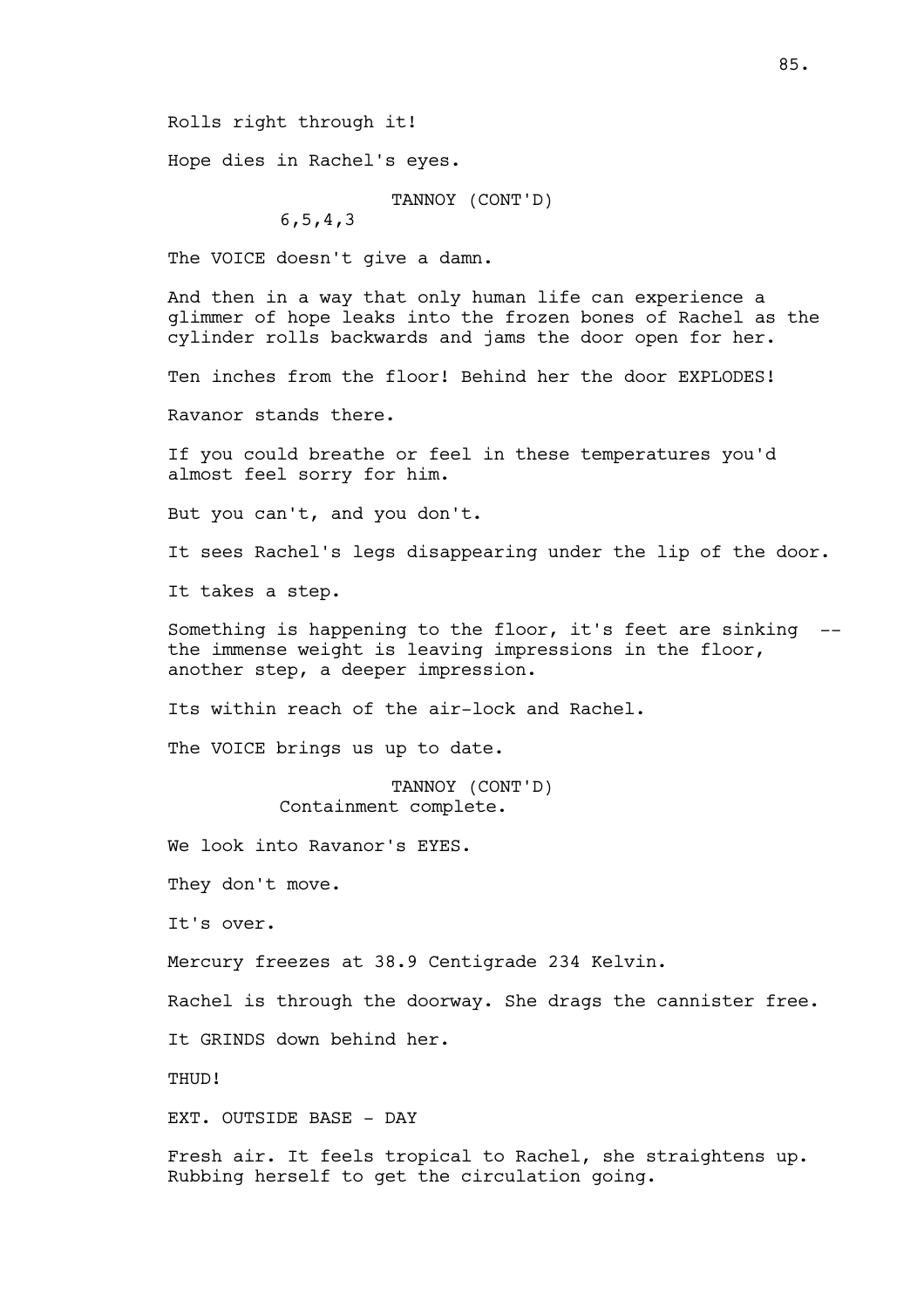Rolls right through it!

Hope dies in Rachel's eyes.

TANNOY (CONT'D)
6,5,4,3

The VOICE doesn't give a damn.

And then in a way that only human life can experience a glimmer of hope leaks into the frozen bones of Rachel as the cylinder rolls backwards and jams the door open for her.

Ten inches from the floor! Behind her the door EXPLODES!

Ravanor stands there.

If you could breathe or feel in these temperatures you'd almost feel sorry for him.

But you can't, and you don't.

It sees Rachel's legs disappearing under the lip of the door.

It takes a step.

Something is happening to the floor, it's feet are sinking -- the immense weight is leaving impressions in the floor, another step, a deeper impression.

Its within reach of the air-lock and Rachel.

The VOICE brings us up to date.

TANNOY (CONT'D)
Containment complete.

We look into Ravanor's EYES.

They don't move.

It's over.

Mercury freezes at 38.9 Centigrade 234 Kelvin.

Rachel is through the doorway. She drags the cannister free.

It GRINDS down behind her.

THUD!

EXT. OUTSIDE BASE - DAY

Fresh air. It feels tropical to Rachel, she straightens up. Rubbing herself to get the circulation going.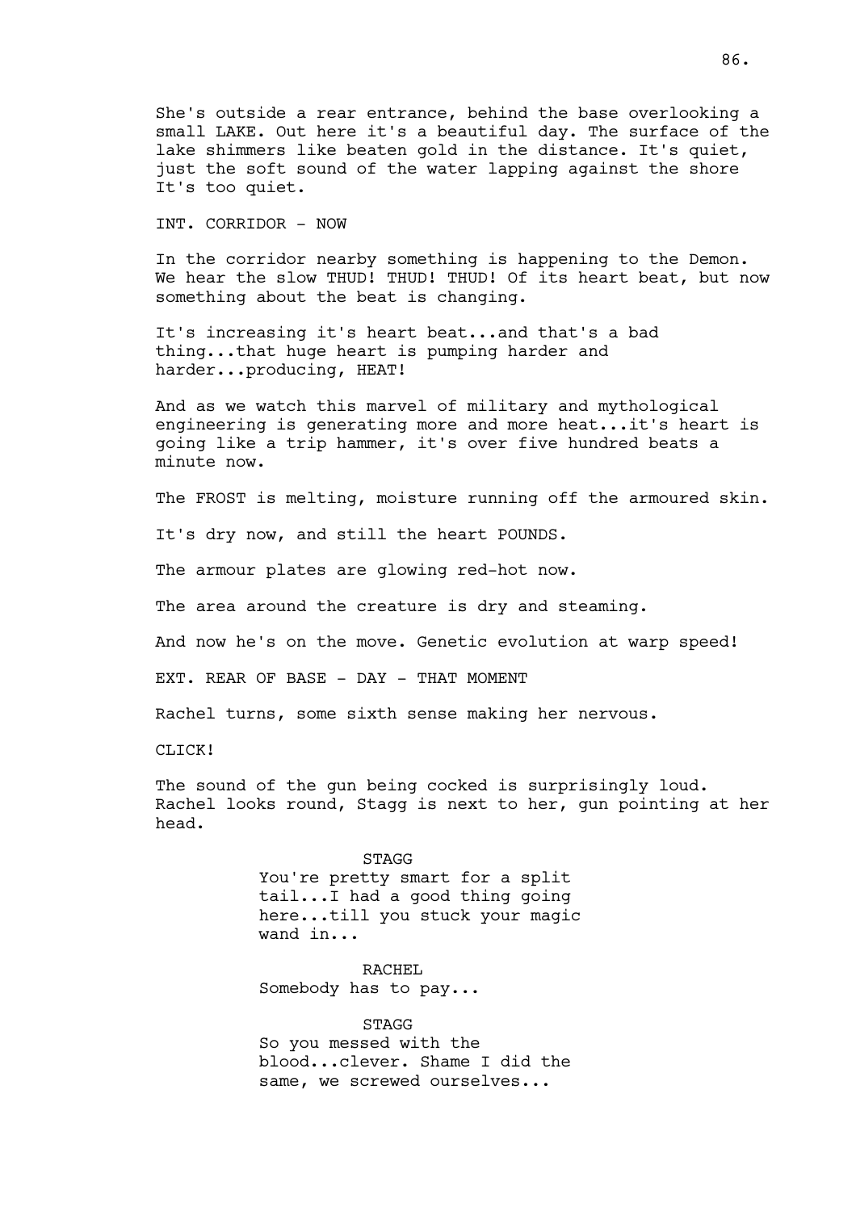She's outside a rear entrance, behind the base overlooking a small LAKE. Out here it's a beautiful day. The surface of the lake shimmers like beaten gold in the distance. It's quiet, just the soft sound of the water lapping against the shore It's too quiet.

INT. CORRIDOR - NOW

In the corridor nearby something is happening to the Demon. We hear the slow THUD! THUD! THUD! Of its heart beat, but now something about the beat is changing.

It's increasing it's heart beat...and that's a bad thing...that huge heart is pumping harder and harder...producing, HEAT!

And as we watch this marvel of military and mythological engineering is generating more and more heat...it's heart is going like a trip hammer, it's over five hundred beats a minute now.

The FROST is melting, moisture running off the armoured skin.

It's dry now, and still the heart POUNDS.

The armour plates are glowing red-hot now.

The area around the creature is dry and steaming.

And now he's on the move. Genetic evolution at warp speed!

EXT. REAR OF BASE - DAY - THAT MOMENT

Rachel turns, some sixth sense making her nervous.

CLICK!

The sound of the gun being cocked is surprisingly loud. Rachel looks round, Stagg is next to her, gun pointing at her head.

STAGG
You're pretty smart for a split tail...I had a good thing going here...till you stuck your magic wand in...

RACHEL
Somebody has to pay...

STAGG
So you messed with the blood...clever. Shame I did the same, we screwed ourselves...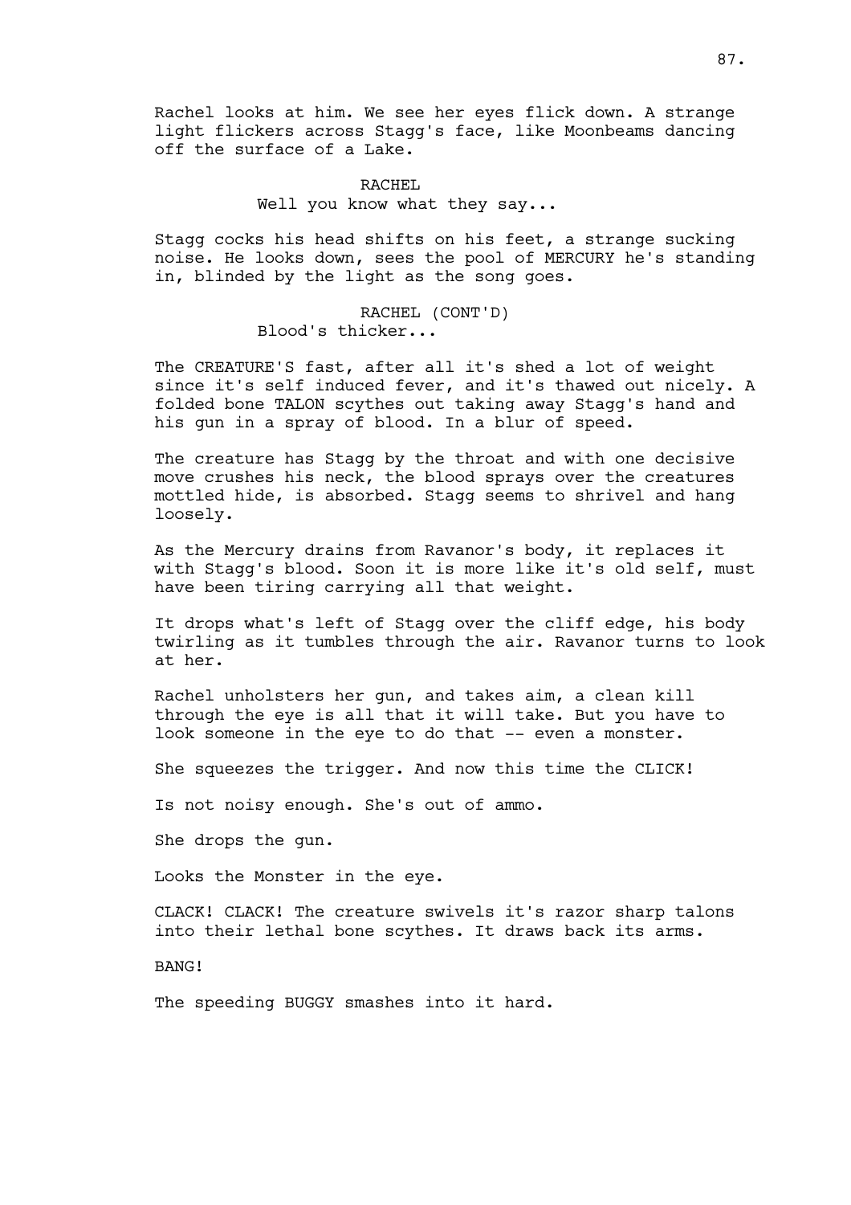Rachel looks at him. We see her eyes flick down. A strange light flickers across Stagg's face, like Moonbeams dancing off the surface of a Lake.

RACHEL
Well you know what they say...

Stagg cocks his head shifts on his feet, a strange sucking noise. He looks down, sees the pool of MERCURY he's standing in, blinded by the light as the song goes.

RACHEL (CONT'D)
Blood's thicker...

The CREATURE'S fast, after all it's shed a lot of weight since it's self induced fever, and it's thawed out nicely. A folded bone TALON scythes out taking away Stagg's hand and his gun in a spray of blood. In a blur of speed.

The creature has Stagg by the throat and with one decisive move crushes his neck, the blood sprays over the creatures mottled hide, is absorbed. Stagg seems to shrivel and hang loosely.

As the Mercury drains from Ravanor's body, it replaces it with Stagg's blood. Soon it is more like it's old self, must have been tiring carrying all that weight.

It drops what's left of Stagg over the cliff edge, his body twirling as it tumbles through the air. Ravanor turns to look at her.

Rachel unholsters her gun, and takes aim, a clean kill through the eye is all that it will take. But you have to look someone in the eye to do that -- even a monster.

She squeezes the trigger. And now this time the CLICK!

Is not noisy enough. She's out of ammo.

She drops the gun.

Looks the Monster in the eye.

CLACK! CLACK! The creature swivels it's razor sharp talons into their lethal bone scythes. It draws back its arms.

BANG!

The speeding BUGGY smashes into it hard.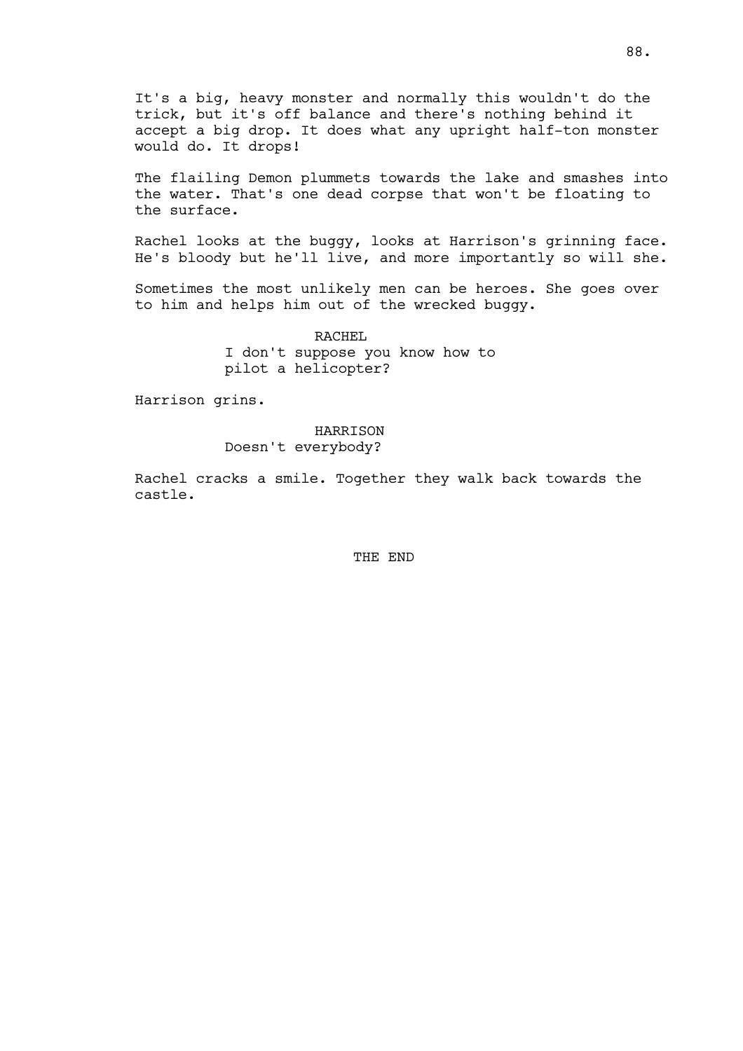It's a big, heavy monster and normally this wouldn't do the trick, but it's off balance and there's nothing behind it accept a big drop. It does what any upright half-ton monster would do. It drops!

The flailing Demon plummets towards the lake and smashes into the water. That's one dead corpse that won't be floating to the surface.

Rachel looks at the buggy, looks at Harrison's grinning face. He's bloody but he'll live, and more importantly so will she.

Sometimes the most unlikely men can be heroes. She goes over to him and helps him out of the wrecked buggy.

RACHEL
I don't suppose you know how to pilot a helicopter?

Harrison grins.

HARRISON
Doesn't everybody?

Rachel cracks a smile. Together they walk back towards the castle.

THE END